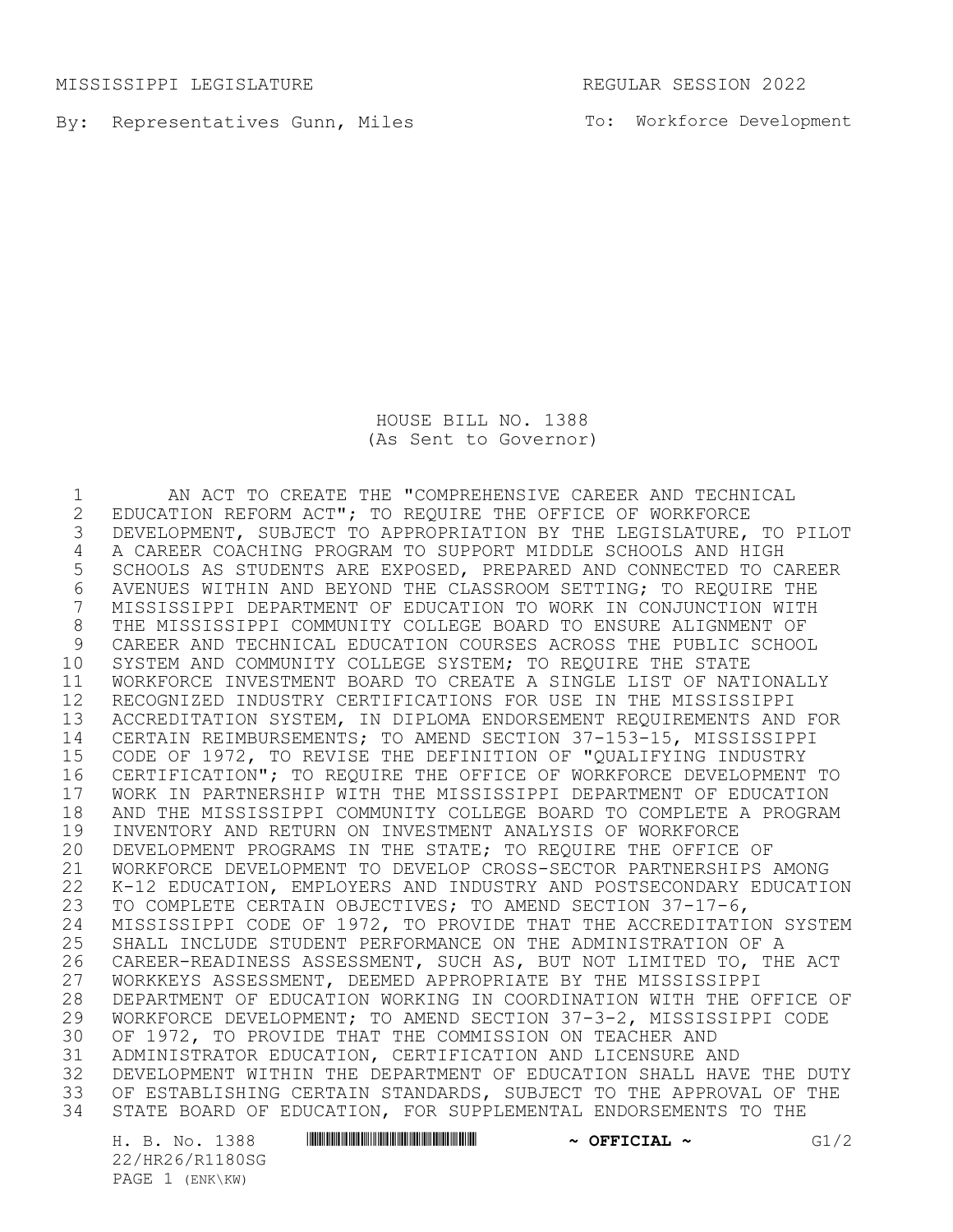MISSISSIPPI LEGISLATURE REGULAR SESSION 2022

By: Representatives Gunn, Miles

To: Workforce Development

# HOUSE BILL NO. 1388
(As Sent to Governor)

1 AN ACT TO CREATE THE "COMPREHENSIVE CAREER AND TECHNICAL
2 EDUCATION REFORM ACT"; TO REQUIRE THE OFFICE OF WORKFORCE
3 DEVELOPMENT, SUBJECT TO APPROPRIATION BY THE LEGISLATURE, TO PILOT
4 A CAREER COACHING PROGRAM TO SUPPORT MIDDLE SCHOOLS AND HIGH
5 SCHOOLS AS STUDENTS ARE EXPOSED, PREPARED AND CONNECTED TO CAREER
6 AVENUES WITHIN AND BEYOND THE CLASSROOM SETTING; TO REQUIRE THE
7 MISSISSIPPI DEPARTMENT OF EDUCATION TO WORK IN CONJUNCTION WITH
8 THE MISSISSIPPI COMMUNITY COLLEGE BOARD TO ENSURE ALIGNMENT OF
9 CAREER AND TECHNICAL EDUCATION COURSES ACROSS THE PUBLIC SCHOOL
10 SYSTEM AND COMMUNITY COLLEGE SYSTEM; TO REQUIRE THE STATE
11 WORKFORCE INVESTMENT BOARD TO CREATE A SINGLE LIST OF NATIONALLY
12 RECOGNIZED INDUSTRY CERTIFICATIONS FOR USE IN THE MISSISSIPPI
13 ACCREDITATION SYSTEM, IN DIPLOMA ENDORSEMENT REQUIREMENTS AND FOR
14 CERTAIN REIMBURSEMENTS; TO AMEND SECTION 37-153-15, MISSISSIPPI
15 CODE OF 1972, TO REVISE THE DEFINITION OF "QUALIFYING INDUSTRY
16 CERTIFICATION"; TO REQUIRE THE OFFICE OF WORKFORCE DEVELOPMENT TO
17 WORK IN PARTNERSHIP WITH THE MISSISSIPPI DEPARTMENT OF EDUCATION
18 AND THE MISSISSIPPI COMMUNITY COLLEGE BOARD TO COMPLETE A PROGRAM
19 INVENTORY AND RETURN ON INVESTMENT ANALYSIS OF WORKFORCE
20 DEVELOPMENT PROGRAMS IN THE STATE; TO REQUIRE THE OFFICE OF
21 WORKFORCE DEVELOPMENT TO DEVELOP CROSS-SECTOR PARTNERSHIPS AMONG
22 K-12 EDUCATION, EMPLOYERS AND INDUSTRY AND POSTSECONDARY EDUCATION
23 TO COMPLETE CERTAIN OBJECTIVES; TO AMEND SECTION 37-17-6,
24 MISSISSIPPI CODE OF 1972, TO PROVIDE THAT THE ACCREDITATION SYSTEM
25 SHALL INCLUDE STUDENT PERFORMANCE ON THE ADMINISTRATION OF A
26 CAREER-READINESS ASSESSMENT, SUCH AS, BUT NOT LIMITED TO, THE ACT
27 WORKKEYS ASSESSMENT, DEEMED APPROPRIATE BY THE MISSISSIPPI
28 DEPARTMENT OF EDUCATION WORKING IN COORDINATION WITH THE OFFICE OF
29 WORKFORCE DEVELOPMENT; TO AMEND SECTION 37-3-2, MISSISSIPPI CODE
30 OF 1972, TO PROVIDE THAT THE COMMISSION ON TEACHER AND
31 ADMINISTRATOR EDUCATION, CERTIFICATION AND LICENSURE AND
32 DEVELOPMENT WITHIN THE DEPARTMENT OF EDUCATION SHALL HAVE THE DUTY
33 OF ESTABLISHING CERTAIN STANDARDS, SUBJECT TO THE APPROVAL OF THE
34 STATE BOARD OF EDUCATION, FOR SUPPLEMENTAL ENDORSEMENTS TO THE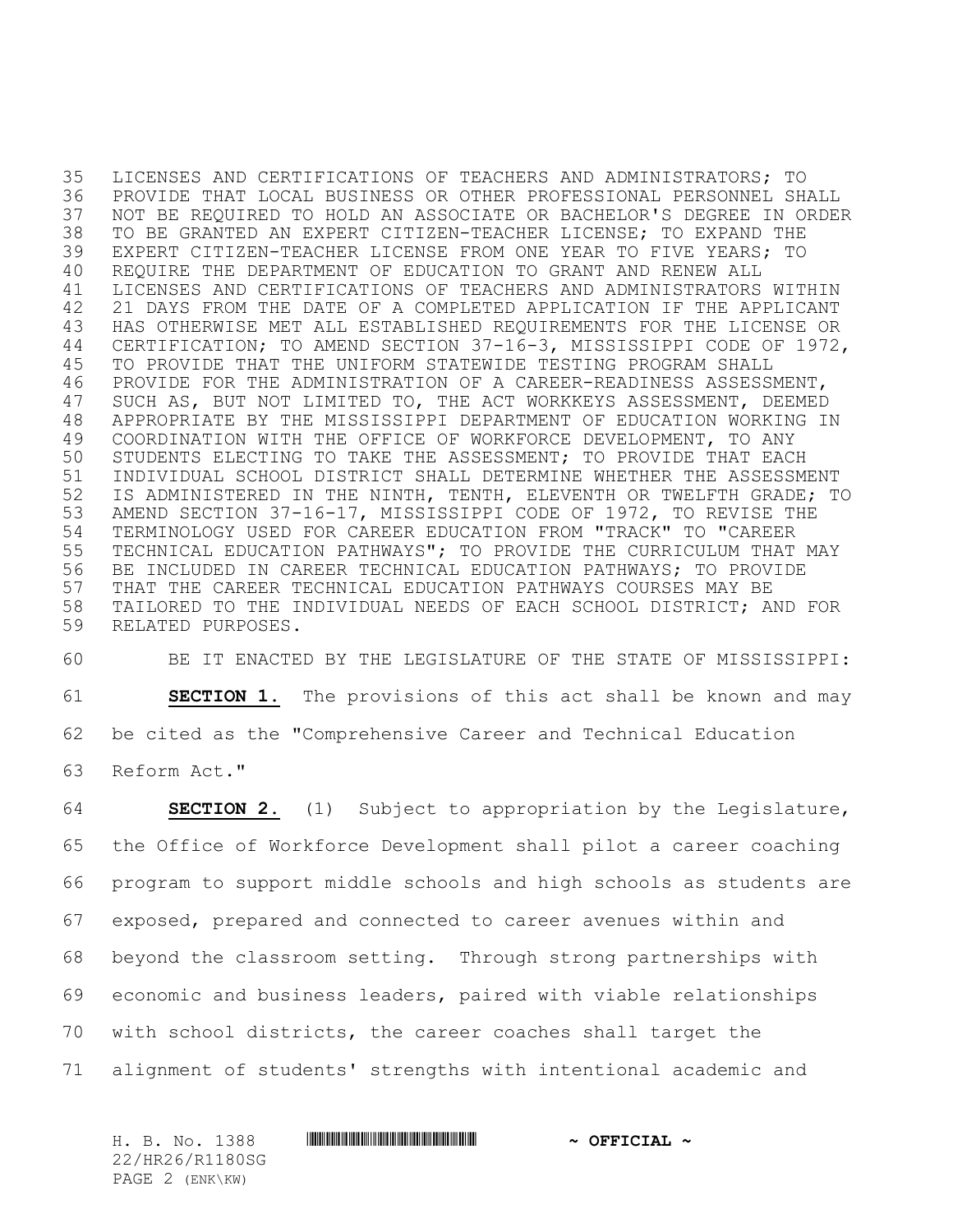LICENSES AND CERTIFICATIONS OF TEACHERS AND ADMINISTRATORS; TO PROVIDE THAT LOCAL BUSINESS OR OTHER PROFESSIONAL PERSONNEL SHALL NOT BE REQUIRED TO HOLD AN ASSOCIATE OR BACHELOR'S DEGREE IN ORDER TO BE GRANTED AN EXPERT CITIZEN-TEACHER LICENSE; TO EXPAND THE EXPERT CITIZEN-TEACHER LICENSE FROM ONE YEAR TO FIVE YEARS; TO REQUIRE THE DEPARTMENT OF EDUCATION TO GRANT AND RENEW ALL LICENSES AND CERTIFICATIONS OF TEACHERS AND ADMINISTRATORS WITHIN 21 DAYS FROM THE DATE OF A COMPLETED APPLICATION IF THE APPLICANT HAS OTHERWISE MET ALL ESTABLISHED REQUIREMENTS FOR THE LICENSE OR CERTIFICATION; TO AMEND SECTION 37-16-3, MISSISSIPPI CODE OF 1972, TO PROVIDE THAT THE UNIFORM STATEWIDE TESTING PROGRAM SHALL PROVIDE FOR THE ADMINISTRATION OF A CAREER-READINESS ASSESSMENT, SUCH AS, BUT NOT LIMITED TO, THE ACT WORKKEYS ASSESSMENT, DEEMED APPROPRIATE BY THE MISSISSIPPI DEPARTMENT OF EDUCATION WORKING IN COORDINATION WITH THE OFFICE OF WORKFORCE DEVELOPMENT, TO ANY STUDENTS ELECTING TO TAKE THE ASSESSMENT; TO PROVIDE THAT EACH INDIVIDUAL SCHOOL DISTRICT SHALL DETERMINE WHETHER THE ASSESSMENT IS ADMINISTERED IN THE NINTH, TENTH, ELEVENTH OR TWELFTH GRADE; TO AMEND SECTION 37-16-17, MISSISSIPPI CODE OF 1972, TO REVISE THE TERMINOLOGY USED FOR CAREER EDUCATION FROM "TRACK" TO "CAREER TECHNICAL EDUCATION PATHWAYS"; TO PROVIDE THE CURRICULUM THAT MAY BE INCLUDED IN CAREER TECHNICAL EDUCATION PATHWAYS; TO PROVIDE THAT THE CAREER TECHNICAL EDUCATION PATHWAYS COURSES MAY BE TAILORED TO THE INDIVIDUAL NEEDS OF EACH SCHOOL DISTRICT; AND FOR RELATED PURPOSES.

BE IT ENACTED BY THE LEGISLATURE OF THE STATE OF MISSISSIPPI:

**SECTION 1.** The provisions of this act shall be known and may be cited as the "Comprehensive Career and Technical Education Reform Act."

**SECTION 2.** (1) Subject to appropriation by the Legislature, the Office of Workforce Development shall pilot a career coaching program to support middle schools and high schools as students are exposed, prepared and connected to career avenues within and beyond the classroom setting. Through strong partnerships with economic and business leaders, paired with viable relationships with school districts, the career coaches shall target the alignment of students' strengths with intentional academic and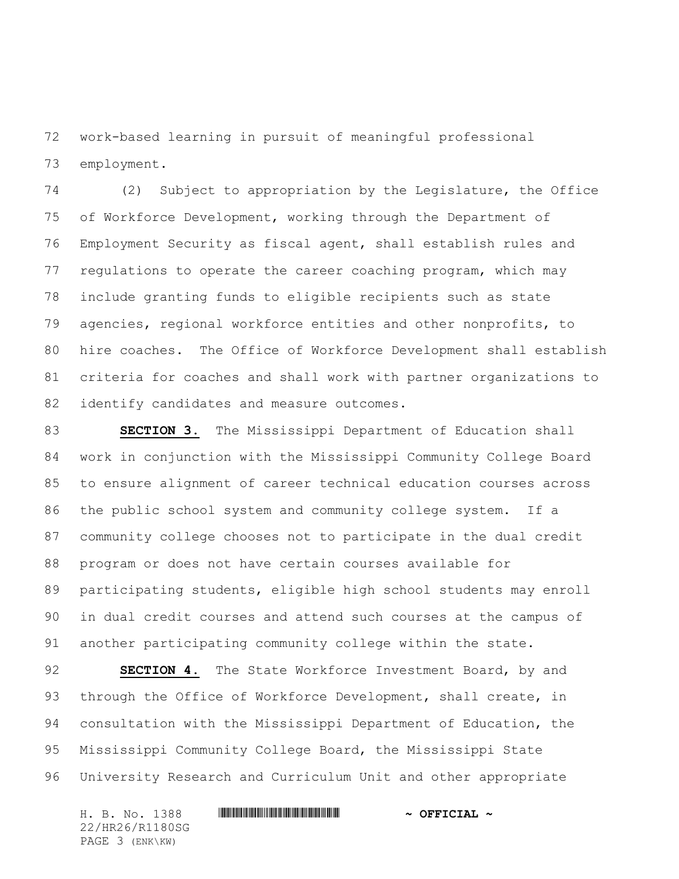work-based learning in pursuit of meaningful professional employment.

(2) Subject to appropriation by the Legislature, the Office of Workforce Development, working through the Department of Employment Security as fiscal agent, shall establish rules and regulations to operate the career coaching program, which may include granting funds to eligible recipients such as state agencies, regional workforce entities and other nonprofits, to hire coaches. The Office of Workforce Development shall establish criteria for coaches and shall work with partner organizations to identify candidates and measure outcomes.

**SECTION 3.** The Mississippi Department of Education shall work in conjunction with the Mississippi Community College Board to ensure alignment of career technical education courses across the public school system and community college system. If a community college chooses not to participate in the dual credit program or does not have certain courses available for participating students, eligible high school students may enroll in dual credit courses and attend such courses at the campus of another participating community college within the state.

**SECTION 4.** The State Workforce Investment Board, by and through the Office of Workforce Development, shall create, in consultation with the Mississippi Department of Education, the Mississippi Community College Board, the Mississippi State University Research and Curriculum Unit and other appropriate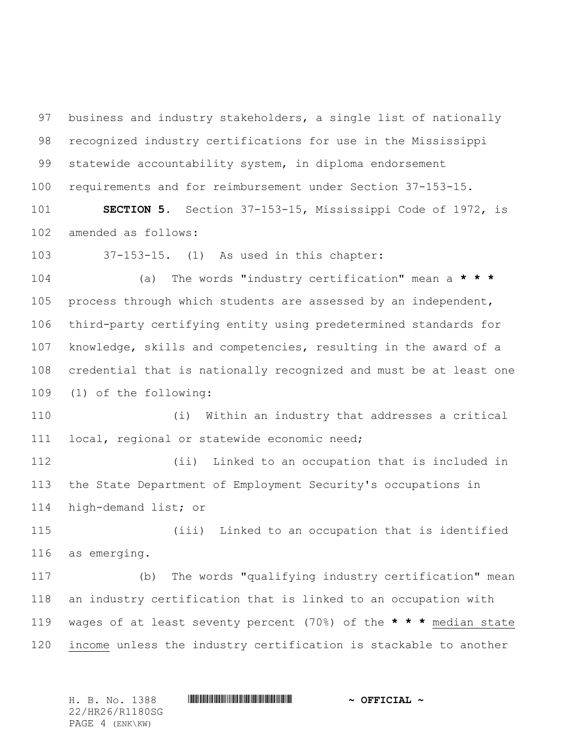business and industry stakeholders, a single list of nationally recognized industry certifications for use in the Mississippi statewide accountability system, in diploma endorsement requirements and for reimbursement under Section 37-153-15.

**SECTION 5.** Section 37-153-15, Mississippi Code of 1972, is amended as follows:

37-153-15. (1) As used in this chapter:

(a) The words "industry certification" mean a *** process through which students are assessed by an independent, third-party certifying entity using predetermined standards for knowledge, skills and competencies, resulting in the award of a credential that is nationally recognized and must be at least one (1) of the following:

(i) Within an industry that addresses a critical local, regional or statewide economic need;

(ii) Linked to an occupation that is included in the State Department of Employment Security's occupations in high-demand list; or

(iii) Linked to an occupation that is identified as emerging.

(b) The words "qualifying industry certification" mean an industry certification that is linked to an occupation with wages of at least seventy percent (70%) of the *** <u>median state income</u> unless the industry certification is stackable to another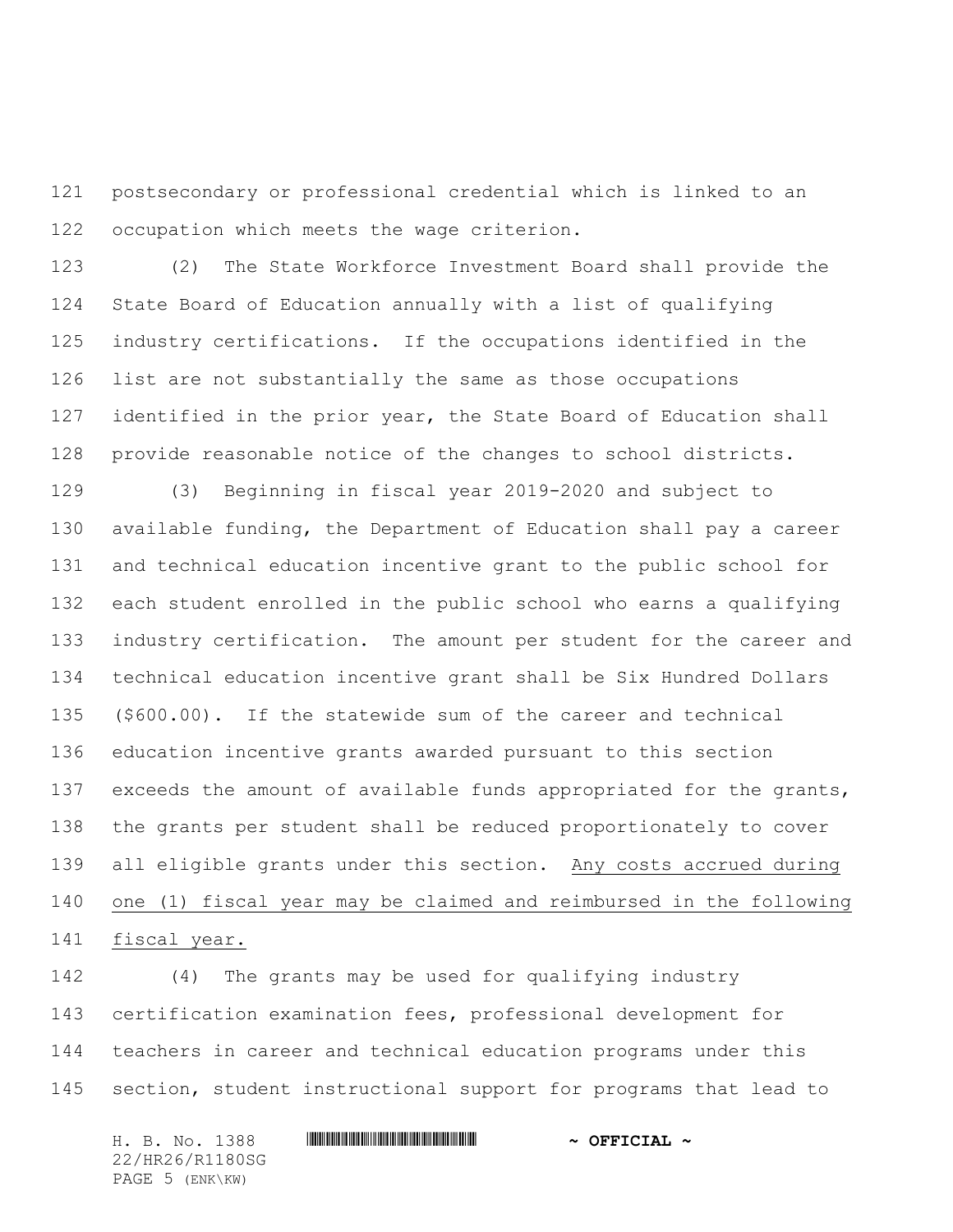postsecondary or professional credential which is linked to an occupation which meets the wage criterion.

(2) The State Workforce Investment Board shall provide the State Board of Education annually with a list of qualifying industry certifications. If the occupations identified in the list are not substantially the same as those occupations identified in the prior year, the State Board of Education shall provide reasonable notice of the changes to school districts.

(3) Beginning in fiscal year 2019-2020 and subject to available funding, the Department of Education shall pay a career and technical education incentive grant to the public school for each student enrolled in the public school who earns a qualifying industry certification. The amount per student for the career and technical education incentive grant shall be Six Hundred Dollars ($600.00). If the statewide sum of the career and technical education incentive grants awarded pursuant to this section exceeds the amount of available funds appropriated for the grants, the grants per student shall be reduced proportionately to cover all eligible grants under this section. <u>Any costs accrued during one (1) fiscal year may be claimed and reimbursed in the following fiscal year.</u>

(4) The grants may be used for qualifying industry certification examination fees, professional development for teachers in career and technical education programs under this section, student instructional support for programs that lead to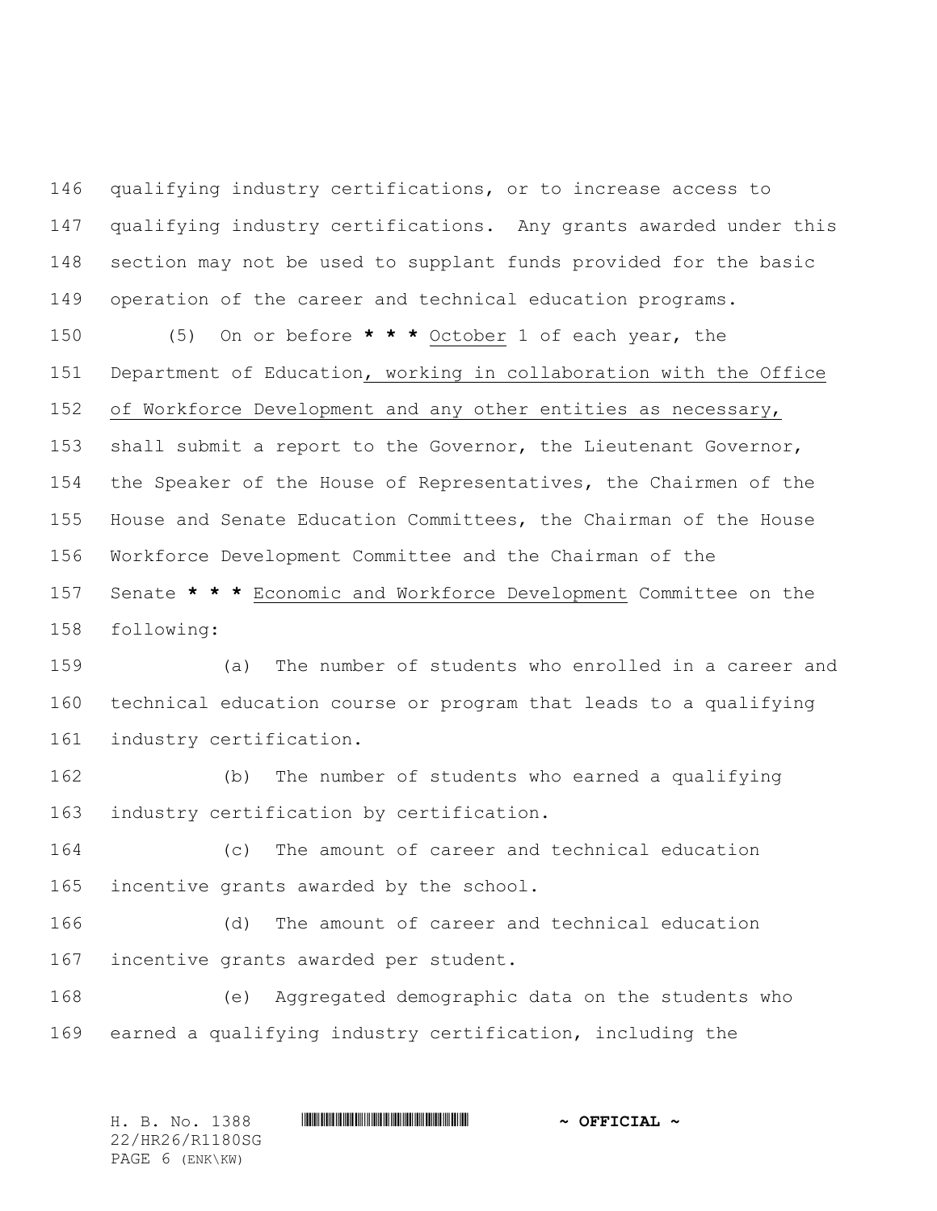qualifying industry certifications, or to increase access to qualifying industry certifications. Any grants awarded under this section may not be used to supplant funds provided for the basic operation of the career and technical education programs.

(5) On or before * * * October 1 of each year, the Department of Education, working in collaboration with the Office of Workforce Development and any other entities as necessary, shall submit a report to the Governor, the Lieutenant Governor, the Speaker of the House of Representatives, the Chairmen of the House and Senate Education Committees, the Chairman of the House Workforce Development Committee and the Chairman of the Senate * * * Economic and Workforce Development Committee on the following:

(a) The number of students who enrolled in a career and technical education course or program that leads to a qualifying industry certification.

(b) The number of students who earned a qualifying industry certification by certification.

(c) The amount of career and technical education incentive grants awarded by the school.

(d) The amount of career and technical education incentive grants awarded per student.

(e) Aggregated demographic data on the students who earned a qualifying industry certification, including the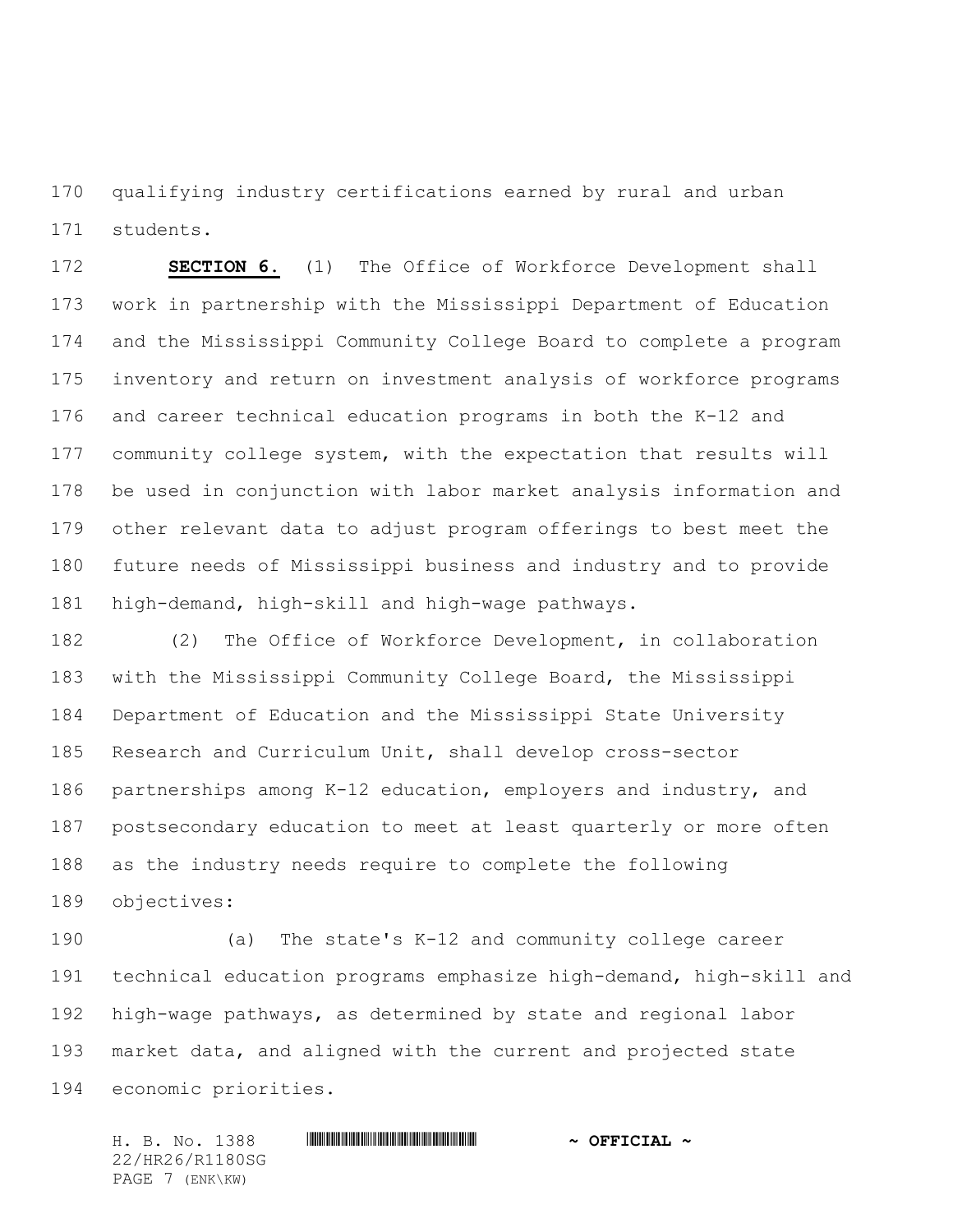qualifying industry certifications earned by rural and urban students.

**SECTION 6.** (1) The Office of Workforce Development shall work in partnership with the Mississippi Department of Education and the Mississippi Community College Board to complete a program inventory and return on investment analysis of workforce programs and career technical education programs in both the K-12 and community college system, with the expectation that results will be used in conjunction with labor market analysis information and other relevant data to adjust program offerings to best meet the future needs of Mississippi business and industry and to provide high-demand, high-skill and high-wage pathways.

(2) The Office of Workforce Development, in collaboration with the Mississippi Community College Board, the Mississippi Department of Education and the Mississippi State University Research and Curriculum Unit, shall develop cross-sector partnerships among K-12 education, employers and industry, and postsecondary education to meet at least quarterly or more often as the industry needs require to complete the following objectives:

(a) The state's K-12 and community college career technical education programs emphasize high-demand, high-skill and high-wage pathways, as determined by state and regional labor market data, and aligned with the current and projected state economic priorities.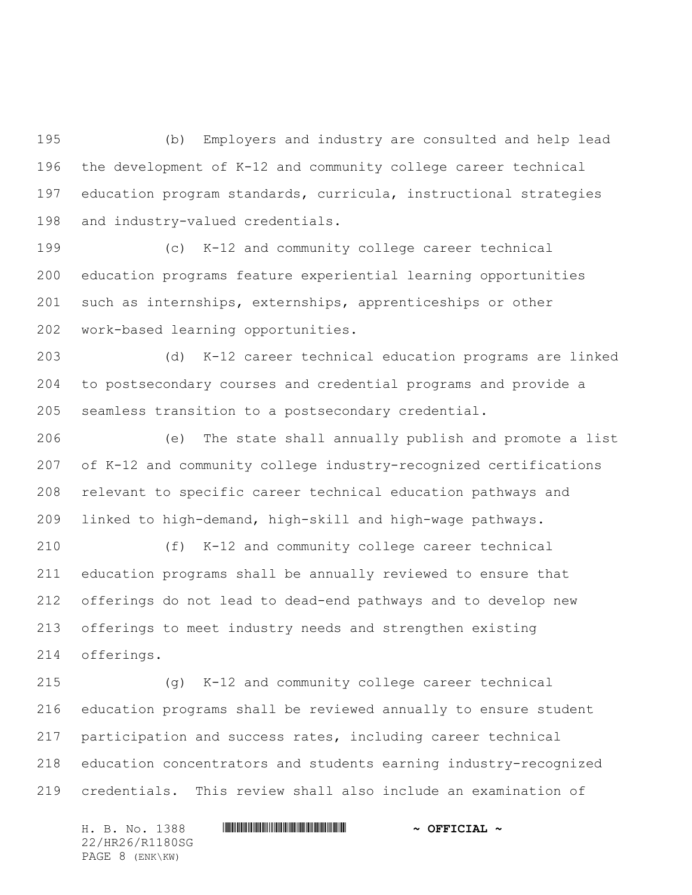(b) Employers and industry are consulted and help lead the development of K-12 and community college career technical education program standards, curricula, instructional strategies and industry-valued credentials.

(c) K-12 and community college career technical education programs feature experiential learning opportunities such as internships, externships, apprenticeships or other work-based learning opportunities.

(d) K-12 career technical education programs are linked to postsecondary courses and credential programs and provide a seamless transition to a postsecondary credential.

(e) The state shall annually publish and promote a list of K-12 and community college industry-recognized certifications relevant to specific career technical education pathways and linked to high-demand, high-skill and high-wage pathways.

(f) K-12 and community college career technical education programs shall be annually reviewed to ensure that offerings do not lead to dead-end pathways and to develop new offerings to meet industry needs and strengthen existing offerings.

(g) K-12 and community college career technical education programs shall be reviewed annually to ensure student participation and success rates, including career technical education concentrators and students earning industry-recognized credentials. This review shall also include an examination of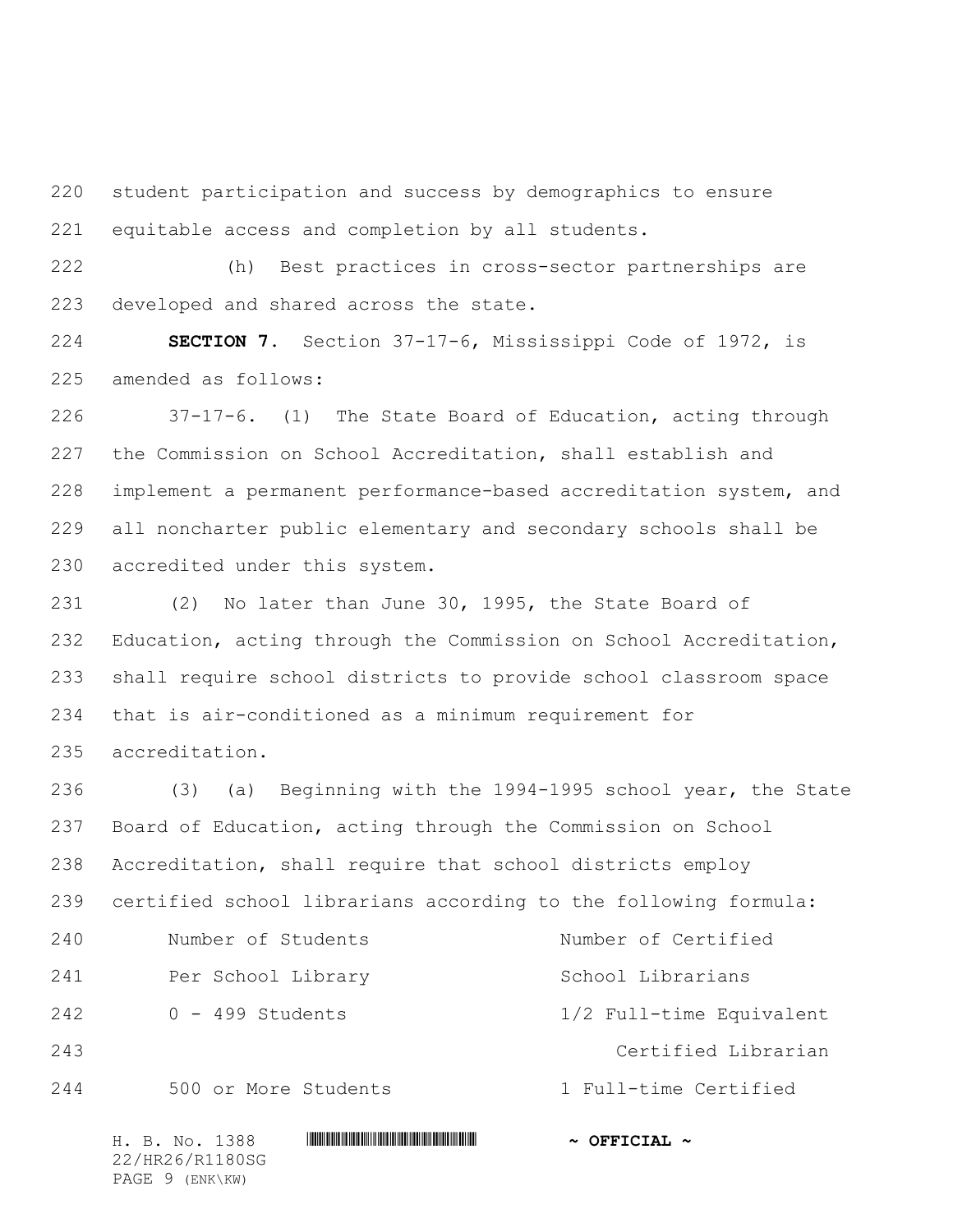student participation and success by demographics to ensure equitable access and completion by all students.

(h) Best practices in cross-sector partnerships are developed and shared across the state.

**SECTION 7.** Section 37-17-6, Mississippi Code of 1972, is amended as follows:

37-17-6. (1) The State Board of Education, acting through the Commission on School Accreditation, shall establish and implement a permanent performance-based accreditation system, and all noncharter public elementary and secondary schools shall be accredited under this system.

(2) No later than June 30, 1995, the State Board of Education, acting through the Commission on School Accreditation, shall require school districts to provide school classroom space that is air-conditioned as a minimum requirement for accreditation.

(3) (a) Beginning with the 1994-1995 school year, the State Board of Education, acting through the Commission on School Accreditation, shall require that school districts employ certified school librarians according to the following formula:

| Number of Students Per School Library | Number of Certified School Librarians |
|---|---|
| 0 - 499 Students | 1/2 Full-time Equivalent Certified Librarian |
| 500 or More Students | 1 Full-time Certified |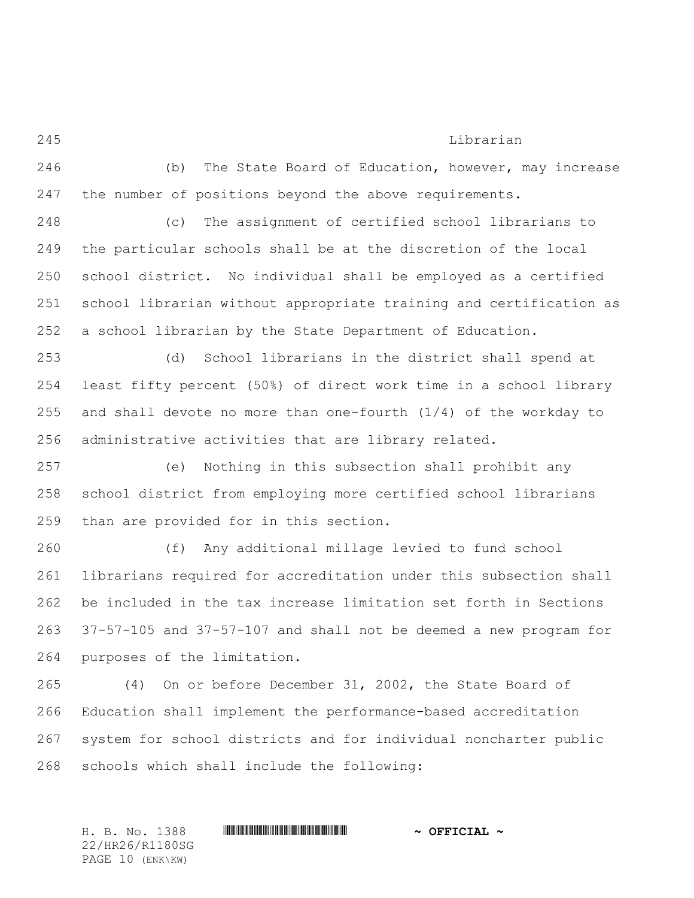Librarian

(b) The State Board of Education, however, may increase the number of positions beyond the above requirements.

(c) The assignment of certified school librarians to the particular schools shall be at the discretion of the local school district. No individual shall be employed as a certified school librarian without appropriate training and certification as a school librarian by the State Department of Education.

(d) School librarians in the district shall spend at least fifty percent (50%) of direct work time in a school library and shall devote no more than one-fourth (1/4) of the workday to administrative activities that are library related.

(e) Nothing in this subsection shall prohibit any school district from employing more certified school librarians than are provided for in this section.

(f) Any additional millage levied to fund school librarians required for accreditation under this subsection shall be included in the tax increase limitation set forth in Sections 37-57-105 and 37-57-107 and shall not be deemed a new program for purposes of the limitation.

(4) On or before December 31, 2002, the State Board of Education shall implement the performance-based accreditation system for school districts and for individual noncharter public schools which shall include the following: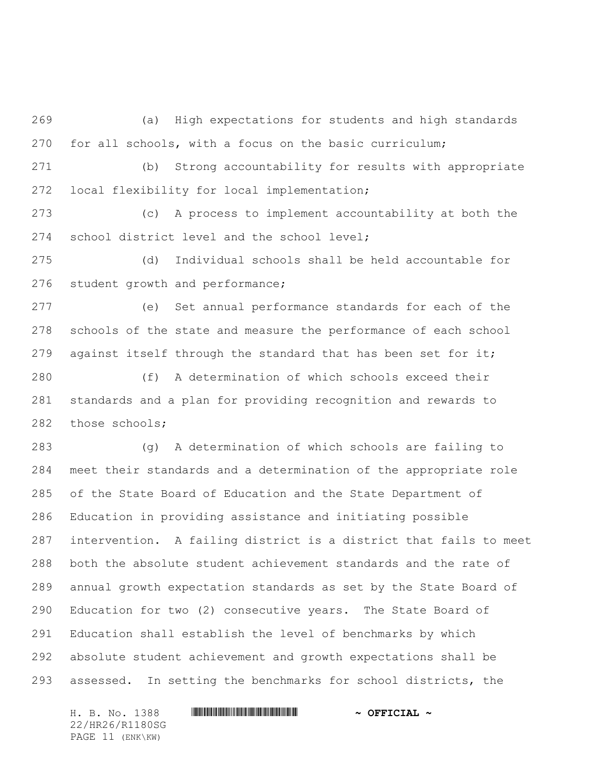(a) High expectations for students and high standards for all schools, with a focus on the basic curriculum;

(b) Strong accountability for results with appropriate local flexibility for local implementation;

(c) A process to implement accountability at both the school district level and the school level;

(d) Individual schools shall be held accountable for student growth and performance;

(e) Set annual performance standards for each of the schools of the state and measure the performance of each school against itself through the standard that has been set for it;

(f) A determination of which schools exceed their standards and a plan for providing recognition and rewards to those schools;

(g) A determination of which schools are failing to meet their standards and a determination of the appropriate role of the State Board of Education and the State Department of Education in providing assistance and initiating possible intervention. A failing district is a district that fails to meet both the absolute student achievement standards and the rate of annual growth expectation standards as set by the State Board of Education for two (2) consecutive years. The State Board of Education shall establish the level of benchmarks by which absolute student achievement and growth expectations shall be assessed. In setting the benchmarks for school districts, the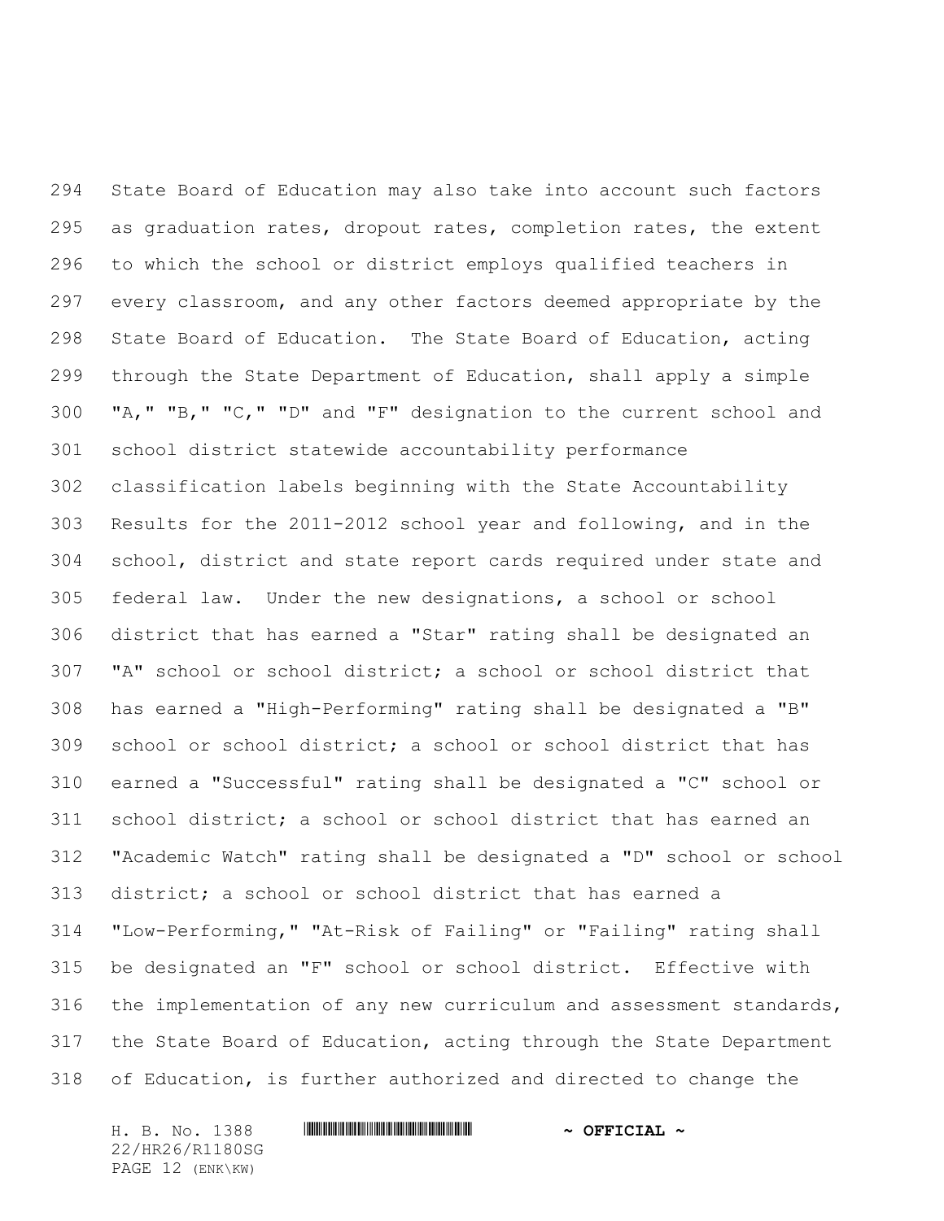State Board of Education may also take into account such factors as graduation rates, dropout rates, completion rates, the extent to which the school or district employs qualified teachers in every classroom, and any other factors deemed appropriate by the State Board of Education. The State Board of Education, acting through the State Department of Education, shall apply a simple "A," "B," "C," "D" and "F" designation to the current school and school district statewide accountability performance classification labels beginning with the State Accountability Results for the 2011-2012 school year and following, and in the school, district and state report cards required under state and federal law. Under the new designations, a school or school district that has earned a "Star" rating shall be designated an "A" school or school district; a school or school district that has earned a "High-Performing" rating shall be designated a "B" school or school district; a school or school district that has earned a "Successful" rating shall be designated a "C" school or school district; a school or school district that has earned an "Academic Watch" rating shall be designated a "D" school or school district; a school or school district that has earned a "Low-Performing," "At-Risk of Failing" or "Failing" rating shall be designated an "F" school or school district. Effective with the implementation of any new curriculum and assessment standards, the State Board of Education, acting through the State Department of Education, is further authorized and directed to change the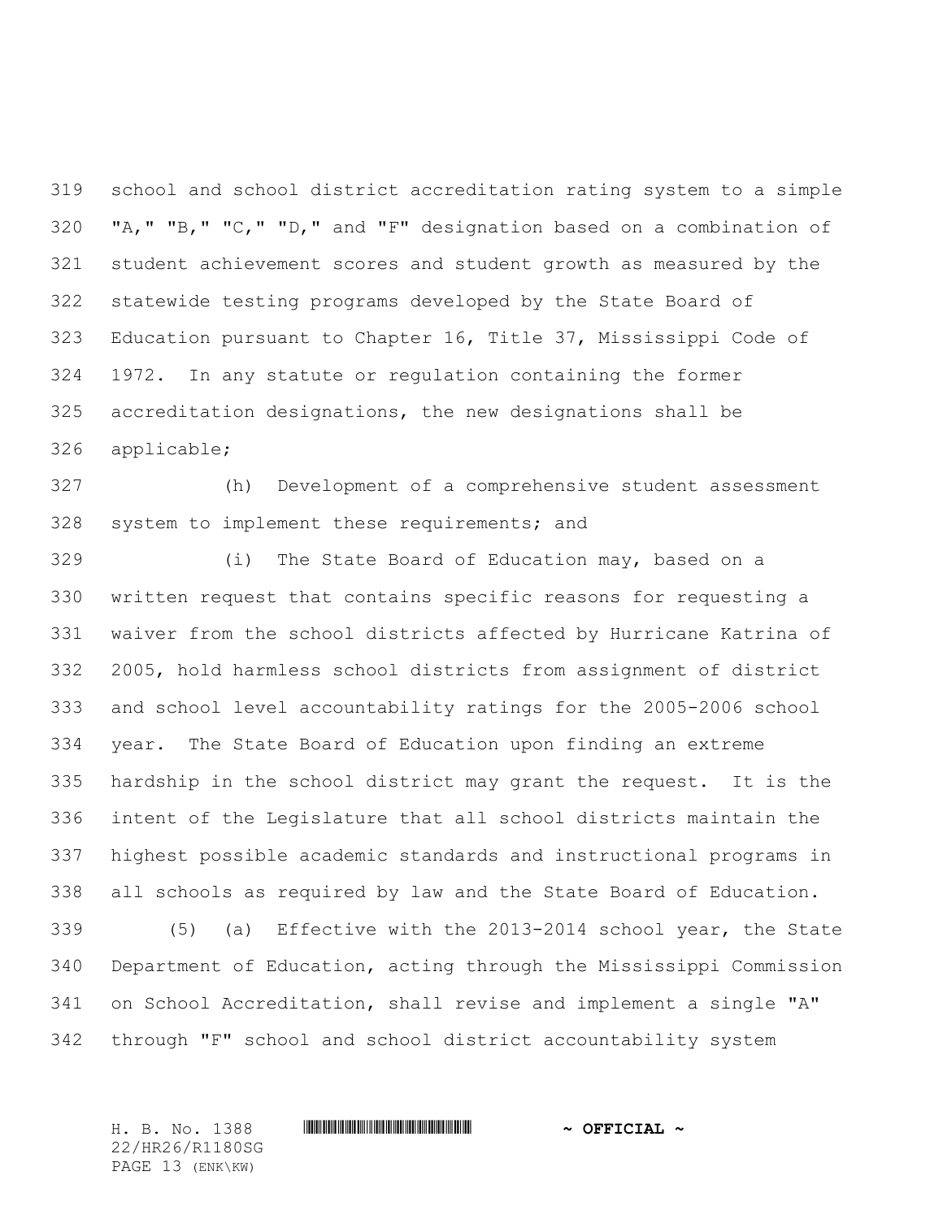school and school district accreditation rating system to a simple "A," "B," "C," "D," and "F" designation based on a combination of student achievement scores and student growth as measured by the statewide testing programs developed by the State Board of Education pursuant to Chapter 16, Title 37, Mississippi Code of 1972. In any statute or regulation containing the former accreditation designations, the new designations shall be applicable;

(h) Development of a comprehensive student assessment system to implement these requirements; and

(i) The State Board of Education may, based on a written request that contains specific reasons for requesting a waiver from the school districts affected by Hurricane Katrina of 2005, hold harmless school districts from assignment of district and school level accountability ratings for the 2005-2006 school year. The State Board of Education upon finding an extreme hardship in the school district may grant the request. It is the intent of the Legislature that all school districts maintain the highest possible academic standards and instructional programs in all schools as required by law and the State Board of Education.

(5) (a) Effective with the 2013-2014 school year, the State Department of Education, acting through the Mississippi Commission on School Accreditation, shall revise and implement a single "A" through "F" school and school district accountability system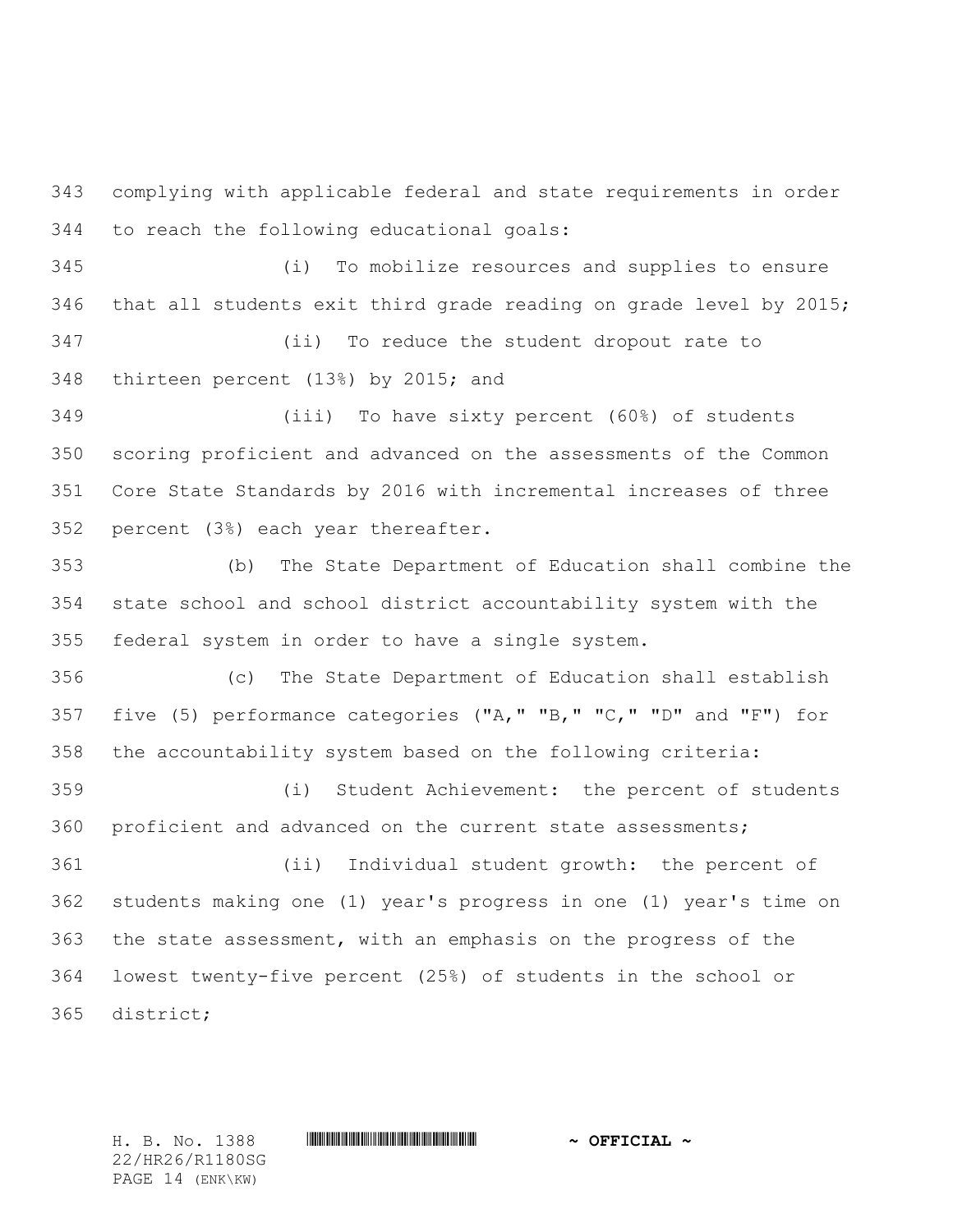complying with applicable federal and state requirements in order to reach the following educational goals:

(i) To mobilize resources and supplies to ensure that all students exit third grade reading on grade level by 2015;

(ii) To reduce the student dropout rate to thirteen percent (13%) by 2015; and

(iii) To have sixty percent (60%) of students scoring proficient and advanced on the assessments of the Common Core State Standards by 2016 with incremental increases of three percent (3%) each year thereafter.

(b) The State Department of Education shall combine the state school and school district accountability system with the federal system in order to have a single system.

(c) The State Department of Education shall establish five (5) performance categories ("A," "B," "C," "D" and "F") for the accountability system based on the following criteria:

(i) Student Achievement: the percent of students proficient and advanced on the current state assessments;

(ii) Individual student growth: the percent of students making one (1) year's progress in one (1) year's time on the state assessment, with an emphasis on the progress of the lowest twenty-five percent (25%) of students in the school or district;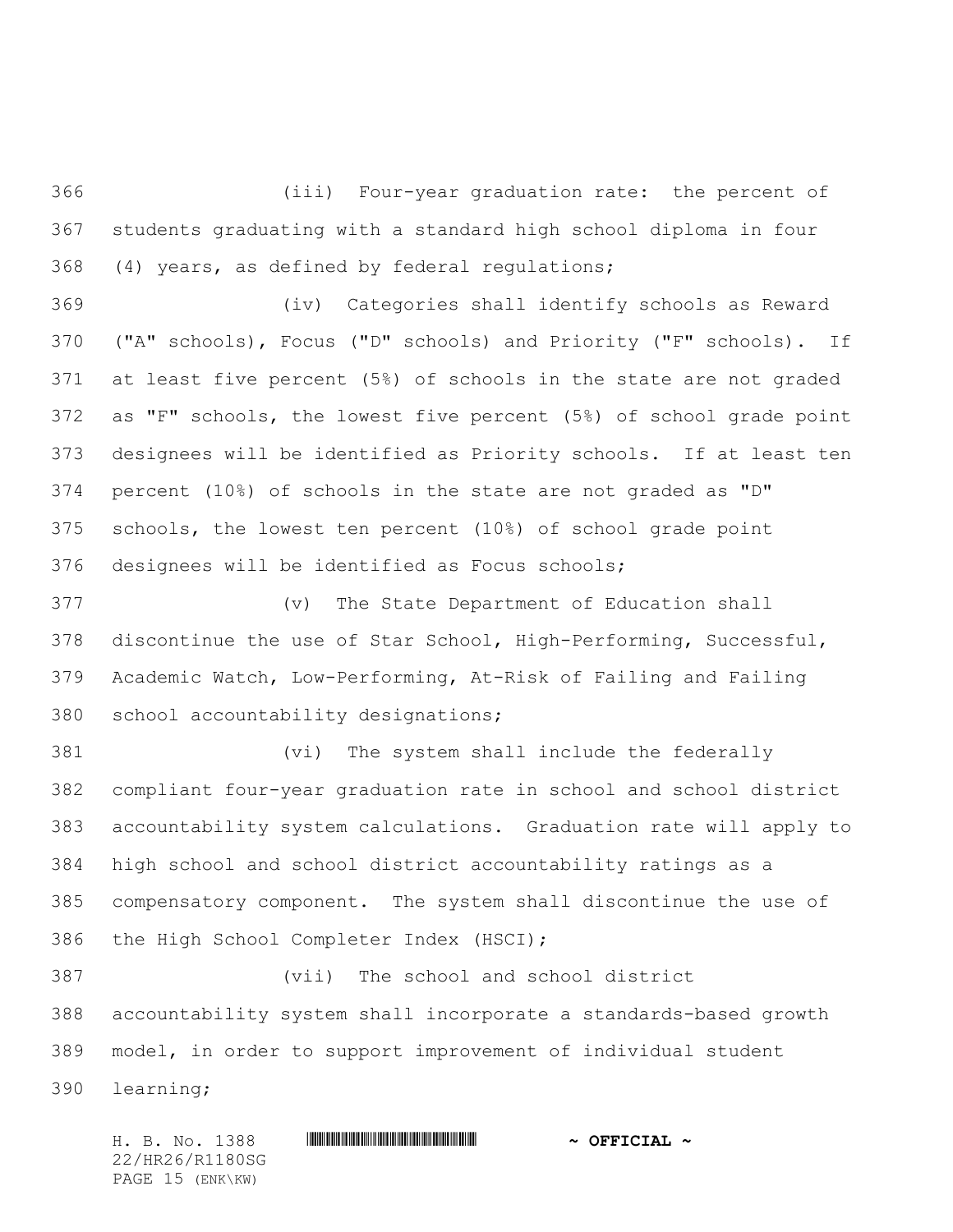(iii) Four-year graduation rate: the percent of students graduating with a standard high school diploma in four (4) years, as defined by federal regulations;

(iv) Categories shall identify schools as Reward ("A" schools), Focus ("D" schools) and Priority ("F" schools). If at least five percent (5%) of schools in the state are not graded as "F" schools, the lowest five percent (5%) of school grade point designees will be identified as Priority schools. If at least ten percent (10%) of schools in the state are not graded as "D" schools, the lowest ten percent (10%) of school grade point designees will be identified as Focus schools;

(v) The State Department of Education shall discontinue the use of Star School, High-Performing, Successful, Academic Watch, Low-Performing, At-Risk of Failing and Failing school accountability designations;

(vi) The system shall include the federally compliant four-year graduation rate in school and school district accountability system calculations. Graduation rate will apply to high school and school district accountability ratings as a compensatory component. The system shall discontinue the use of the High School Completer Index (HSCI);

(vii) The school and school district accountability system shall incorporate a standards-based growth model, in order to support improvement of individual student learning;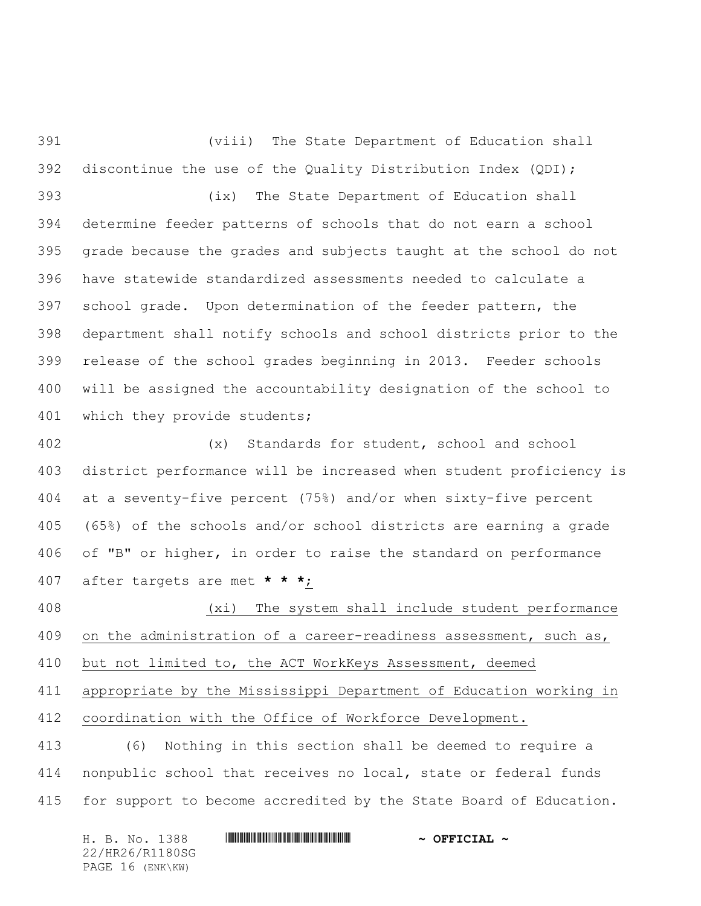(viii) The State Department of Education shall discontinue the use of the Quality Distribution Index (QDI);

(ix) The State Department of Education shall determine feeder patterns of schools that do not earn a school grade because the grades and subjects taught at the school do not have statewide standardized assessments needed to calculate a school grade. Upon determination of the feeder pattern, the department shall notify schools and school districts prior to the release of the school grades beginning in 2013. Feeder schools will be assigned the accountability designation of the school to which they provide students;

(x) Standards for student, school and school district performance will be increased when student proficiency is at a seventy-five percent (75%) and/or when sixty-five percent (65%) of the schools and/or school districts are earning a grade of "B" or higher, in order to raise the standard on performance after targets are met * * *;

(xi) The system shall include student performance on the administration of a career-readiness assessment, such as, but not limited to, the ACT WorkKeys Assessment, deemed appropriate by the Mississippi Department of Education working in coordination with the Office of Workforce Development.

(6) Nothing in this section shall be deemed to require a nonpublic school that receives no local, state or federal funds for support to become accredited by the State Board of Education.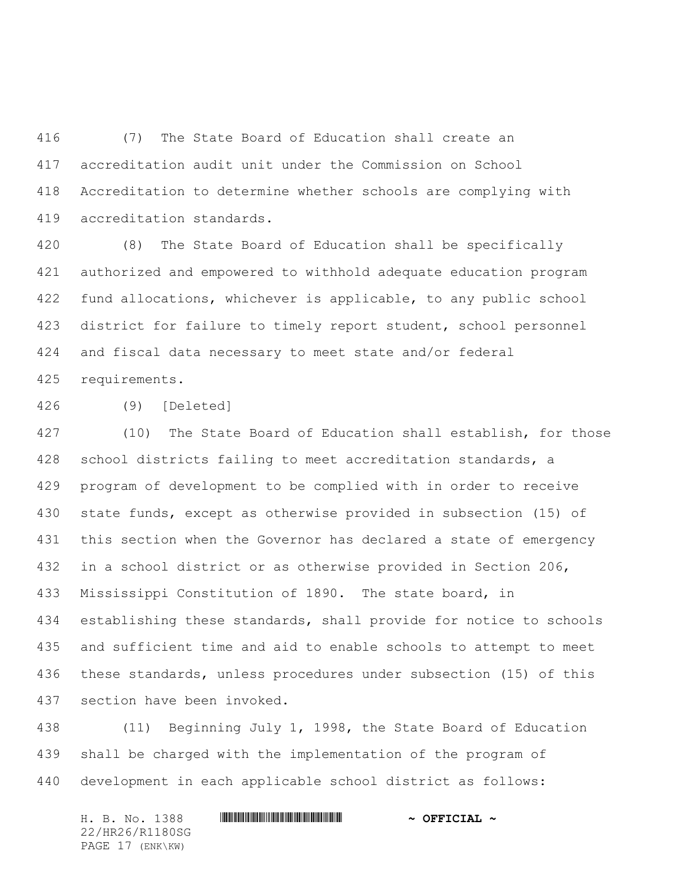(7) The State Board of Education shall create an accreditation audit unit under the Commission on School Accreditation to determine whether schools are complying with accreditation standards.

(8) The State Board of Education shall be specifically authorized and empowered to withhold adequate education program fund allocations, whichever is applicable, to any public school district for failure to timely report student, school personnel and fiscal data necessary to meet state and/or federal requirements.

(9) [Deleted]

(10) The State Board of Education shall establish, for those school districts failing to meet accreditation standards, a program of development to be complied with in order to receive state funds, except as otherwise provided in subsection (15) of this section when the Governor has declared a state of emergency in a school district or as otherwise provided in Section 206, Mississippi Constitution of 1890. The state board, in establishing these standards, shall provide for notice to schools and sufficient time and aid to enable schools to attempt to meet these standards, unless procedures under subsection (15) of this section have been invoked.

(11) Beginning July 1, 1998, the State Board of Education shall be charged with the implementation of the program of development in each applicable school district as follows: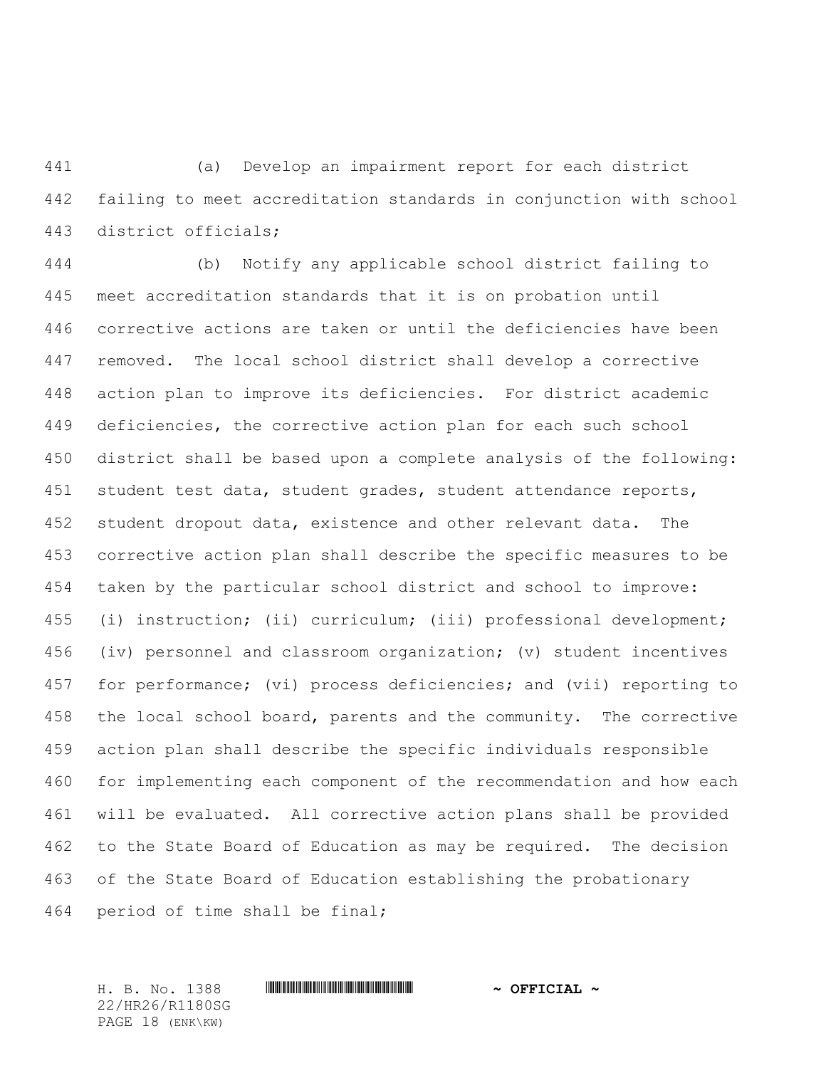(a) Develop an impairment report for each district failing to meet accreditation standards in conjunction with school district officials;

(b) Notify any applicable school district failing to meet accreditation standards that it is on probation until corrective actions are taken or until the deficiencies have been removed. The local school district shall develop a corrective action plan to improve its deficiencies. For district academic deficiencies, the corrective action plan for each such school district shall be based upon a complete analysis of the following: student test data, student grades, student attendance reports, student dropout data, existence and other relevant data. The corrective action plan shall describe the specific measures to be taken by the particular school district and school to improve: (i) instruction; (ii) curriculum; (iii) professional development; (iv) personnel and classroom organization; (v) student incentives for performance; (vi) process deficiencies; and (vii) reporting to the local school board, parents and the community. The corrective action plan shall describe the specific individuals responsible for implementing each component of the recommendation and how each will be evaluated. All corrective action plans shall be provided to the State Board of Education as may be required. The decision of the State Board of Education establishing the probationary period of time shall be final;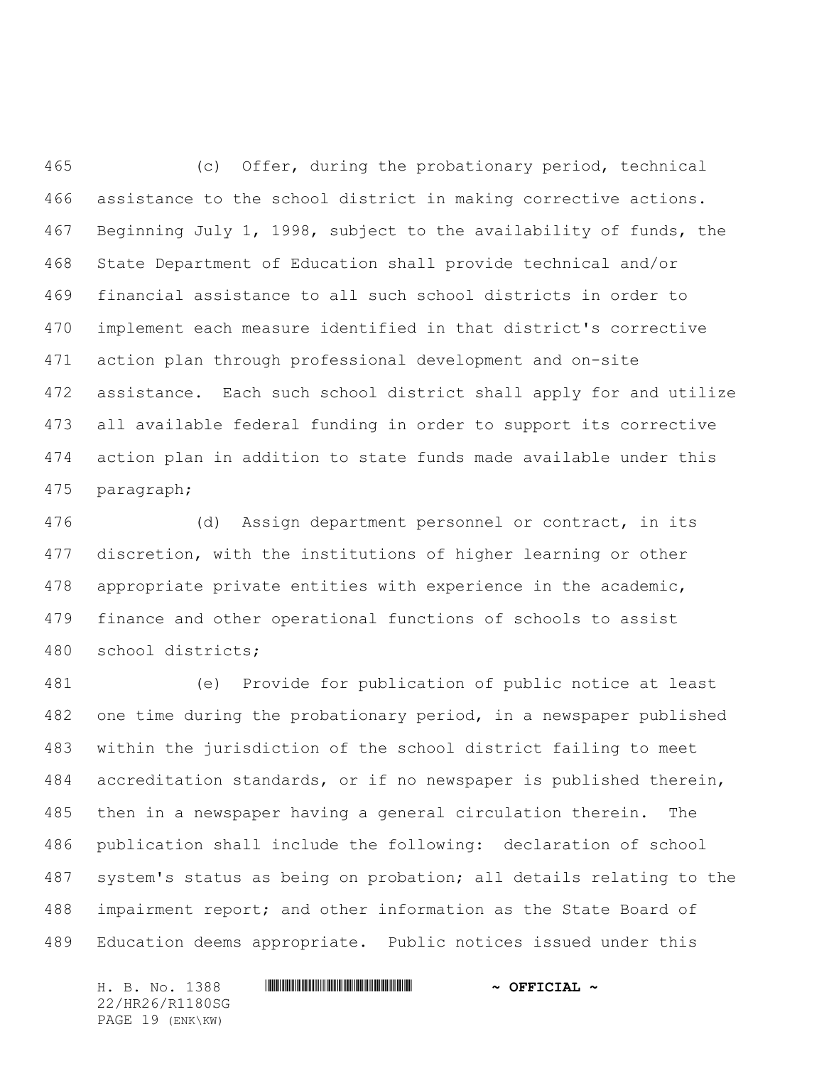(c) Offer, during the probationary period, technical assistance to the school district in making corrective actions. Beginning July 1, 1998, subject to the availability of funds, the State Department of Education shall provide technical and/or financial assistance to all such school districts in order to implement each measure identified in that district's corrective action plan through professional development and on-site assistance. Each such school district shall apply for and utilize all available federal funding in order to support its corrective action plan in addition to state funds made available under this paragraph;

(d) Assign department personnel or contract, in its discretion, with the institutions of higher learning or other appropriate private entities with experience in the academic, finance and other operational functions of schools to assist school districts;

(e) Provide for publication of public notice at least one time during the probationary period, in a newspaper published within the jurisdiction of the school district failing to meet accreditation standards, or if no newspaper is published therein, then in a newspaper having a general circulation therein. The publication shall include the following: declaration of school system's status as being on probation; all details relating to the impairment report; and other information as the State Board of Education deems appropriate. Public notices issued under this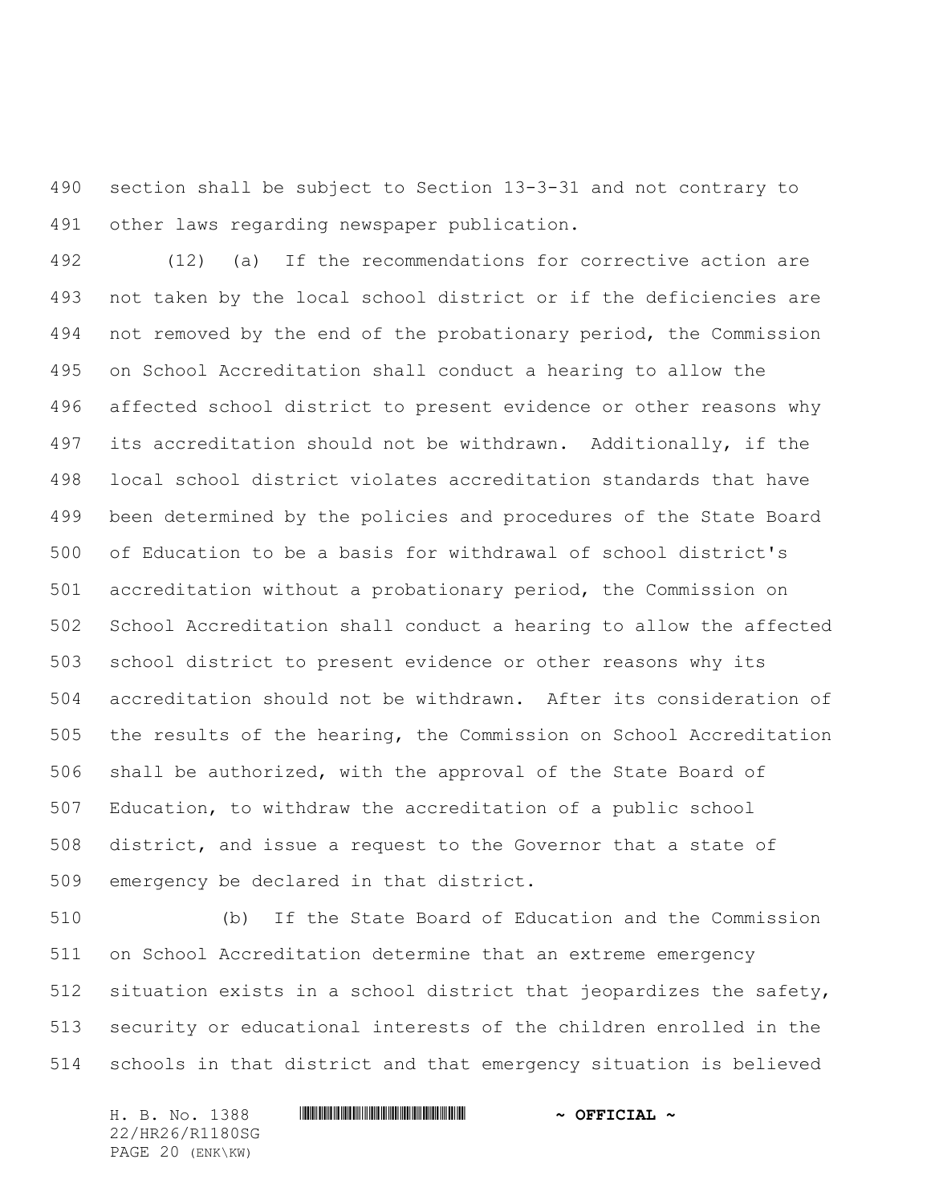section shall be subject to Section 13-3-31 and not contrary to other laws regarding newspaper publication.

(12) (a) If the recommendations for corrective action are not taken by the local school district or if the deficiencies are not removed by the end of the probationary period, the Commission on School Accreditation shall conduct a hearing to allow the affected school district to present evidence or other reasons why its accreditation should not be withdrawn. Additionally, if the local school district violates accreditation standards that have been determined by the policies and procedures of the State Board of Education to be a basis for withdrawal of school district's accreditation without a probationary period, the Commission on School Accreditation shall conduct a hearing to allow the affected school district to present evidence or other reasons why its accreditation should not be withdrawn. After its consideration of the results of the hearing, the Commission on School Accreditation shall be authorized, with the approval of the State Board of Education, to withdraw the accreditation of a public school district, and issue a request to the Governor that a state of emergency be declared in that district.

(b) If the State Board of Education and the Commission on School Accreditation determine that an extreme emergency situation exists in a school district that jeopardizes the safety, security or educational interests of the children enrolled in the schools in that district and that emergency situation is believed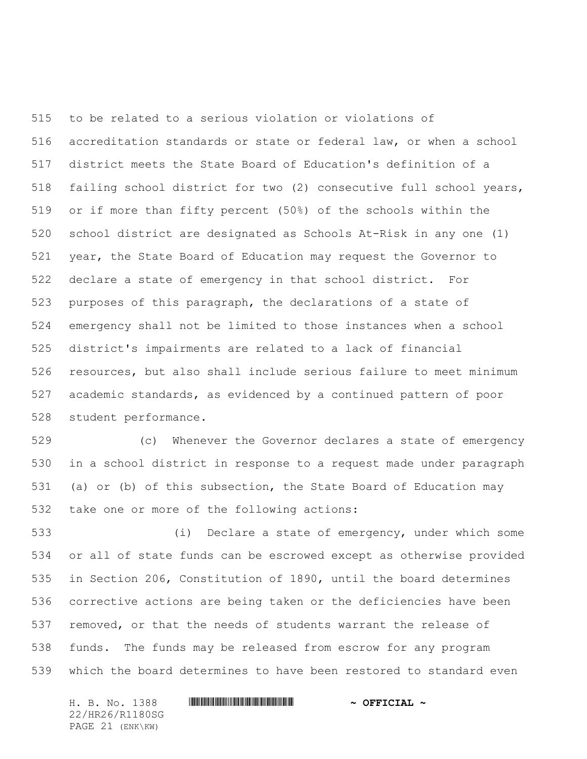to be related to a serious violation or violations of accreditation standards or state or federal law, or when a school district meets the State Board of Education's definition of a failing school district for two (2) consecutive full school years, or if more than fifty percent (50%) of the schools within the school district are designated as Schools At-Risk in any one (1) year, the State Board of Education may request the Governor to declare a state of emergency in that school district. For purposes of this paragraph, the declarations of a state of emergency shall not be limited to those instances when a school district's impairments are related to a lack of financial resources, but also shall include serious failure to meet minimum academic standards, as evidenced by a continued pattern of poor student performance.

(c) Whenever the Governor declares a state of emergency in a school district in response to a request made under paragraph (a) or (b) of this subsection, the State Board of Education may take one or more of the following actions:

(i) Declare a state of emergency, under which some or all of state funds can be escrowed except as otherwise provided in Section 206, Constitution of 1890, until the board determines corrective actions are being taken or the deficiencies have been removed, or that the needs of students warrant the release of funds. The funds may be released from escrow for any program which the board determines to have been restored to standard even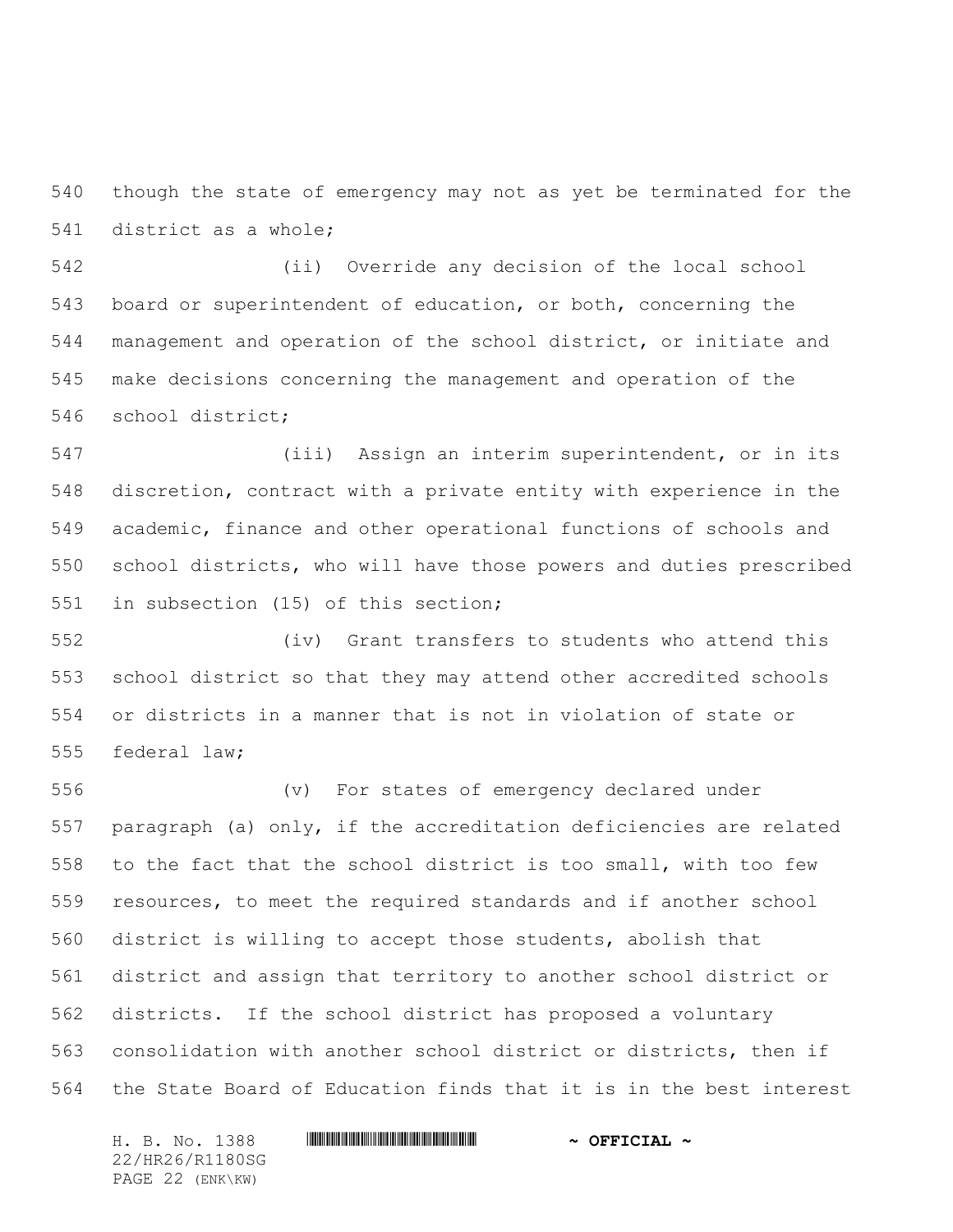though the state of emergency may not as yet be terminated for the district as a whole;

(ii) Override any decision of the local school board or superintendent of education, or both, concerning the management and operation of the school district, or initiate and make decisions concerning the management and operation of the school district;

(iii) Assign an interim superintendent, or in its discretion, contract with a private entity with experience in the academic, finance and other operational functions of schools and school districts, who will have those powers and duties prescribed in subsection (15) of this section;

(iv) Grant transfers to students who attend this school district so that they may attend other accredited schools or districts in a manner that is not in violation of state or federal law;

(v) For states of emergency declared under paragraph (a) only, if the accreditation deficiencies are related to the fact that the school district is too small, with too few resources, to meet the required standards and if another school district is willing to accept those students, abolish that district and assign that territory to another school district or districts. If the school district has proposed a voluntary consolidation with another school district or districts, then if the State Board of Education finds that it is in the best interest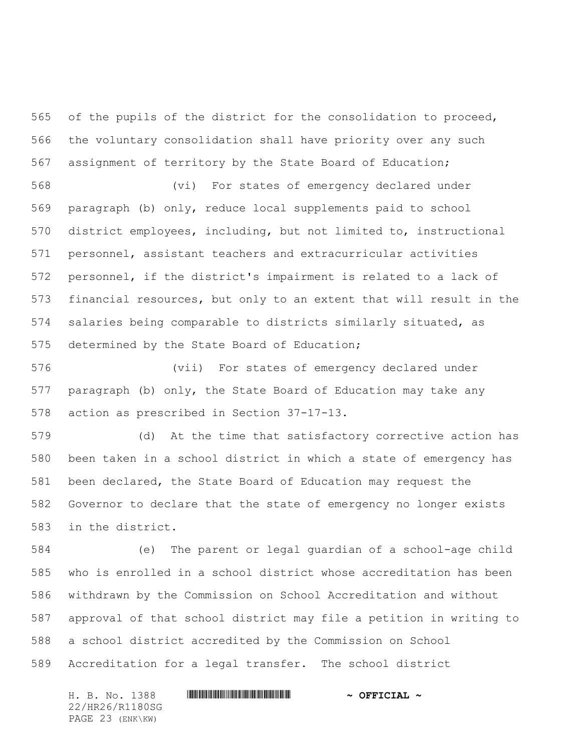of the pupils of the district for the consolidation to proceed, the voluntary consolidation shall have priority over any such assignment of territory by the State Board of Education;

(vi) For states of emergency declared under paragraph (b) only, reduce local supplements paid to school district employees, including, but not limited to, instructional personnel, assistant teachers and extracurricular activities personnel, if the district's impairment is related to a lack of financial resources, but only to an extent that will result in the salaries being comparable to districts similarly situated, as determined by the State Board of Education;

(vii) For states of emergency declared under paragraph (b) only, the State Board of Education may take any action as prescribed in Section 37-17-13.

(d) At the time that satisfactory corrective action has been taken in a school district in which a state of emergency has been declared, the State Board of Education may request the Governor to declare that the state of emergency no longer exists in the district.

(e) The parent or legal guardian of a school-age child who is enrolled in a school district whose accreditation has been withdrawn by the Commission on School Accreditation and without approval of that school district may file a petition in writing to a school district accredited by the Commission on School Accreditation for a legal transfer. The school district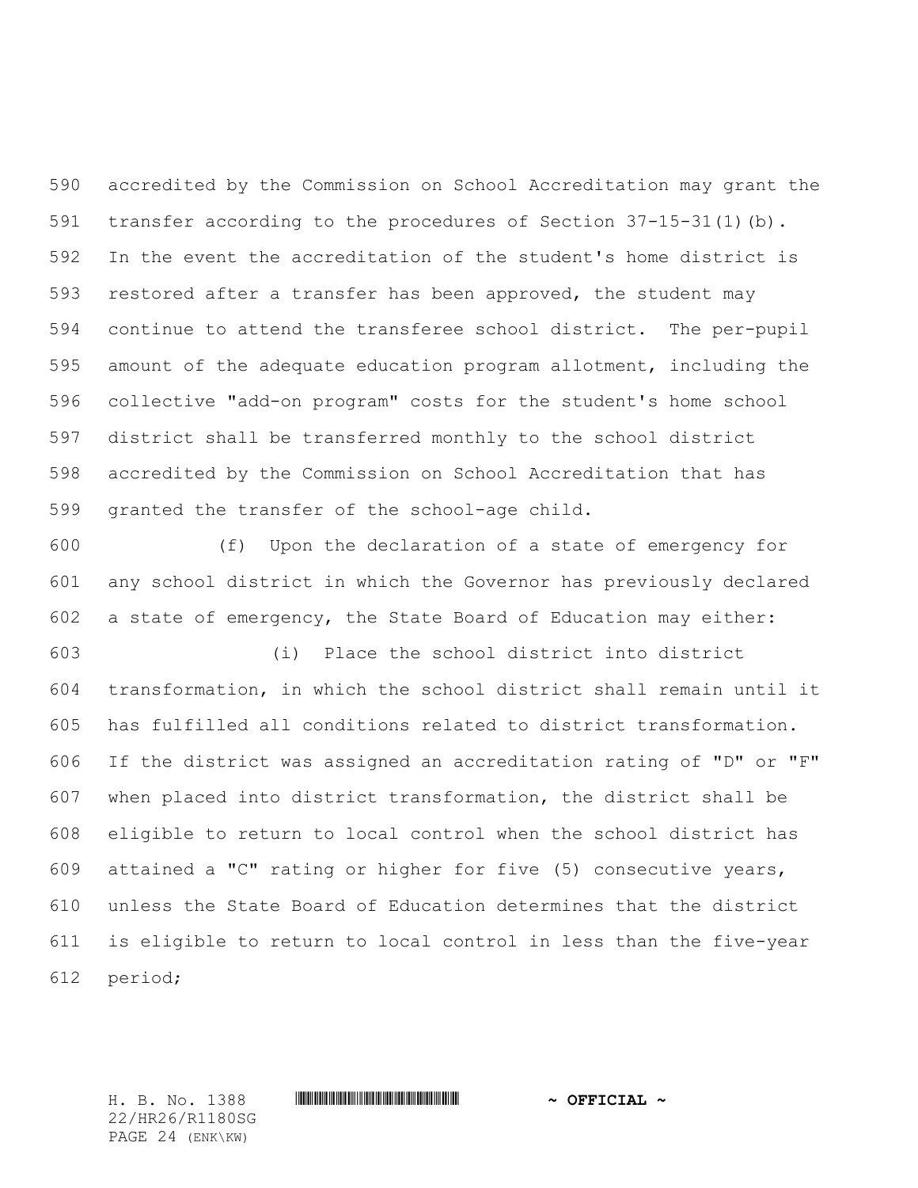accredited by the Commission on School Accreditation may grant the transfer according to the procedures of Section 37-15-31(1)(b). In the event the accreditation of the student's home district is restored after a transfer has been approved, the student may continue to attend the transferee school district. The per-pupil amount of the adequate education program allotment, including the collective "add-on program" costs for the student's home school district shall be transferred monthly to the school district accredited by the Commission on School Accreditation that has granted the transfer of the school-age child.

(f) Upon the declaration of a state of emergency for any school district in which the Governor has previously declared a state of emergency, the State Board of Education may either:

(i) Place the school district into district transformation, in which the school district shall remain until it has fulfilled all conditions related to district transformation. If the district was assigned an accreditation rating of "D" or "F" when placed into district transformation, the district shall be eligible to return to local control when the school district has attained a "C" rating or higher for five (5) consecutive years, unless the State Board of Education determines that the district is eligible to return to local control in less than the five-year period;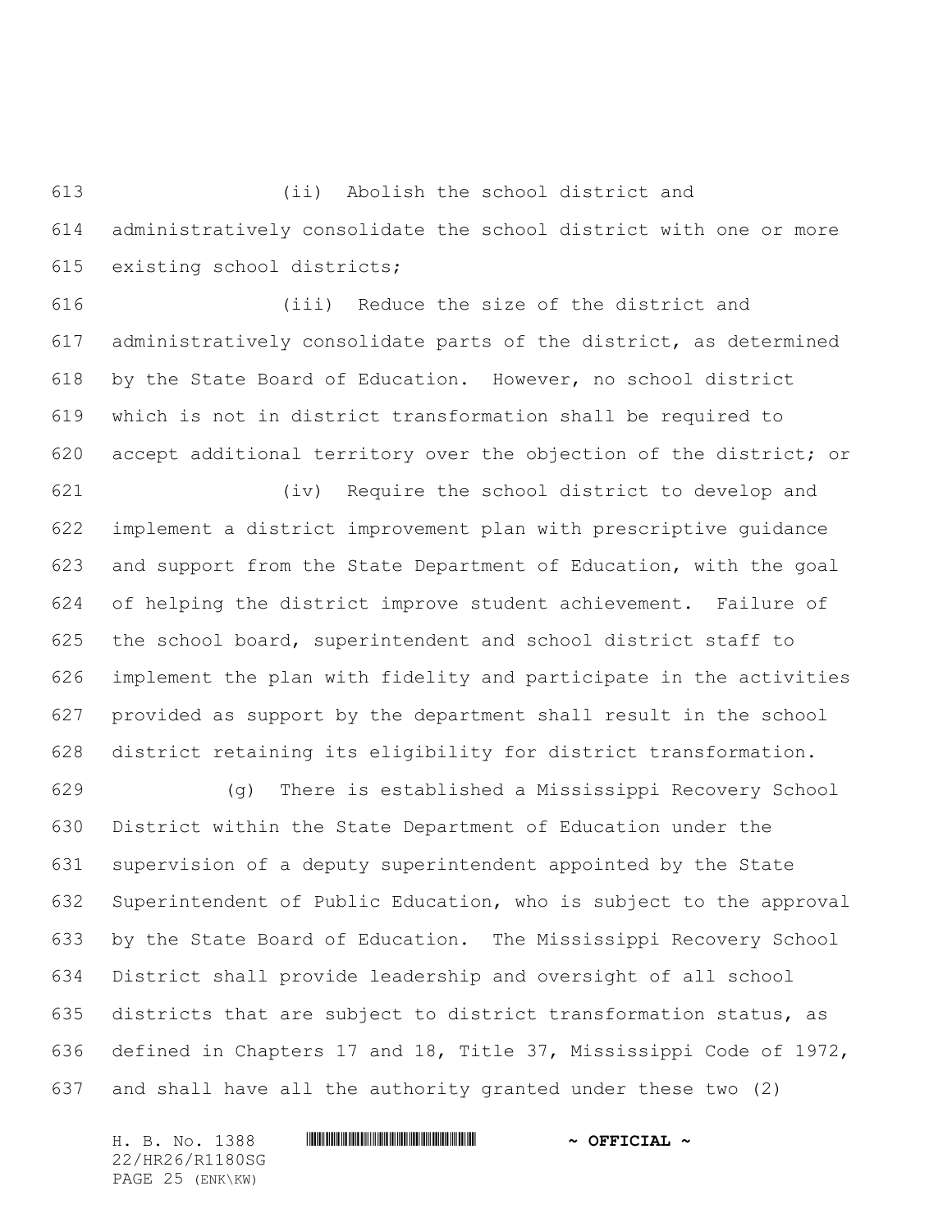(ii) Abolish the school district and administratively consolidate the school district with one or more existing school districts;

(iii) Reduce the size of the district and administratively consolidate parts of the district, as determined by the State Board of Education. However, no school district which is not in district transformation shall be required to accept additional territory over the objection of the district; or

(iv) Require the school district to develop and implement a district improvement plan with prescriptive guidance and support from the State Department of Education, with the goal of helping the district improve student achievement. Failure of the school board, superintendent and school district staff to implement the plan with fidelity and participate in the activities provided as support by the department shall result in the school district retaining its eligibility for district transformation.

(g) There is established a Mississippi Recovery School District within the State Department of Education under the supervision of a deputy superintendent appointed by the State Superintendent of Public Education, who is subject to the approval by the State Board of Education. The Mississippi Recovery School District shall provide leadership and oversight of all school districts that are subject to district transformation status, as defined in Chapters 17 and 18, Title 37, Mississippi Code of 1972, and shall have all the authority granted under these two (2)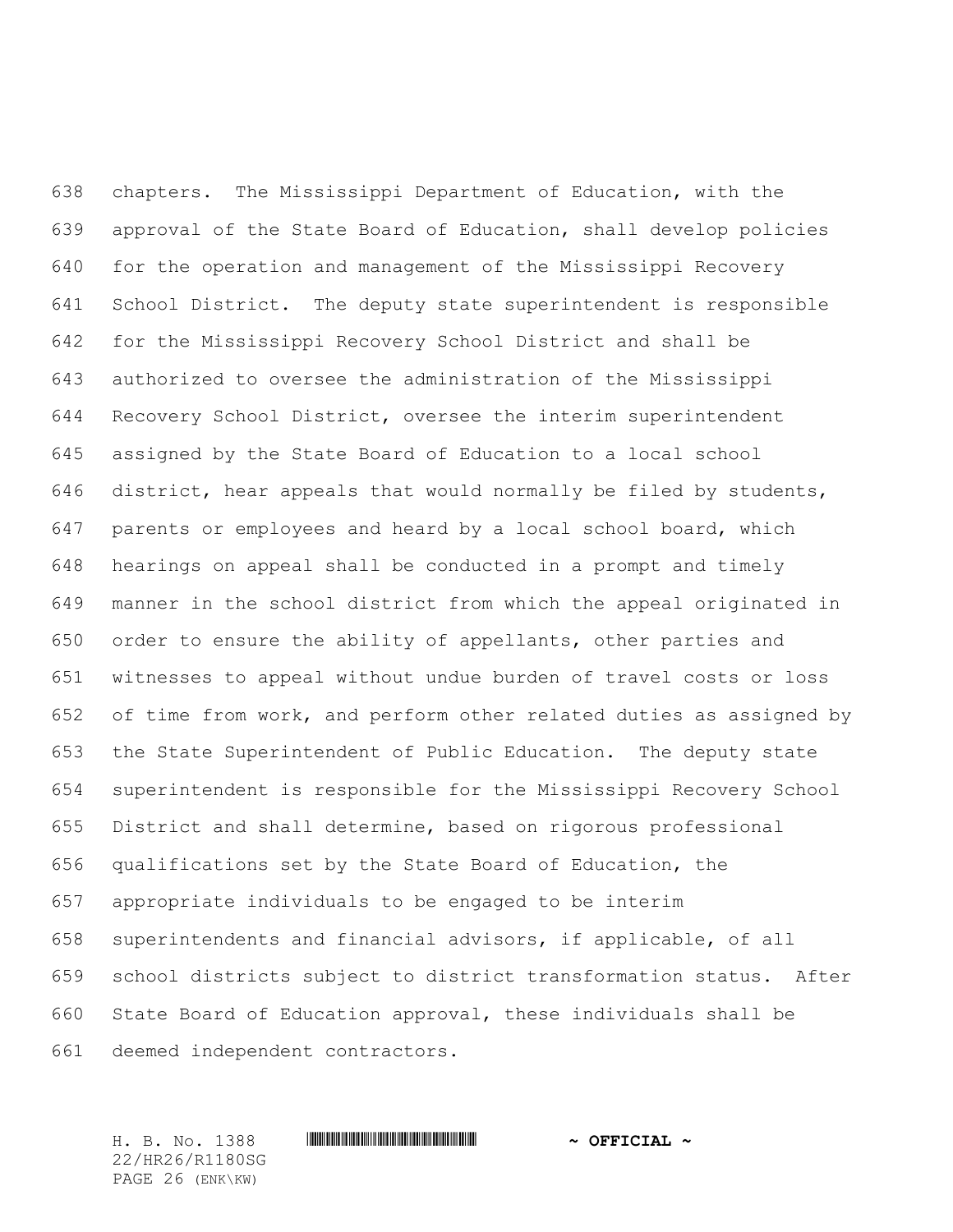chapters. The Mississippi Department of Education, with the approval of the State Board of Education, shall develop policies for the operation and management of the Mississippi Recovery School District. The deputy state superintendent is responsible for the Mississippi Recovery School District and shall be authorized to oversee the administration of the Mississippi Recovery School District, oversee the interim superintendent assigned by the State Board of Education to a local school district, hear appeals that would normally be filed by students, parents or employees and heard by a local school board, which hearings on appeal shall be conducted in a prompt and timely manner in the school district from which the appeal originated in order to ensure the ability of appellants, other parties and witnesses to appeal without undue burden of travel costs or loss of time from work, and perform other related duties as assigned by the State Superintendent of Public Education. The deputy state superintendent is responsible for the Mississippi Recovery School District and shall determine, based on rigorous professional qualifications set by the State Board of Education, the appropriate individuals to be engaged to be interim superintendents and financial advisors, if applicable, of all school districts subject to district transformation status. After State Board of Education approval, these individuals shall be deemed independent contractors.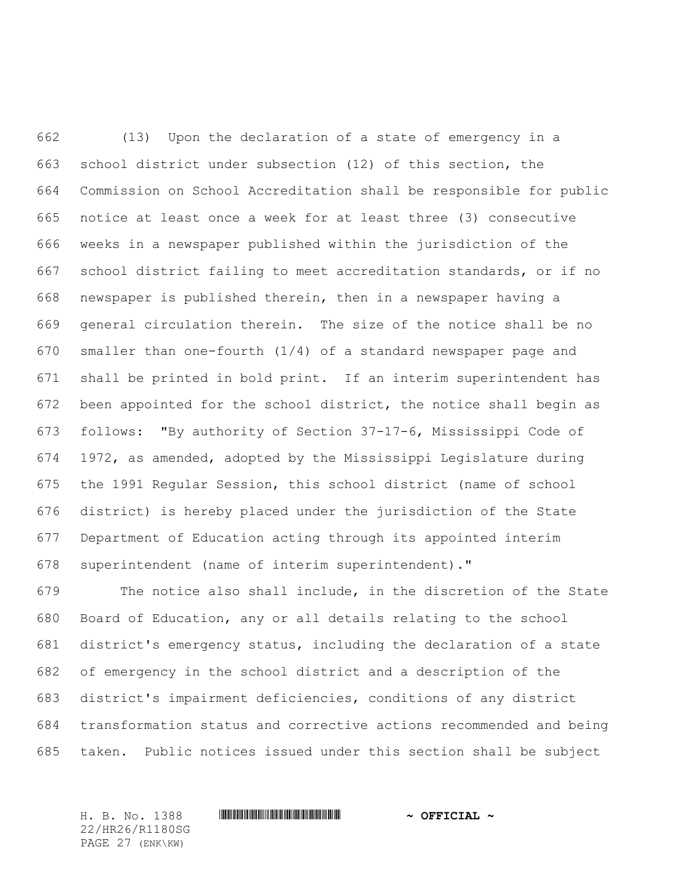(13) Upon the declaration of a state of emergency in a school district under subsection (12) of this section, the Commission on School Accreditation shall be responsible for public notice at least once a week for at least three (3) consecutive weeks in a newspaper published within the jurisdiction of the school district failing to meet accreditation standards, or if no newspaper is published therein, then in a newspaper having a general circulation therein. The size of the notice shall be no smaller than one-fourth (1/4) of a standard newspaper page and shall be printed in bold print. If an interim superintendent has been appointed for the school district, the notice shall begin as follows: "By authority of Section 37-17-6, Mississippi Code of 1972, as amended, adopted by the Mississippi Legislature during the 1991 Regular Session, this school district (name of school district) is hereby placed under the jurisdiction of the State Department of Education acting through its appointed interim superintendent (name of interim superintendent)."

The notice also shall include, in the discretion of the State Board of Education, any or all details relating to the school district's emergency status, including the declaration of a state of emergency in the school district and a description of the district's impairment deficiencies, conditions of any district transformation status and corrective actions recommended and being taken. Public notices issued under this section shall be subject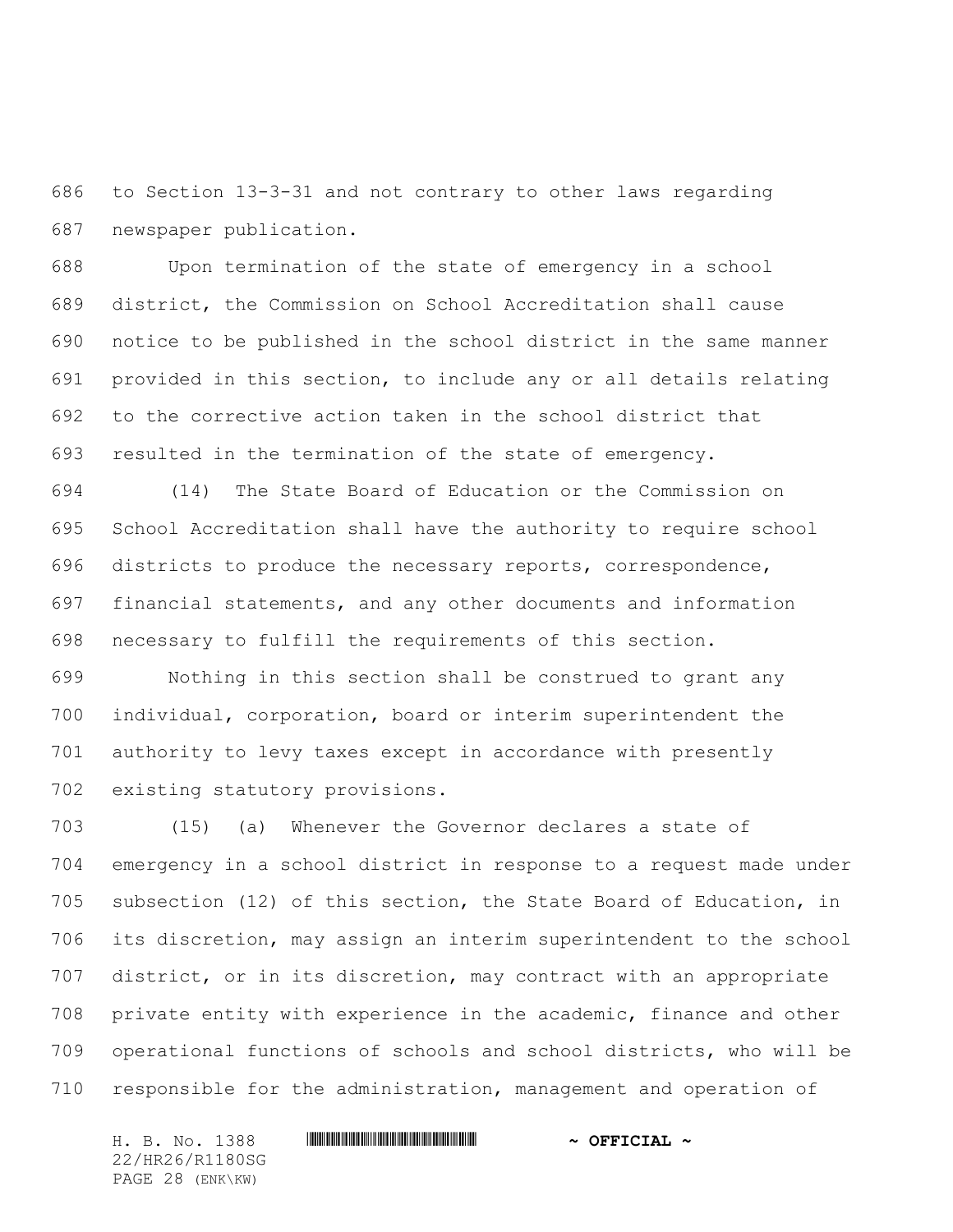to Section 13-3-31 and not contrary to other laws regarding newspaper publication.

Upon termination of the state of emergency in a school district, the Commission on School Accreditation shall cause notice to be published in the school district in the same manner provided in this section, to include any or all details relating to the corrective action taken in the school district that resulted in the termination of the state of emergency.

(14) The State Board of Education or the Commission on School Accreditation shall have the authority to require school districts to produce the necessary reports, correspondence, financial statements, and any other documents and information necessary to fulfill the requirements of this section.

Nothing in this section shall be construed to grant any individual, corporation, board or interim superintendent the authority to levy taxes except in accordance with presently existing statutory provisions.

(15) (a) Whenever the Governor declares a state of emergency in a school district in response to a request made under subsection (12) of this section, the State Board of Education, in its discretion, may assign an interim superintendent to the school district, or in its discretion, may contract with an appropriate private entity with experience in the academic, finance and other operational functions of schools and school districts, who will be responsible for the administration, management and operation of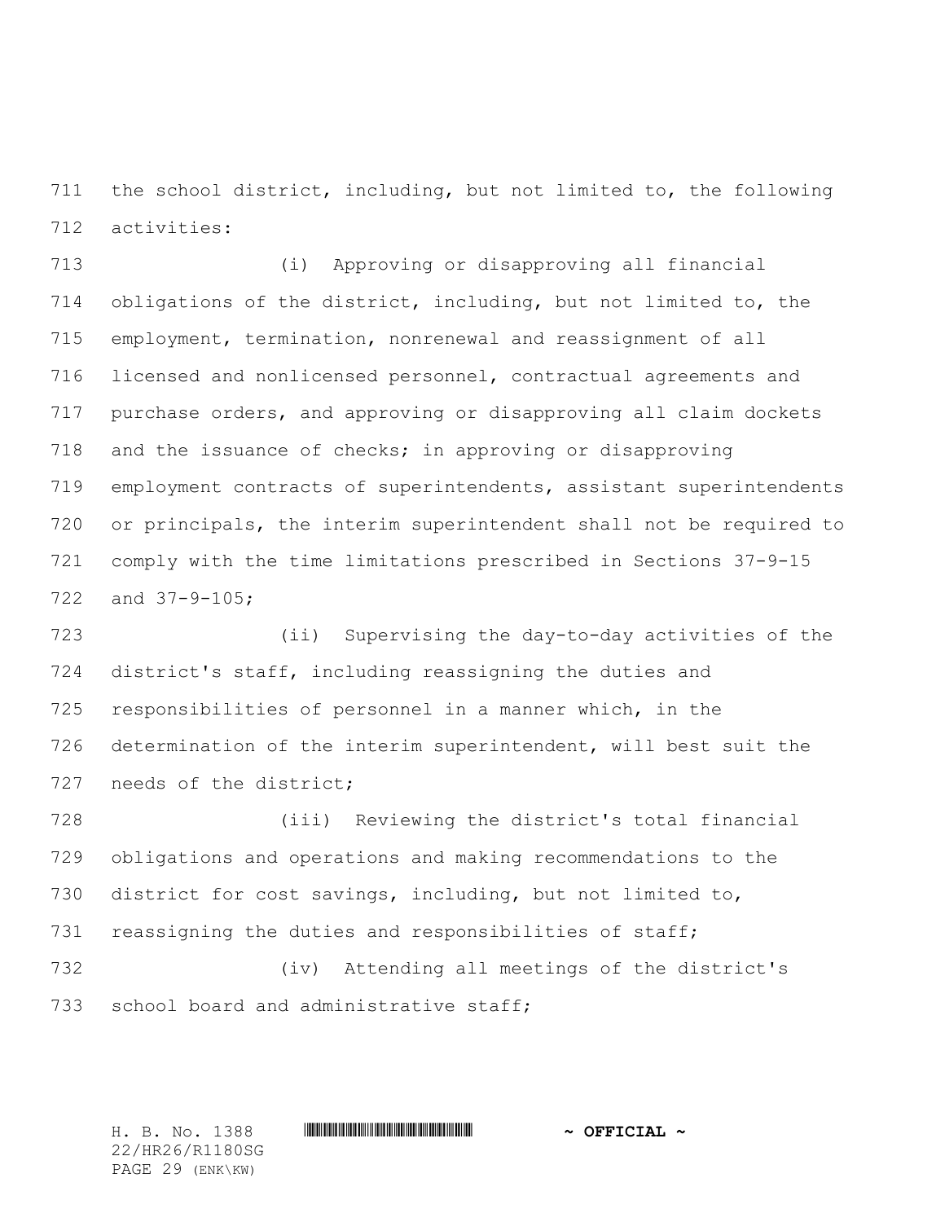the school district, including, but not limited to, the following activities:

(i) Approving or disapproving all financial obligations of the district, including, but not limited to, the employment, termination, nonrenewal and reassignment of all licensed and nonlicensed personnel, contractual agreements and purchase orders, and approving or disapproving all claim dockets and the issuance of checks; in approving or disapproving employment contracts of superintendents, assistant superintendents or principals, the interim superintendent shall not be required to comply with the time limitations prescribed in Sections 37-9-15 and 37-9-105;

(ii) Supervising the day-to-day activities of the district's staff, including reassigning the duties and responsibilities of personnel in a manner which, in the determination of the interim superintendent, will best suit the needs of the district;

(iii) Reviewing the district's total financial obligations and operations and making recommendations to the district for cost savings, including, but not limited to, reassigning the duties and responsibilities of staff;

(iv) Attending all meetings of the district's school board and administrative staff;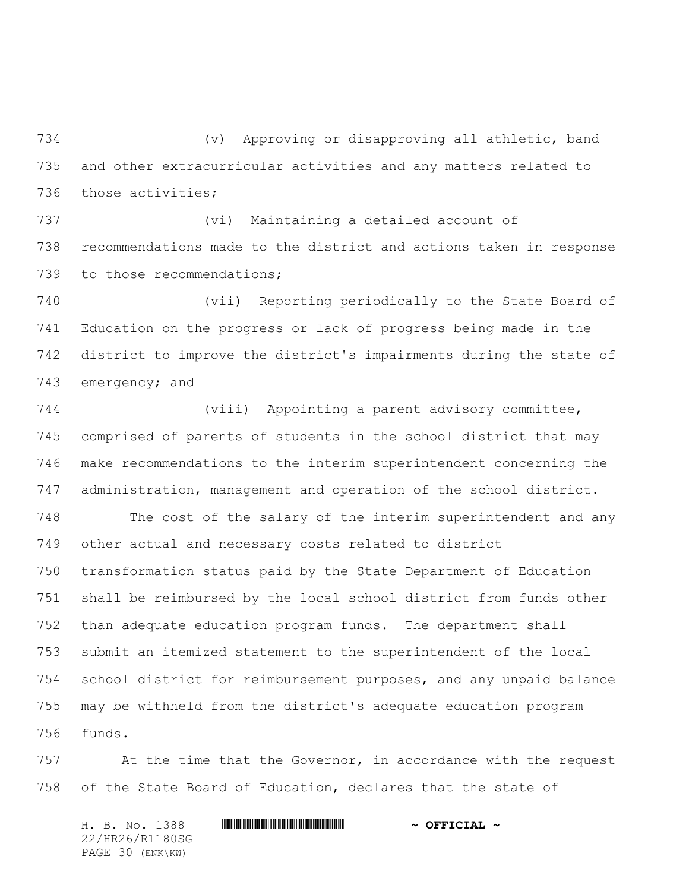(v) Approving or disapproving all athletic, band and other extracurricular activities and any matters related to those activities;

(vi) Maintaining a detailed account of recommendations made to the district and actions taken in response to those recommendations;

(vii) Reporting periodically to the State Board of Education on the progress or lack of progress being made in the district to improve the district's impairments during the state of emergency; and

(viii) Appointing a parent advisory committee, comprised of parents of students in the school district that may make recommendations to the interim superintendent concerning the administration, management and operation of the school district.

The cost of the salary of the interim superintendent and any other actual and necessary costs related to district transformation status paid by the State Department of Education shall be reimbursed by the local school district from funds other than adequate education program funds. The department shall submit an itemized statement to the superintendent of the local school district for reimbursement purposes, and any unpaid balance may be withheld from the district's adequate education program funds.

At the time that the Governor, in accordance with the request of the State Board of Education, declares that the state of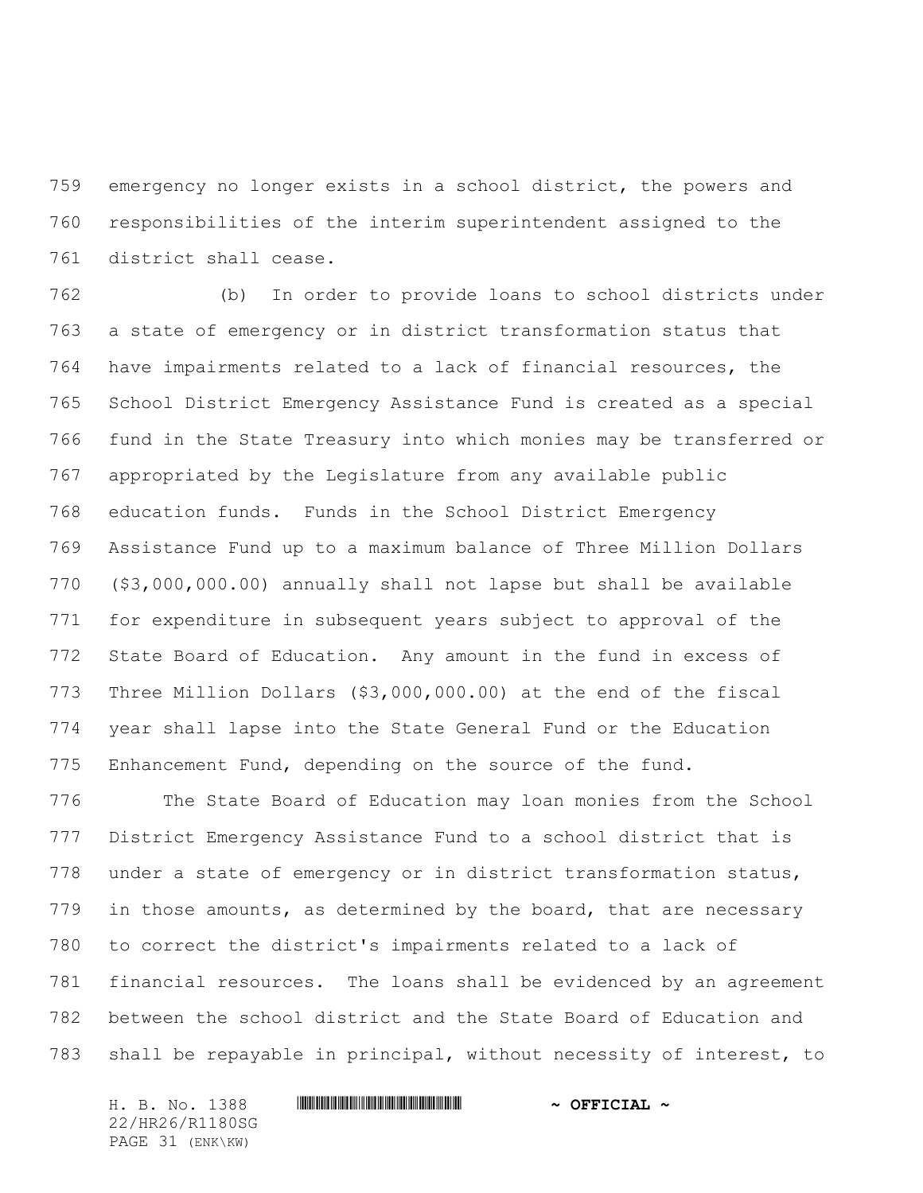emergency no longer exists in a school district, the powers and responsibilities of the interim superintendent assigned to the district shall cease.

(b) In order to provide loans to school districts under a state of emergency or in district transformation status that have impairments related to a lack of financial resources, the School District Emergency Assistance Fund is created as a special fund in the State Treasury into which monies may be transferred or appropriated by the Legislature from any available public education funds. Funds in the School District Emergency Assistance Fund up to a maximum balance of Three Million Dollars ($3,000,000.00) annually shall not lapse but shall be available for expenditure in subsequent years subject to approval of the State Board of Education. Any amount in the fund in excess of Three Million Dollars ($3,000,000.00) at the end of the fiscal year shall lapse into the State General Fund or the Education Enhancement Fund, depending on the source of the fund.

The State Board of Education may loan monies from the School District Emergency Assistance Fund to a school district that is under a state of emergency or in district transformation status, in those amounts, as determined by the board, that are necessary to correct the district's impairments related to a lack of financial resources. The loans shall be evidenced by an agreement between the school district and the State Board of Education and shall be repayable in principal, without necessity of interest, to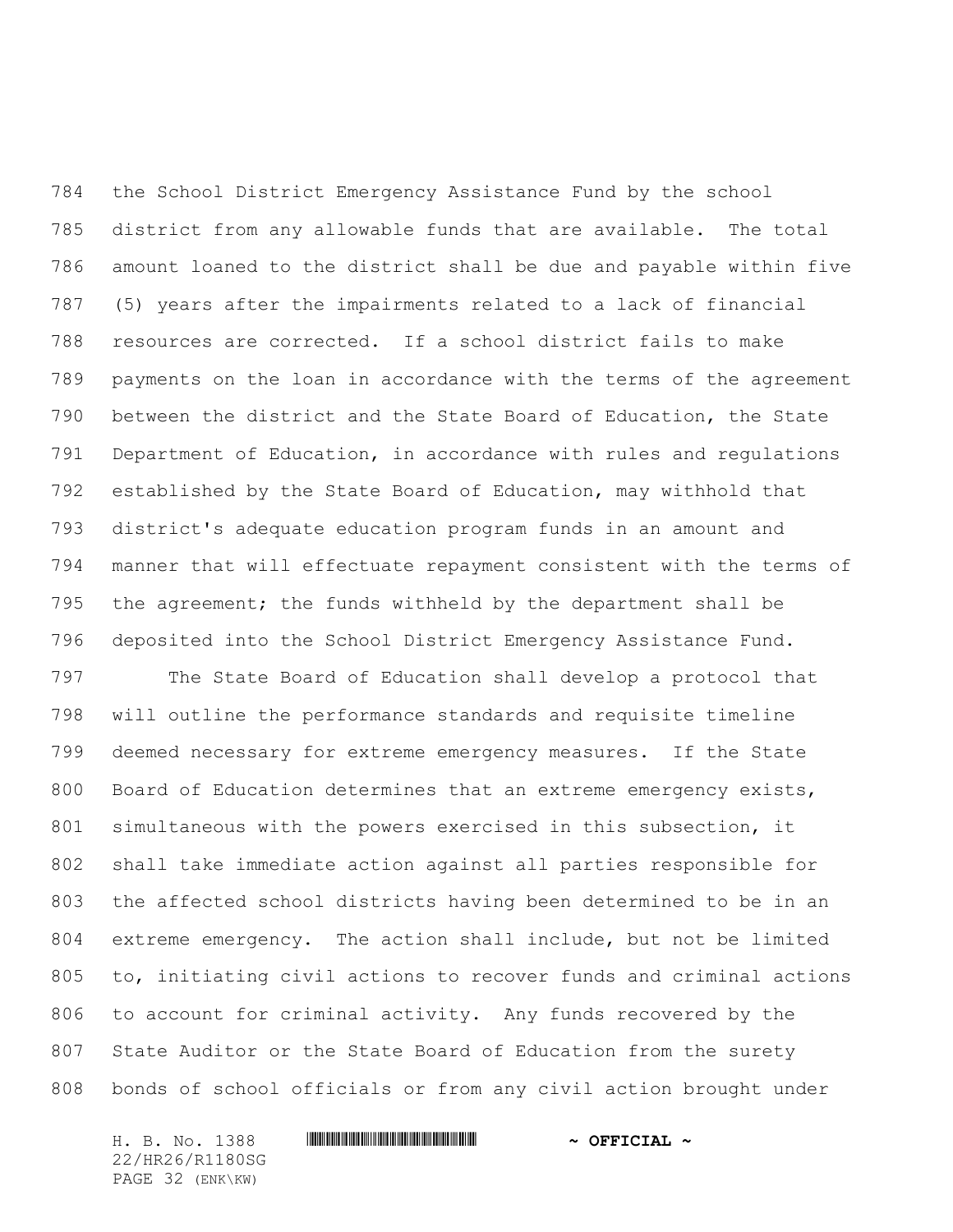the School District Emergency Assistance Fund by the school district from any allowable funds that are available. The total amount loaned to the district shall be due and payable within five (5) years after the impairments related to a lack of financial resources are corrected. If a school district fails to make payments on the loan in accordance with the terms of the agreement between the district and the State Board of Education, the State Department of Education, in accordance with rules and regulations established by the State Board of Education, may withhold that district's adequate education program funds in an amount and manner that will effectuate repayment consistent with the terms of the agreement; the funds withheld by the department shall be deposited into the School District Emergency Assistance Fund.

The State Board of Education shall develop a protocol that will outline the performance standards and requisite timeline deemed necessary for extreme emergency measures. If the State Board of Education determines that an extreme emergency exists, simultaneous with the powers exercised in this subsection, it shall take immediate action against all parties responsible for the affected school districts having been determined to be in an extreme emergency. The action shall include, but not be limited to, initiating civil actions to recover funds and criminal actions to account for criminal activity. Any funds recovered by the State Auditor or the State Board of Education from the surety bonds of school officials or from any civil action brought under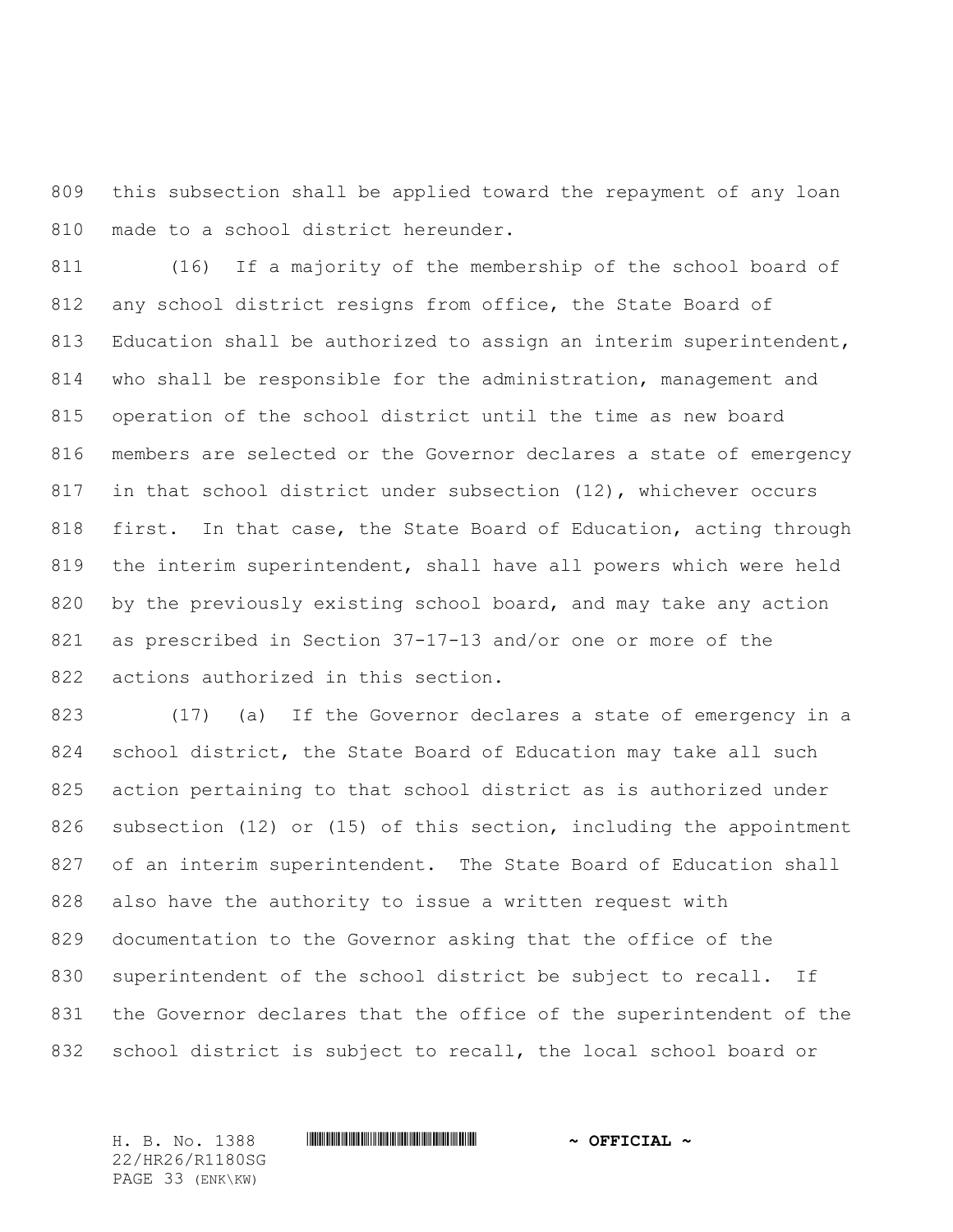this subsection shall be applied toward the repayment of any loan made to a school district hereunder.

(16) If a majority of the membership of the school board of any school district resigns from office, the State Board of Education shall be authorized to assign an interim superintendent, who shall be responsible for the administration, management and operation of the school district until the time as new board members are selected or the Governor declares a state of emergency in that school district under subsection (12), whichever occurs first. In that case, the State Board of Education, acting through the interim superintendent, shall have all powers which were held by the previously existing school board, and may take any action as prescribed in Section 37-17-13 and/or one or more of the actions authorized in this section.

(17) (a) If the Governor declares a state of emergency in a school district, the State Board of Education may take all such action pertaining to that school district as is authorized under subsection (12) or (15) of this section, including the appointment of an interim superintendent. The State Board of Education shall also have the authority to issue a written request with documentation to the Governor asking that the office of the superintendent of the school district be subject to recall. If the Governor declares that the office of the superintendent of the school district is subject to recall, the local school board or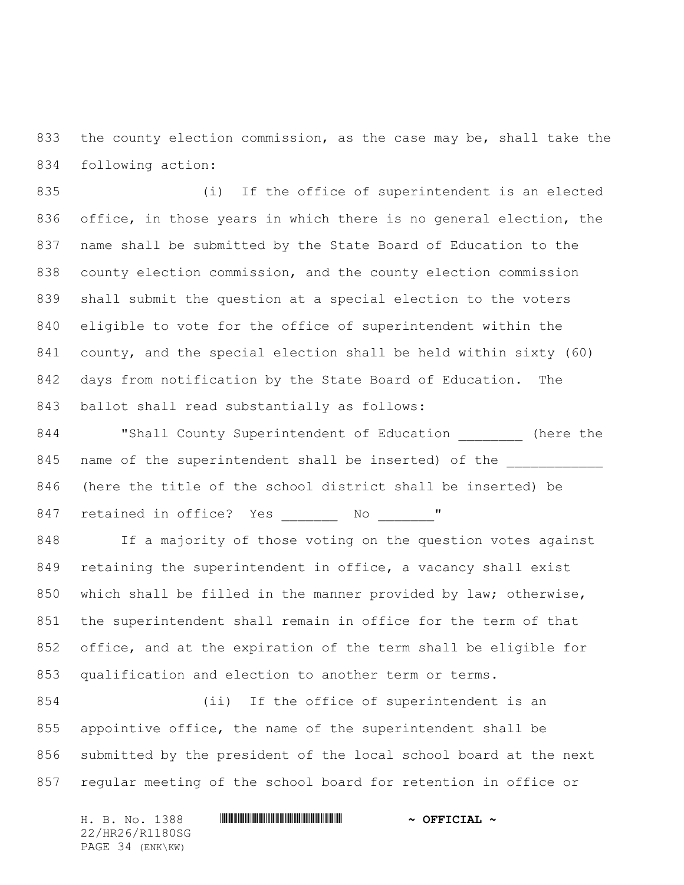the county election commission, as the case may be, shall take the following action:

(i) If the office of superintendent is an elected office, in those years in which there is no general election, the name shall be submitted by the State Board of Education to the county election commission, and the county election commission shall submit the question at a special election to the voters eligible to vote for the office of superintendent within the county, and the special election shall be held within sixty (60) days from notification by the State Board of Education. The ballot shall read substantially as follows:

"Shall County Superintendent of Education ________ (here the name of the superintendent shall be inserted) of the ____________ (here the title of the school district shall be inserted) be retained in office? Yes _______ No _______"

If a majority of those voting on the question votes against retaining the superintendent in office, a vacancy shall exist which shall be filled in the manner provided by law; otherwise, the superintendent shall remain in office for the term of that office, and at the expiration of the term shall be eligible for qualification and election to another term or terms.

(ii) If the office of superintendent is an appointive office, the name of the superintendent shall be submitted by the president of the local school board at the next regular meeting of the school board for retention in office or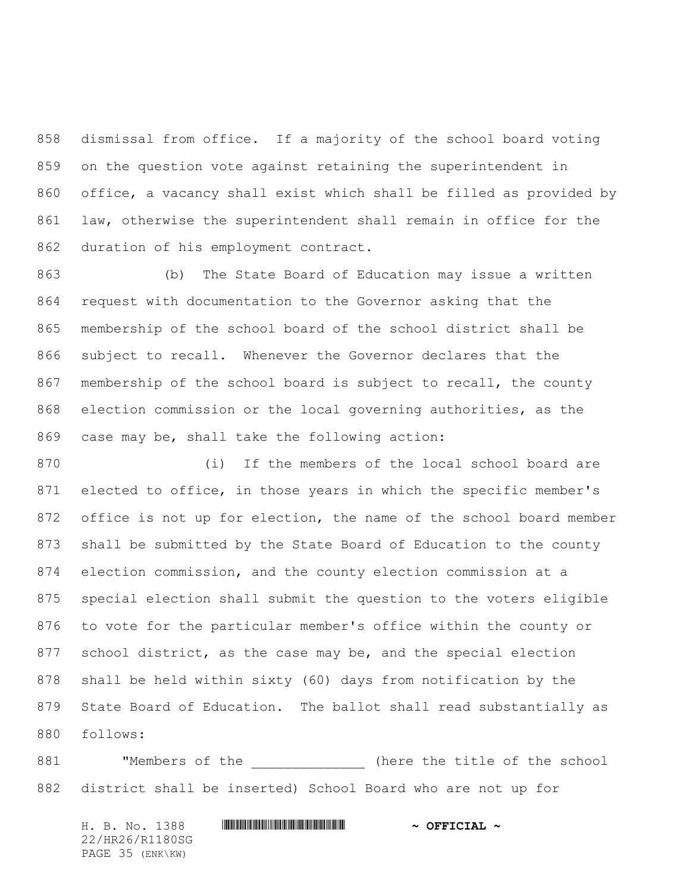dismissal from office. If a majority of the school board voting on the question vote against retaining the superintendent in office, a vacancy shall exist which shall be filled as provided by law, otherwise the superintendent shall remain in office for the duration of his employment contract.

(b) The State Board of Education may issue a written request with documentation to the Governor asking that the membership of the school board of the school district shall be subject to recall. Whenever the Governor declares that the membership of the school board is subject to recall, the county election commission or the local governing authorities, as the case may be, shall take the following action:

(i) If the members of the local school board are elected to office, in those years in which the specific member's office is not up for election, the name of the school board member shall be submitted by the State Board of Education to the county election commission, and the county election commission at a special election shall submit the question to the voters eligible to vote for the particular member's office within the county or school district, as the case may be, and the special election shall be held within sixty (60) days from notification by the State Board of Education. The ballot shall read substantially as follows:

"Members of the ______________ (here the title of the school district shall be inserted) School Board who are not up for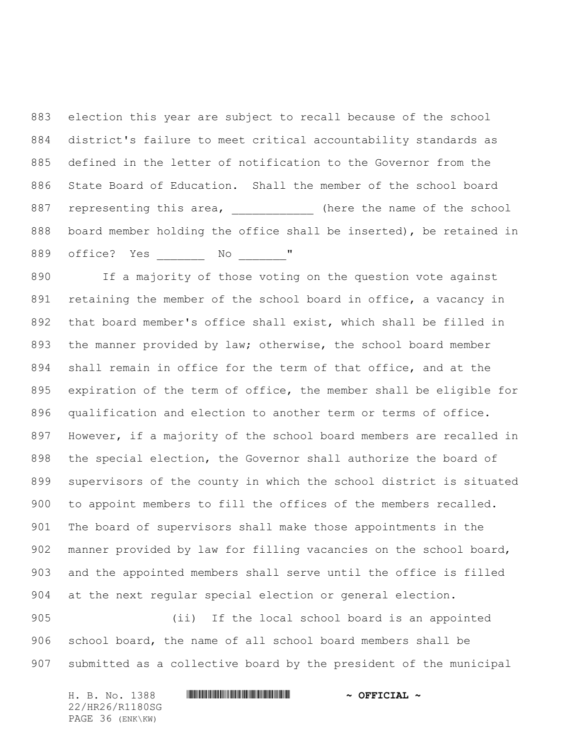election this year are subject to recall because of the school district's failure to meet critical accountability standards as defined in the letter of notification to the Governor from the State Board of Education. Shall the member of the school board representing this area, ____________ (here the name of the school board member holding the office shall be inserted), be retained in office? Yes _______ No _______"

If a majority of those voting on the question vote against retaining the member of the school board in office, a vacancy in that board member's office shall exist, which shall be filled in the manner provided by law; otherwise, the school board member shall remain in office for the term of that office, and at the expiration of the term of office, the member shall be eligible for qualification and election to another term or terms of office. However, if a majority of the school board members are recalled in the special election, the Governor shall authorize the board of supervisors of the county in which the school district is situated to appoint members to fill the offices of the members recalled. The board of supervisors shall make those appointments in the manner provided by law for filling vacancies on the school board, and the appointed members shall serve until the office is filled at the next regular special election or general election.

(ii) If the local school board is an appointed school board, the name of all school board members shall be submitted as a collective board by the president of the municipal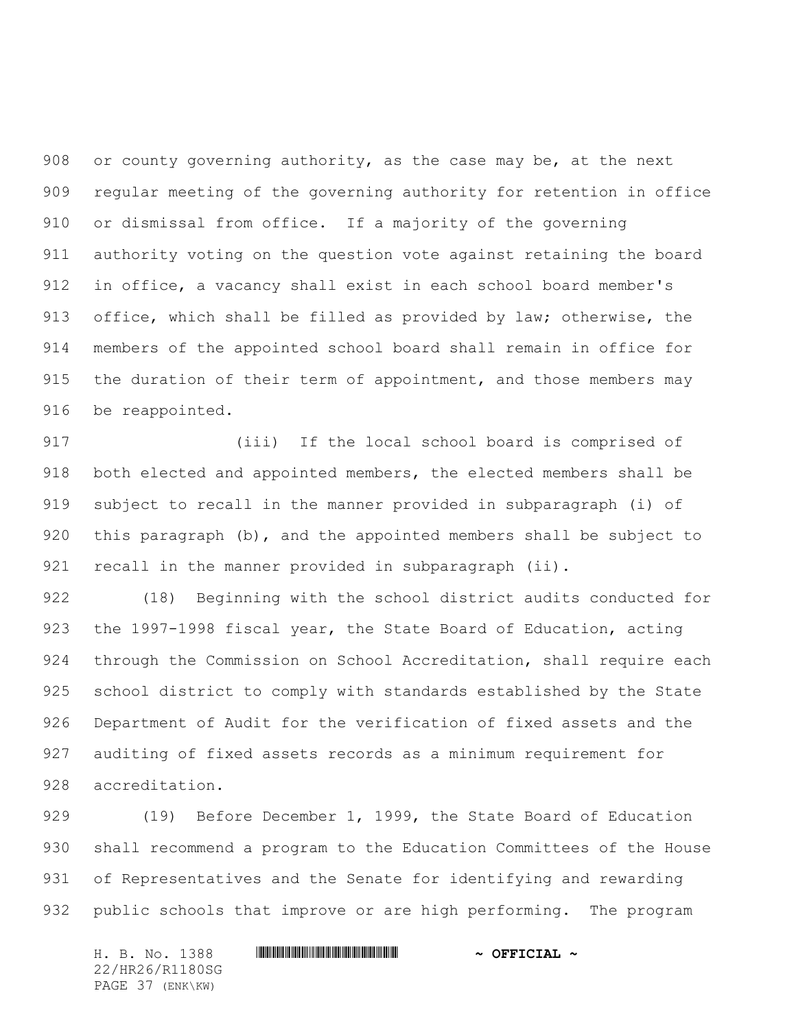or county governing authority, as the case may be, at the next regular meeting of the governing authority for retention in office or dismissal from office. If a majority of the governing authority voting on the question vote against retaining the board in office, a vacancy shall exist in each school board member's office, which shall be filled as provided by law; otherwise, the members of the appointed school board shall remain in office for the duration of their term of appointment, and those members may be reappointed.

(iii) If the local school board is comprised of both elected and appointed members, the elected members shall be subject to recall in the manner provided in subparagraph (i) of this paragraph (b), and the appointed members shall be subject to recall in the manner provided in subparagraph (ii).

(18) Beginning with the school district audits conducted for the 1997-1998 fiscal year, the State Board of Education, acting through the Commission on School Accreditation, shall require each school district to comply with standards established by the State Department of Audit for the verification of fixed assets and the auditing of fixed assets records as a minimum requirement for accreditation.

(19) Before December 1, 1999, the State Board of Education shall recommend a program to the Education Committees of the House of Representatives and the Senate for identifying and rewarding public schools that improve or are high performing. The program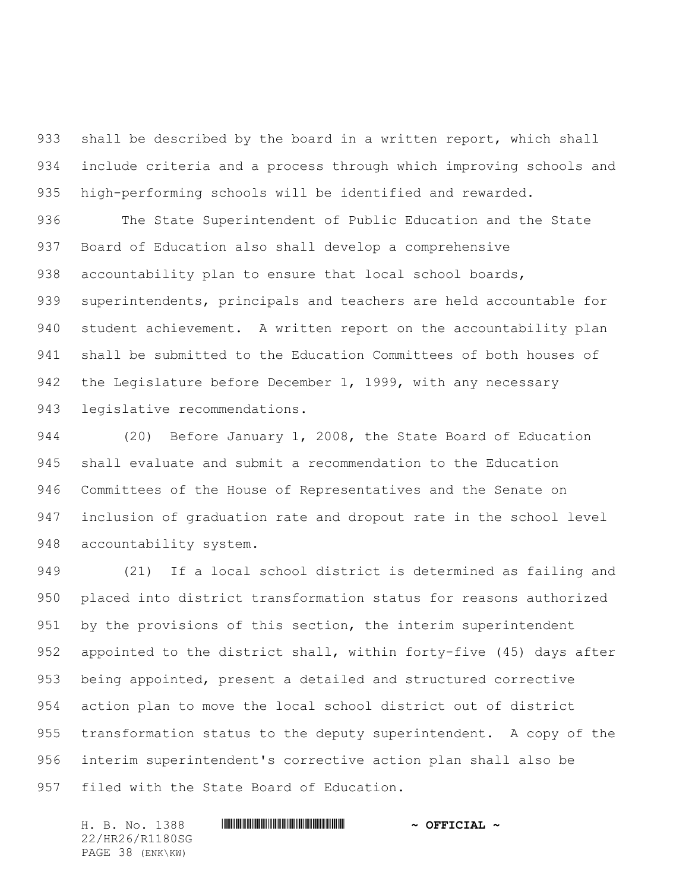shall be described by the board in a written report, which shall include criteria and a process through which improving schools and high-performing schools will be identified and rewarded.

The State Superintendent of Public Education and the State Board of Education also shall develop a comprehensive accountability plan to ensure that local school boards, superintendents, principals and teachers are held accountable for student achievement. A written report on the accountability plan shall be submitted to the Education Committees of both houses of the Legislature before December 1, 1999, with any necessary legislative recommendations.

(20) Before January 1, 2008, the State Board of Education shall evaluate and submit a recommendation to the Education Committees of the House of Representatives and the Senate on inclusion of graduation rate and dropout rate in the school level accountability system.

(21) If a local school district is determined as failing and placed into district transformation status for reasons authorized by the provisions of this section, the interim superintendent appointed to the district shall, within forty-five (45) days after being appointed, present a detailed and structured corrective action plan to move the local school district out of district transformation status to the deputy superintendent. A copy of the interim superintendent's corrective action plan shall also be filed with the State Board of Education.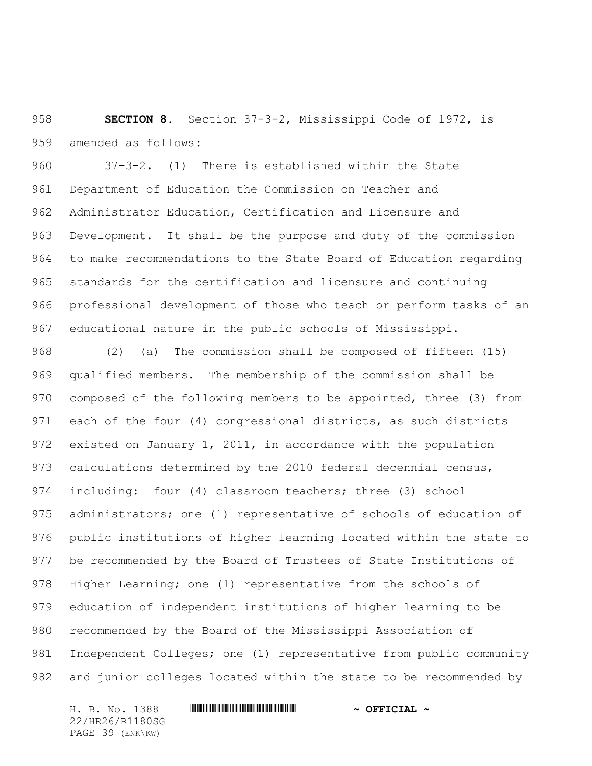**SECTION 8.** Section 37-3-2, Mississippi Code of 1972, is amended as follows:

37-3-2. (1) There is established within the State Department of Education the Commission on Teacher and Administrator Education, Certification and Licensure and Development. It shall be the purpose and duty of the commission to make recommendations to the State Board of Education regarding standards for the certification and licensure and continuing professional development of those who teach or perform tasks of an educational nature in the public schools of Mississippi.

(2) (a) The commission shall be composed of fifteen (15) qualified members. The membership of the commission shall be composed of the following members to be appointed, three (3) from each of the four (4) congressional districts, as such districts existed on January 1, 2011, in accordance with the population calculations determined by the 2010 federal decennial census, including: four (4) classroom teachers; three (3) school administrators; one (1) representative of schools of education of public institutions of higher learning located within the state to be recommended by the Board of Trustees of State Institutions of Higher Learning; one (1) representative from the schools of education of independent institutions of higher learning to be recommended by the Board of the Mississippi Association of Independent Colleges; one (1) representative from public community and junior colleges located within the state to be recommended by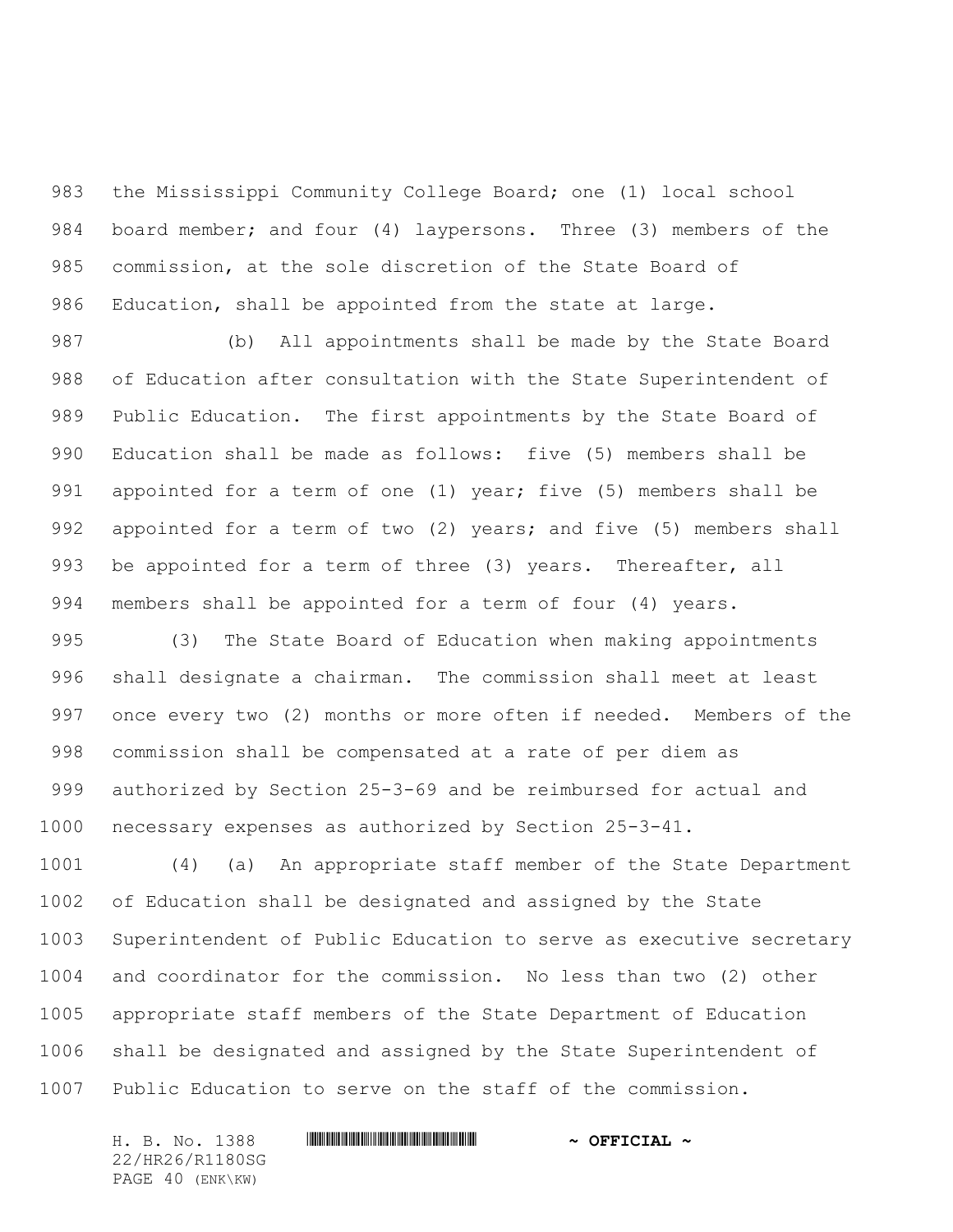the Mississippi Community College Board; one (1) local school board member; and four (4) laypersons. Three (3) members of the commission, at the sole discretion of the State Board of Education, shall be appointed from the state at large.

(b) All appointments shall be made by the State Board of Education after consultation with the State Superintendent of Public Education. The first appointments by the State Board of Education shall be made as follows: five (5) members shall be appointed for a term of one (1) year; five (5) members shall be appointed for a term of two (2) years; and five (5) members shall be appointed for a term of three (3) years. Thereafter, all members shall be appointed for a term of four (4) years.

(3) The State Board of Education when making appointments shall designate a chairman. The commission shall meet at least once every two (2) months or more often if needed. Members of the commission shall be compensated at a rate of per diem as authorized by Section 25-3-69 and be reimbursed for actual and necessary expenses as authorized by Section 25-3-41.

(4) (a) An appropriate staff member of the State Department of Education shall be designated and assigned by the State Superintendent of Public Education to serve as executive secretary and coordinator for the commission. No less than two (2) other appropriate staff members of the State Department of Education shall be designated and assigned by the State Superintendent of Public Education to serve on the staff of the commission.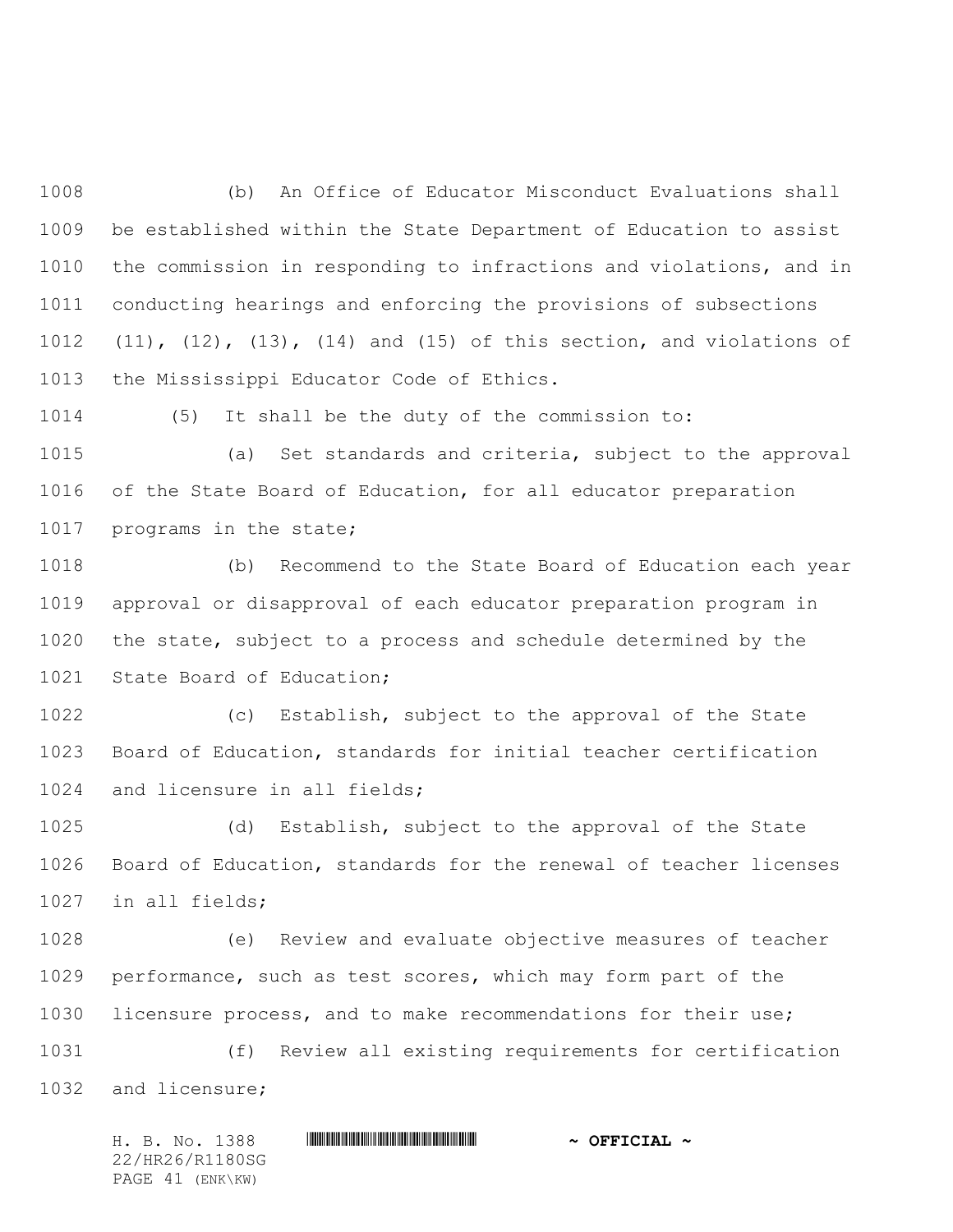(b) An Office of Educator Misconduct Evaluations shall be established within the State Department of Education to assist the commission in responding to infractions and violations, and in conducting hearings and enforcing the provisions of subsections (11), (12), (13), (14) and (15) of this section, and violations of the Mississippi Educator Code of Ethics.

(5) It shall be the duty of the commission to:

(a) Set standards and criteria, subject to the approval of the State Board of Education, for all educator preparation programs in the state;

(b) Recommend to the State Board of Education each year approval or disapproval of each educator preparation program in the state, subject to a process and schedule determined by the State Board of Education;

(c) Establish, subject to the approval of the State Board of Education, standards for initial teacher certification and licensure in all fields;

(d) Establish, subject to the approval of the State Board of Education, standards for the renewal of teacher licenses in all fields;

(e) Review and evaluate objective measures of teacher performance, such as test scores, which may form part of the licensure process, and to make recommendations for their use;

(f) Review all existing requirements for certification and licensure;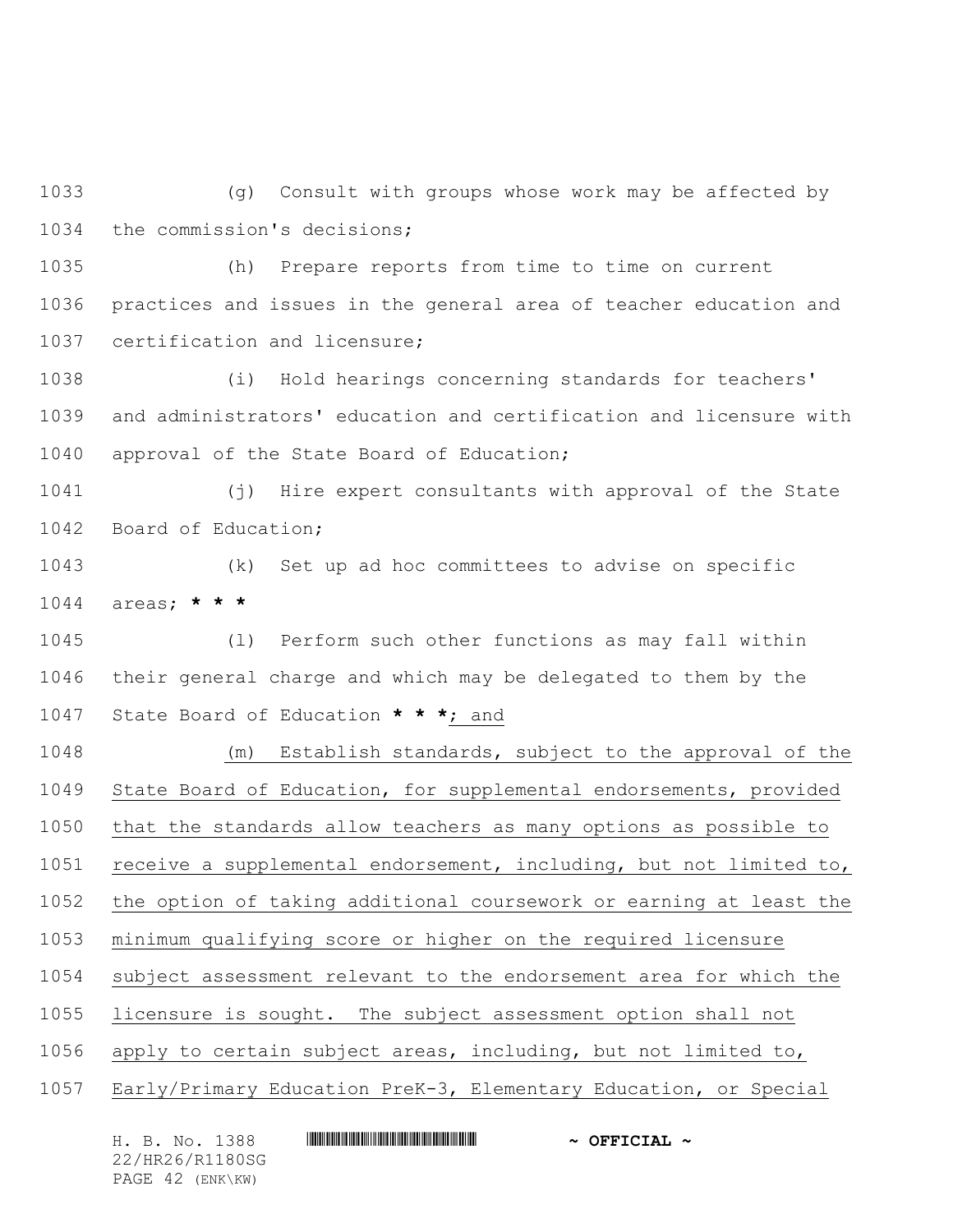(g) Consult with groups whose work may be affected by the commission's decisions;

(h) Prepare reports from time to time on current practices and issues in the general area of teacher education and certification and licensure;

(i) Hold hearings concerning standards for teachers' and administrators' education and certification and licensure with approval of the State Board of Education;

(j) Hire expert consultants with approval of the State Board of Education;

(k) Set up ad hoc committees to advise on specific areas; *** * * ***

(l) Perform such other functions as may fall within their general charge and which may be delegated to them by the State Board of Education *** * * ***<u>; and</u>

<u>(m) Establish standards, subject to the approval of the State Board of Education, for supplemental endorsements, provided that the standards allow teachers as many options as possible to receive a supplemental endorsement, including, but not limited to, the option of taking additional coursework or earning at least the minimum qualifying score or higher on the required licensure subject assessment relevant to the endorsement area for which the licensure is sought. The subject assessment option shall not apply to certain subject areas, including, but not limited to, Early/Primary Education PreK-3, Elementary Education, or Special</u>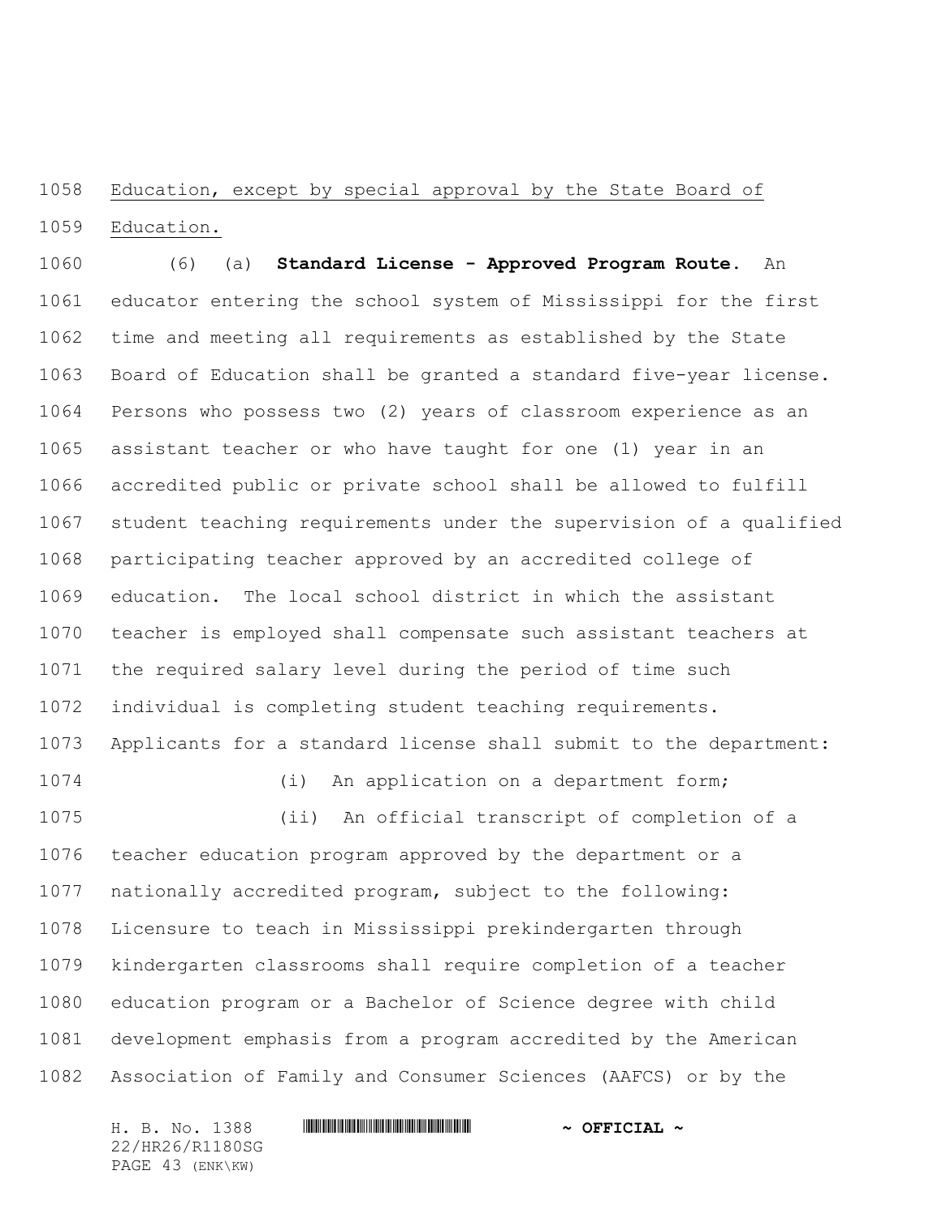Education, except by special approval by the State Board of Education.

(6) (a) **Standard License - Approved Program Route.** An educator entering the school system of Mississippi for the first time and meeting all requirements as established by the State Board of Education shall be granted a standard five-year license. Persons who possess two (2) years of classroom experience as an assistant teacher or who have taught for one (1) year in an accredited public or private school shall be allowed to fulfill student teaching requirements under the supervision of a qualified participating teacher approved by an accredited college of education. The local school district in which the assistant teacher is employed shall compensate such assistant teachers at the required salary level during the period of time such individual is completing student teaching requirements. Applicants for a standard license shall submit to the department:

(i) An application on a department form;

(ii) An official transcript of completion of a teacher education program approved by the department or a nationally accredited program, subject to the following: Licensure to teach in Mississippi prekindergarten through kindergarten classrooms shall require completion of a teacher education program or a Bachelor of Science degree with child development emphasis from a program accredited by the American Association of Family and Consumer Sciences (AAFCS) or by the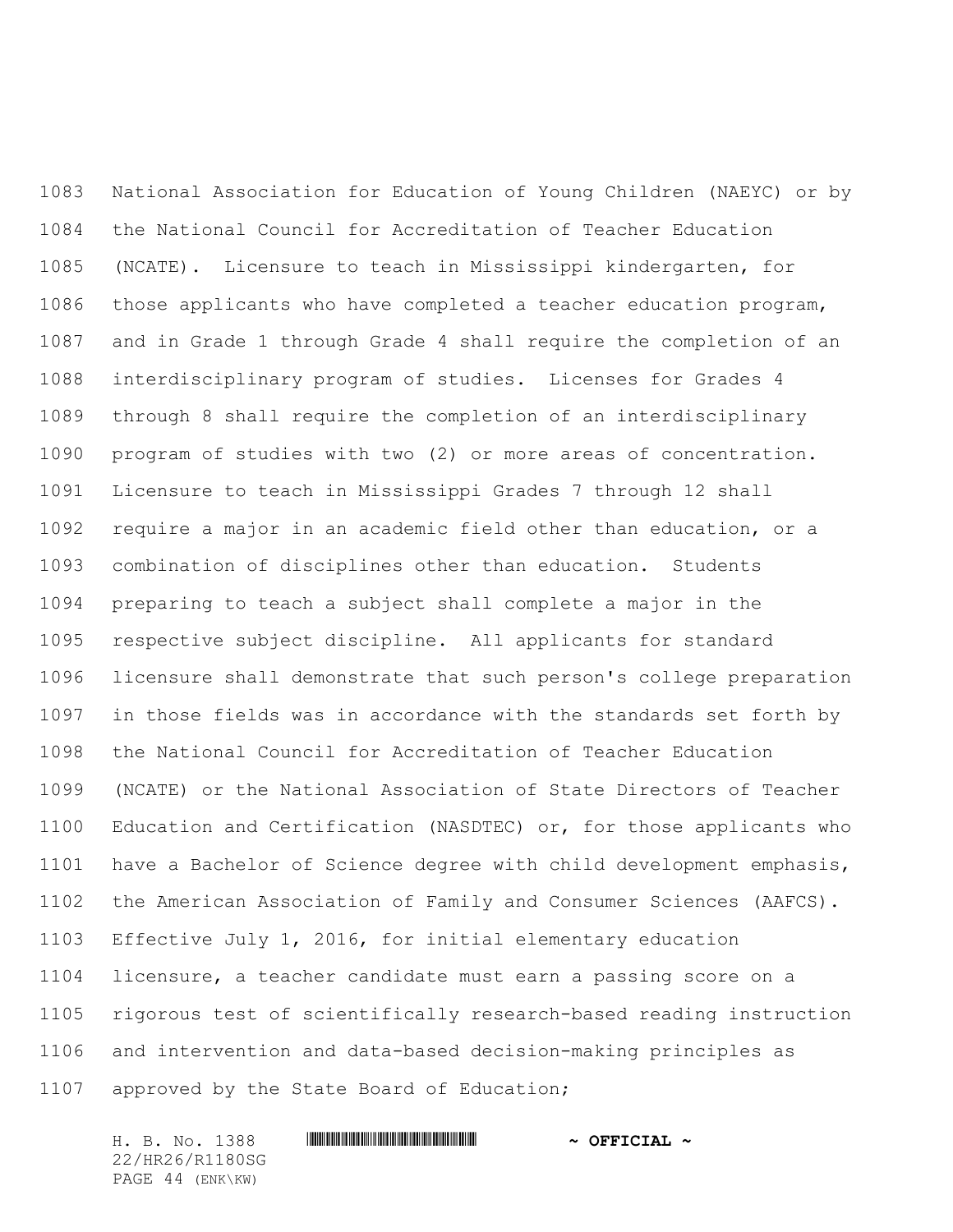National Association for Education of Young Children (NAEYC) or by the National Council for Accreditation of Teacher Education (NCATE). Licensure to teach in Mississippi kindergarten, for those applicants who have completed a teacher education program, and in Grade 1 through Grade 4 shall require the completion of an interdisciplinary program of studies. Licenses for Grades 4 through 8 shall require the completion of an interdisciplinary program of studies with two (2) or more areas of concentration. Licensure to teach in Mississippi Grades 7 through 12 shall require a major in an academic field other than education, or a combination of disciplines other than education. Students preparing to teach a subject shall complete a major in the respective subject discipline. All applicants for standard licensure shall demonstrate that such person's college preparation in those fields was in accordance with the standards set forth by the National Council for Accreditation of Teacher Education (NCATE) or the National Association of State Directors of Teacher Education and Certification (NASDTEC) or, for those applicants who have a Bachelor of Science degree with child development emphasis, the American Association of Family and Consumer Sciences (AAFCS). Effective July 1, 2016, for initial elementary education licensure, a teacher candidate must earn a passing score on a rigorous test of scientifically research-based reading instruction and intervention and data-based decision-making principles as approved by the State Board of Education;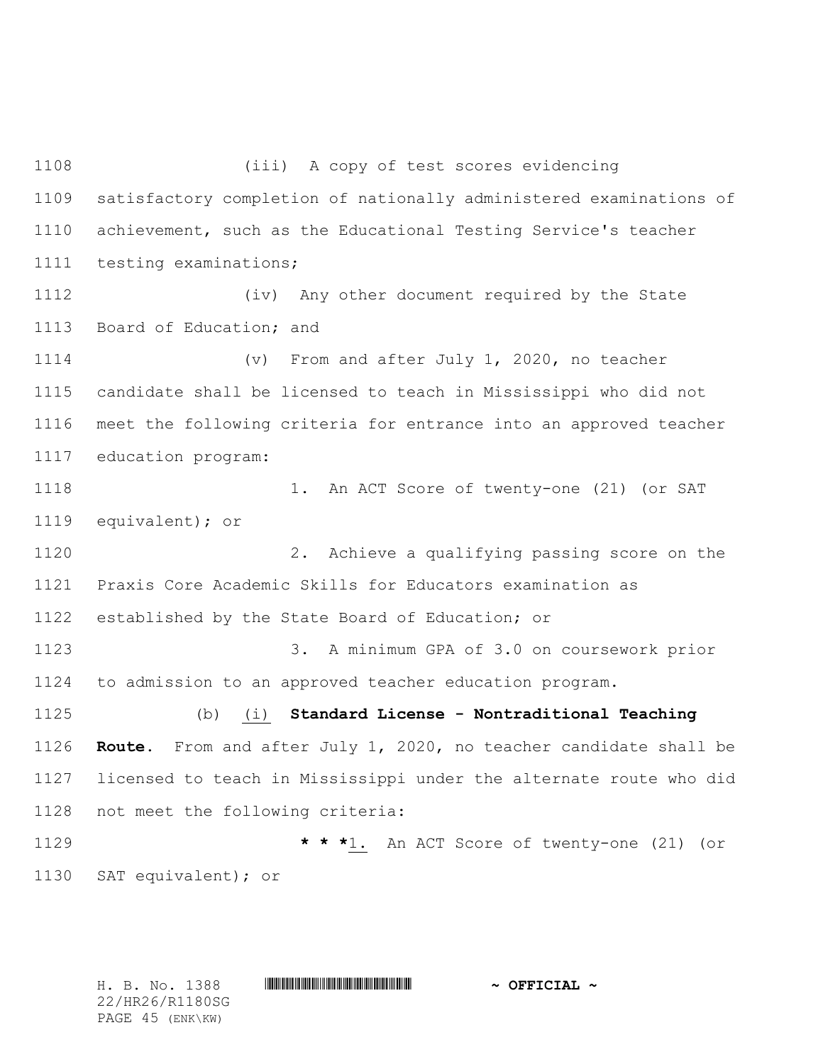(iii) A copy of test scores evidencing satisfactory completion of nationally administered examinations of achievement, such as the Educational Testing Service's teacher testing examinations;

(iv) Any other document required by the State Board of Education; and

(v) From and after July 1, 2020, no teacher candidate shall be licensed to teach in Mississippi who did not meet the following criteria for entrance into an approved teacher education program:

1. An ACT Score of twenty-one (21) (or SAT equivalent); or

2. Achieve a qualifying passing score on the Praxis Core Academic Skills for Educators examination as established by the State Board of Education; or

3. A minimum GPA of 3.0 on coursework prior to admission to an approved teacher education program.

(b) (i) **Standard License - Nontraditional Teaching Route.** From and after July 1, 2020, no teacher candidate shall be licensed to teach in Mississippi under the alternate route who did not meet the following criteria:

* * *1. An ACT Score of twenty-one (21) (or SAT equivalent); or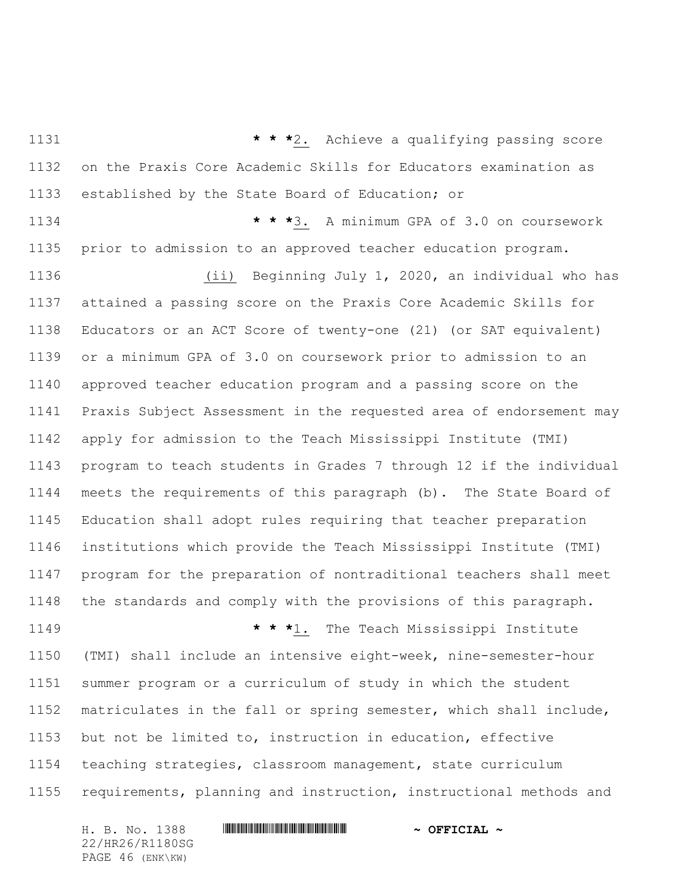* * *2. Achieve a qualifying passing score on the Praxis Core Academic Skills for Educators examination as established by the State Board of Education; or

* * *3. A minimum GPA of 3.0 on coursework prior to admission to an approved teacher education program.

(ii) Beginning July 1, 2020, an individual who has attained a passing score on the Praxis Core Academic Skills for Educators or an ACT Score of twenty-one (21) (or SAT equivalent) or a minimum GPA of 3.0 on coursework prior to admission to an approved teacher education program and a passing score on the Praxis Subject Assessment in the requested area of endorsement may apply for admission to the Teach Mississippi Institute (TMI) program to teach students in Grades 7 through 12 if the individual meets the requirements of this paragraph (b). The State Board of Education shall adopt rules requiring that teacher preparation institutions which provide the Teach Mississippi Institute (TMI) program for the preparation of nontraditional teachers shall meet the standards and comply with the provisions of this paragraph.

* * *1. The Teach Mississippi Institute (TMI) shall include an intensive eight-week, nine-semester-hour summer program or a curriculum of study in which the student matriculates in the fall or spring semester, which shall include, but not be limited to, instruction in education, effective teaching strategies, classroom management, state curriculum requirements, planning and instruction, instructional methods and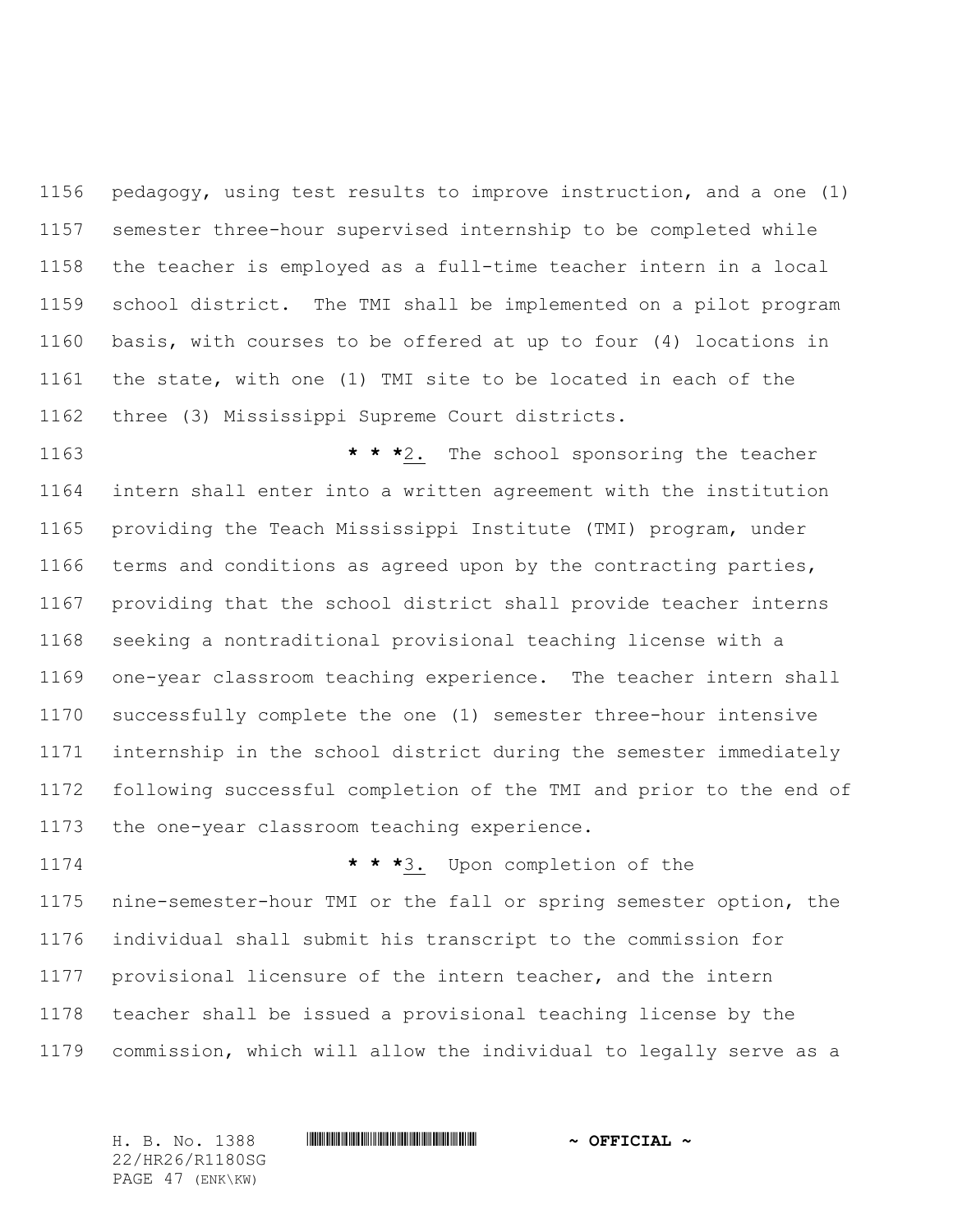pedagogy, using test results to improve instruction, and a one (1) semester three-hour supervised internship to be completed while the teacher is employed as a full-time teacher intern in a local school district. The TMI shall be implemented on a pilot program basis, with courses to be offered at up to four (4) locations in the state, with one (1) TMI site to be located in each of the three (3) Mississippi Supreme Court districts.

*** 2. The school sponsoring the teacher intern shall enter into a written agreement with the institution providing the Teach Mississippi Institute (TMI) program, under terms and conditions as agreed upon by the contracting parties, providing that the school district shall provide teacher interns seeking a nontraditional provisional teaching license with a one-year classroom teaching experience. The teacher intern shall successfully complete the one (1) semester three-hour intensive internship in the school district during the semester immediately following successful completion of the TMI and prior to the end of the one-year classroom teaching experience.

*** 3. Upon completion of the nine-semester-hour TMI or the fall or spring semester option, the individual shall submit his transcript to the commission for provisional licensure of the intern teacher, and the intern teacher shall be issued a provisional teaching license by the commission, which will allow the individual to legally serve as a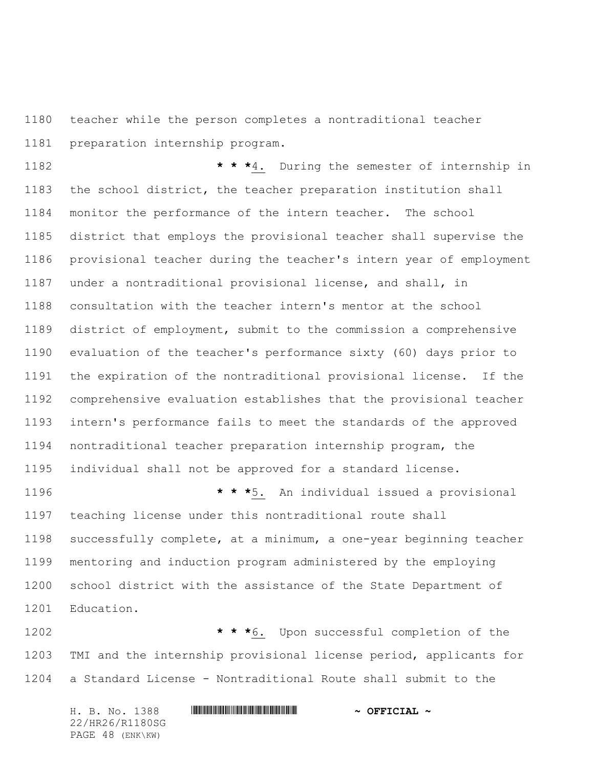teacher while the person completes a nontraditional teacher preparation internship program.

* * *4. During the semester of internship in the school district, the teacher preparation institution shall monitor the performance of the intern teacher. The school district that employs the provisional teacher shall supervise the provisional teacher during the teacher's intern year of employment under a nontraditional provisional license, and shall, in consultation with the teacher intern's mentor at the school district of employment, submit to the commission a comprehensive evaluation of the teacher's performance sixty (60) days prior to the expiration of the nontraditional provisional license. If the comprehensive evaluation establishes that the provisional teacher intern's performance fails to meet the standards of the approved nontraditional teacher preparation internship program, the individual shall not be approved for a standard license.

* * *5. An individual issued a provisional teaching license under this nontraditional route shall successfully complete, at a minimum, a one-year beginning teacher mentoring and induction program administered by the employing school district with the assistance of the State Department of Education.

* * *6. Upon successful completion of the TMI and the internship provisional license period, applicants for a Standard License - Nontraditional Route shall submit to the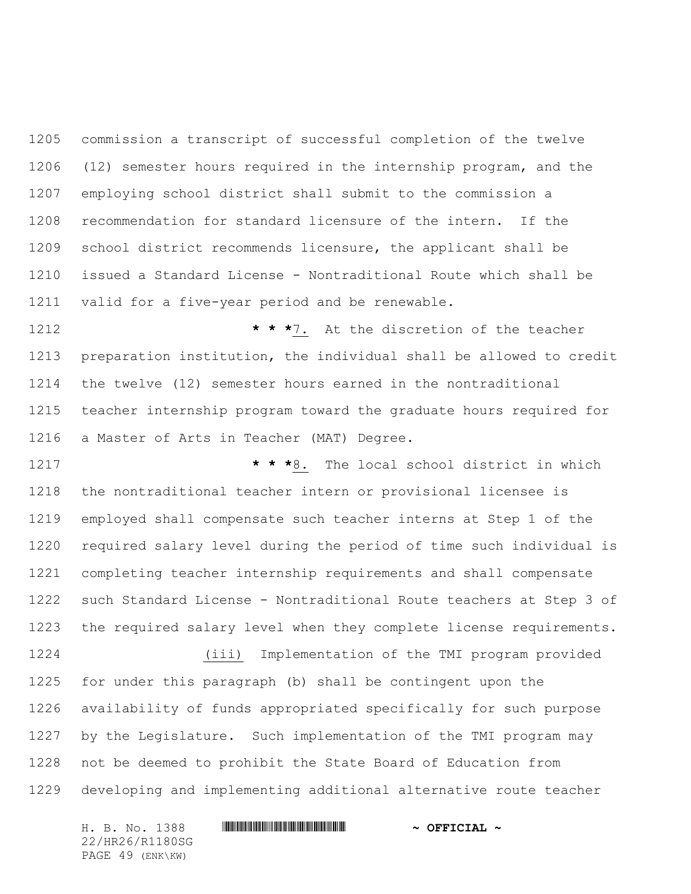commission a transcript of successful completion of the twelve (12) semester hours required in the internship program, and the employing school district shall submit to the commission a recommendation for standard licensure of the intern. If the school district recommends licensure, the applicant shall be issued a Standard License - Nontraditional Route which shall be valid for a five-year period and be renewable.

**\* \* \***7. At the discretion of the teacher preparation institution, the individual shall be allowed to credit the twelve (12) semester hours earned in the nontraditional teacher internship program toward the graduate hours required for a Master of Arts in Teacher (MAT) Degree.

**\* \* \***8. The local school district in which the nontraditional teacher intern or provisional licensee is employed shall compensate such teacher interns at Step 1 of the required salary level during the period of time such individual is completing teacher internship requirements and shall compensate such Standard License - Nontraditional Route teachers at Step 3 of the required salary level when they complete license requirements.

(iii) Implementation of the TMI program provided for under this paragraph (b) shall be contingent upon the availability of funds appropriated specifically for such purpose by the Legislature. Such implementation of the TMI program may not be deemed to prohibit the State Board of Education from developing and implementing additional alternative route teacher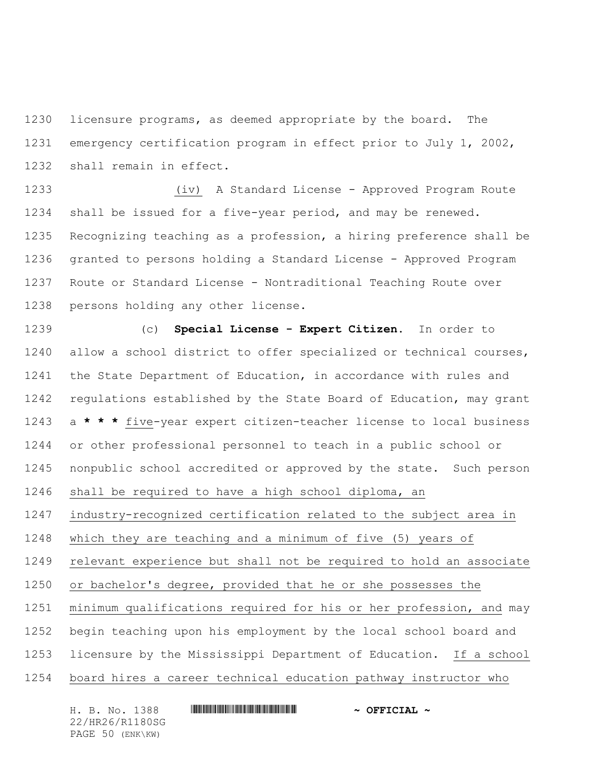licensure programs, as deemed appropriate by the board. The emergency certification program in effect prior to July 1, 2002, shall remain in effect.

(iv) A Standard License - Approved Program Route shall be issued for a five-year period, and may be renewed. Recognizing teaching as a profession, a hiring preference shall be granted to persons holding a Standard License - Approved Program Route or Standard License - Nontraditional Teaching Route over persons holding any other license.

(c) **Special License - Expert Citizen.** In order to allow a school district to offer specialized or technical courses, the State Department of Education, in accordance with rules and regulations established by the State Board of Education, may grant a * * * five-year expert citizen-teacher license to local business or other professional personnel to teach in a public school or nonpublic school accredited or approved by the state. Such person shall be required to have a high school diploma, an industry-recognized certification related to the subject area in which they are teaching and a minimum of five (5) years of relevant experience but shall not be required to hold an associate or bachelor's degree, provided that he or she possesses the minimum qualifications required for his or her profession, and may begin teaching upon his employment by the local school board and licensure by the Mississippi Department of Education. If a school board hires a career technical education pathway instructor who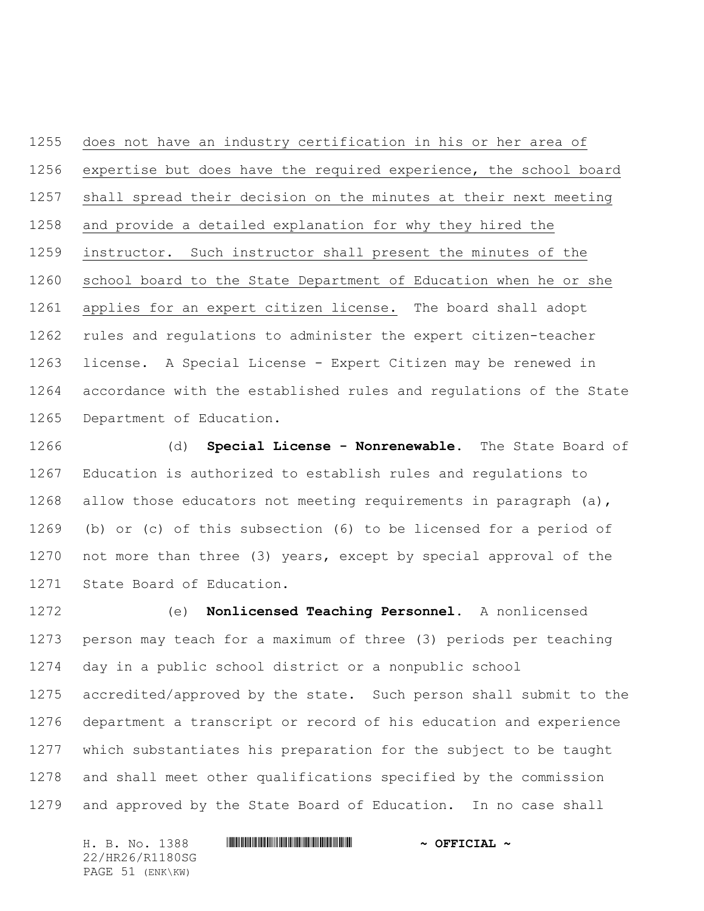does not have an industry certification in his or her area of expertise but does have the required experience, the school board shall spread their decision on the minutes at their next meeting and provide a detailed explanation for why they hired the instructor. Such instructor shall present the minutes of the school board to the State Department of Education when he or she applies for an expert citizen license. The board shall adopt rules and regulations to administer the expert citizen-teacher license. A Special License - Expert Citizen may be renewed in accordance with the established rules and regulations of the State Department of Education.

(d) **Special License - Nonrenewable.** The State Board of Education is authorized to establish rules and regulations to allow those educators not meeting requirements in paragraph (a), (b) or (c) of this subsection (6) to be licensed for a period of not more than three (3) years, except by special approval of the State Board of Education.

(e) **Nonlicensed Teaching Personnel.** A nonlicensed person may teach for a maximum of three (3) periods per teaching day in a public school district or a nonpublic school accredited/approved by the state. Such person shall submit to the department a transcript or record of his education and experience which substantiates his preparation for the subject to be taught and shall meet other qualifications specified by the commission and approved by the State Board of Education. In no case shall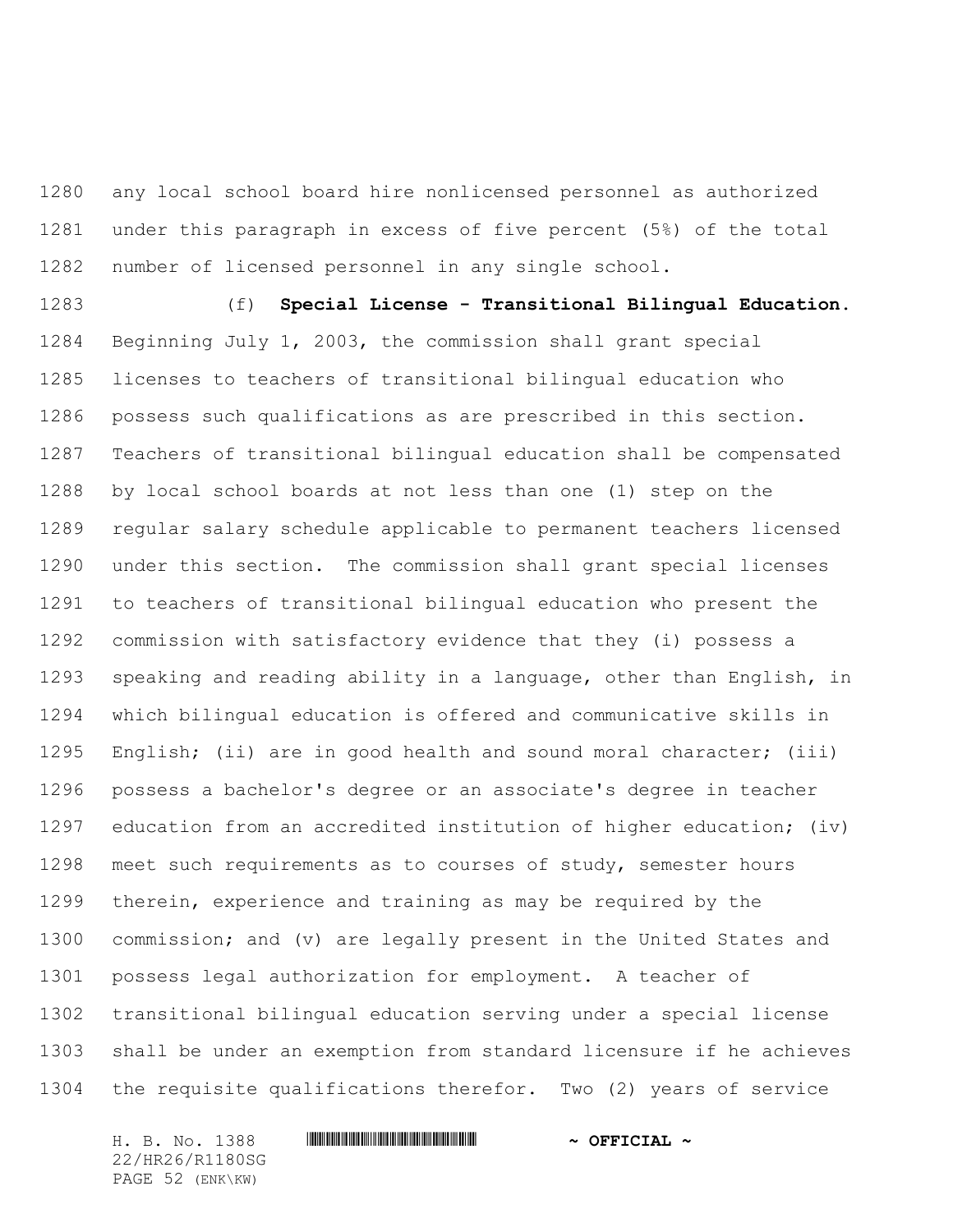any local school board hire nonlicensed personnel as authorized under this paragraph in excess of five percent (5%) of the total number of licensed personnel in any single school.

(f) **Special License - Transitional Bilingual Education.** Beginning July 1, 2003, the commission shall grant special licenses to teachers of transitional bilingual education who possess such qualifications as are prescribed in this section. Teachers of transitional bilingual education shall be compensated by local school boards at not less than one (1) step on the regular salary schedule applicable to permanent teachers licensed under this section. The commission shall grant special licenses to teachers of transitional bilingual education who present the commission with satisfactory evidence that they (i) possess a speaking and reading ability in a language, other than English, in which bilingual education is offered and communicative skills in English; (ii) are in good health and sound moral character; (iii) possess a bachelor's degree or an associate's degree in teacher education from an accredited institution of higher education; (iv) meet such requirements as to courses of study, semester hours therein, experience and training as may be required by the commission; and (v) are legally present in the United States and possess legal authorization for employment. A teacher of transitional bilingual education serving under a special license shall be under an exemption from standard licensure if he achieves the requisite qualifications therefor. Two (2) years of service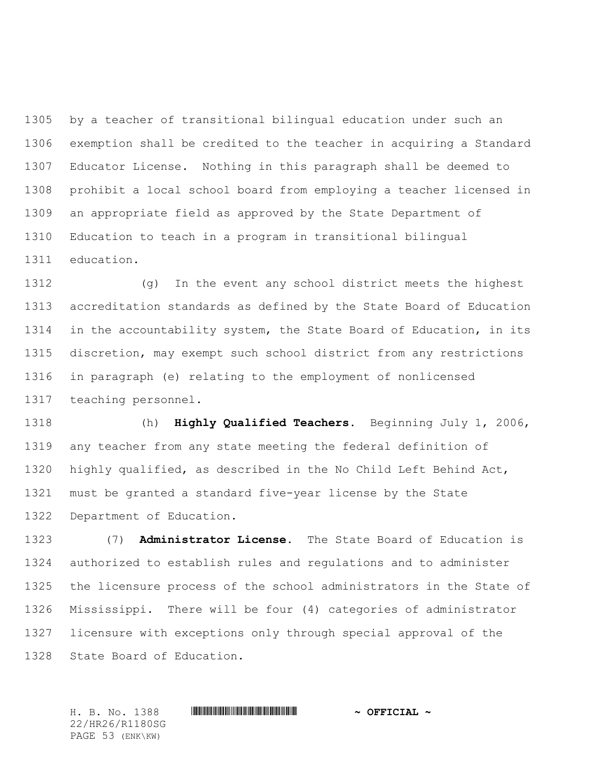by a teacher of transitional bilingual education under such an exemption shall be credited to the teacher in acquiring a Standard Educator License. Nothing in this paragraph shall be deemed to prohibit a local school board from employing a teacher licensed in an appropriate field as approved by the State Department of Education to teach in a program in transitional bilingual education.

(g) In the event any school district meets the highest accreditation standards as defined by the State Board of Education in the accountability system, the State Board of Education, in its discretion, may exempt such school district from any restrictions in paragraph (e) relating to the employment of nonlicensed teaching personnel.

(h) **Highly Qualified Teachers.** Beginning July 1, 2006, any teacher from any state meeting the federal definition of highly qualified, as described in the No Child Left Behind Act, must be granted a standard five-year license by the State Department of Education.

(7) **Administrator License.** The State Board of Education is authorized to establish rules and regulations and to administer the licensure process of the school administrators in the State of Mississippi. There will be four (4) categories of administrator licensure with exceptions only through special approval of the State Board of Education.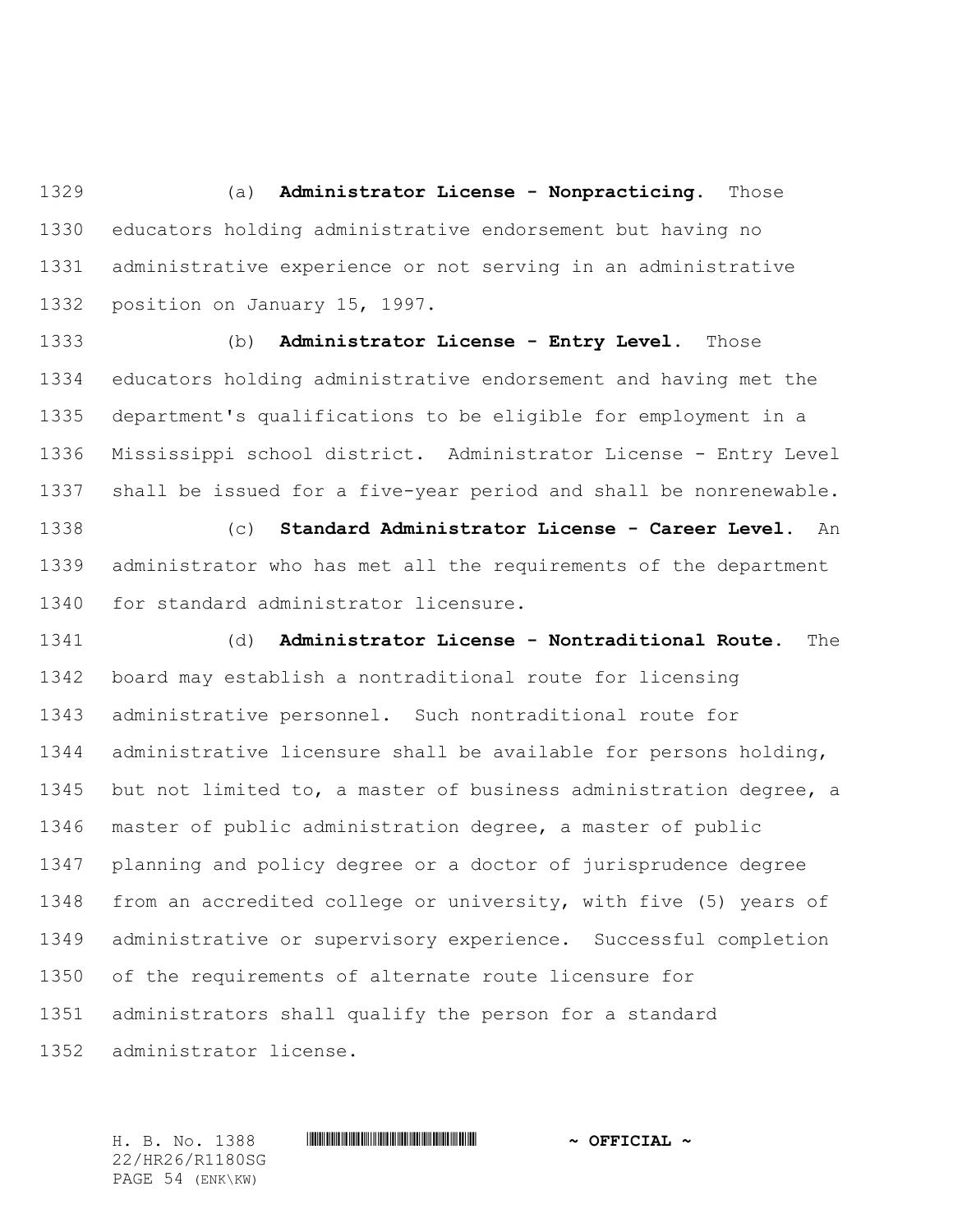(a) **Administrator License - Nonpracticing.** Those educators holding administrative endorsement but having no administrative experience or not serving in an administrative position on January 15, 1997.

(b) **Administrator License - Entry Level.** Those educators holding administrative endorsement and having met the department's qualifications to be eligible for employment in a Mississippi school district. Administrator License - Entry Level shall be issued for a five-year period and shall be nonrenewable.

(c) **Standard Administrator License - Career Level.** An administrator who has met all the requirements of the department for standard administrator licensure.

(d) **Administrator License - Nontraditional Route.** The board may establish a nontraditional route for licensing administrative personnel. Such nontraditional route for administrative licensure shall be available for persons holding, but not limited to, a master of business administration degree, a master of public administration degree, a master of public planning and policy degree or a doctor of jurisprudence degree from an accredited college or university, with five (5) years of administrative or supervisory experience. Successful completion of the requirements of alternate route licensure for administrators shall qualify the person for a standard administrator license.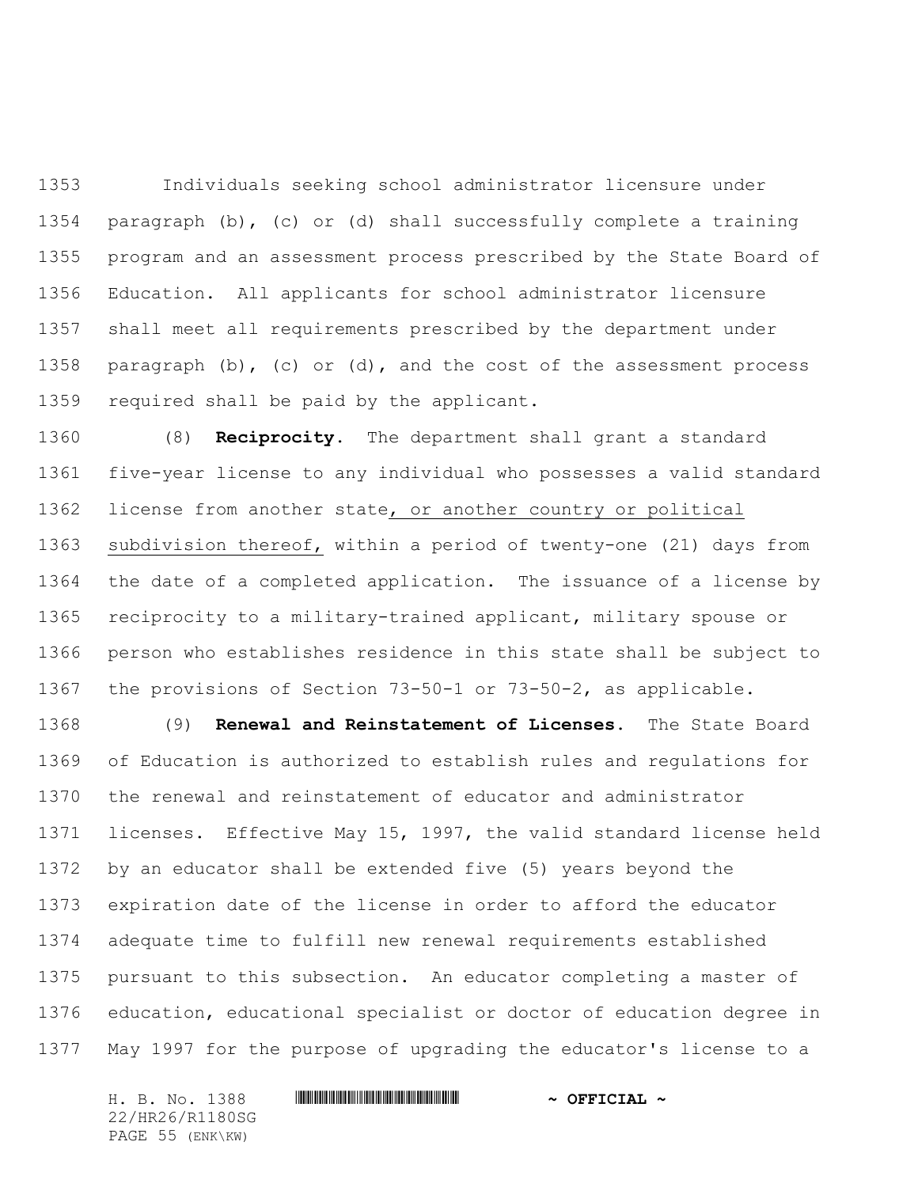Individuals seeking school administrator licensure under paragraph (b), (c) or (d) shall successfully complete a training program and an assessment process prescribed by the State Board of Education. All applicants for school administrator licensure shall meet all requirements prescribed by the department under paragraph (b), (c) or (d), and the cost of the assessment process required shall be paid by the applicant.

(8) **Reciprocity**. The department shall grant a standard five-year license to any individual who possesses a valid standard license from another state<u>, or another country or political subdivision thereof,</u> within a period of twenty-one (21) days from the date of a completed application. The issuance of a license by reciprocity to a military-trained applicant, military spouse or person who establishes residence in this state shall be subject to the provisions of Section 73-50-1 or 73-50-2, as applicable.

(9) **Renewal and Reinstatement of Licenses.** The State Board of Education is authorized to establish rules and regulations for the renewal and reinstatement of educator and administrator licenses. Effective May 15, 1997, the valid standard license held by an educator shall be extended five (5) years beyond the expiration date of the license in order to afford the educator adequate time to fulfill new renewal requirements established pursuant to this subsection. An educator completing a master of education, educational specialist or doctor of education degree in May 1997 for the purpose of upgrading the educator's license to a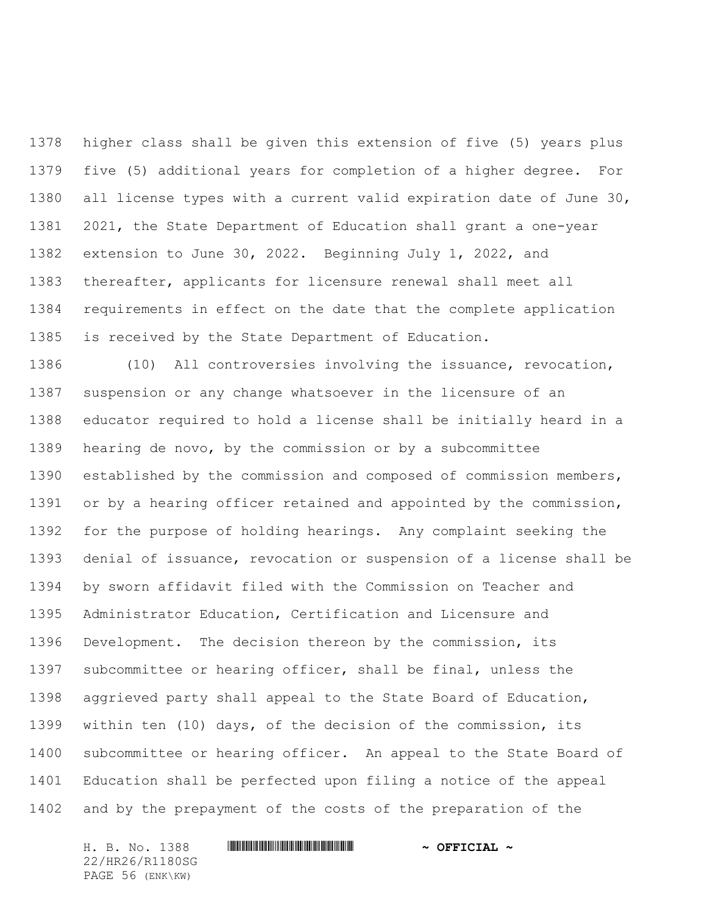higher class shall be given this extension of five (5) years plus five (5) additional years for completion of a higher degree. For all license types with a current valid expiration date of June 30, 2021, the State Department of Education shall grant a one-year extension to June 30, 2022. Beginning July 1, 2022, and thereafter, applicants for licensure renewal shall meet all requirements in effect on the date that the complete application is received by the State Department of Education.

(10) All controversies involving the issuance, revocation, suspension or any change whatsoever in the licensure of an educator required to hold a license shall be initially heard in a hearing de novo, by the commission or by a subcommittee established by the commission and composed of commission members, or by a hearing officer retained and appointed by the commission, for the purpose of holding hearings. Any complaint seeking the denial of issuance, revocation or suspension of a license shall be by sworn affidavit filed with the Commission on Teacher and Administrator Education, Certification and Licensure and Development. The decision thereon by the commission, its subcommittee or hearing officer, shall be final, unless the aggrieved party shall appeal to the State Board of Education, within ten (10) days, of the decision of the commission, its subcommittee or hearing officer. An appeal to the State Board of Education shall be perfected upon filing a notice of the appeal and by the prepayment of the costs of the preparation of the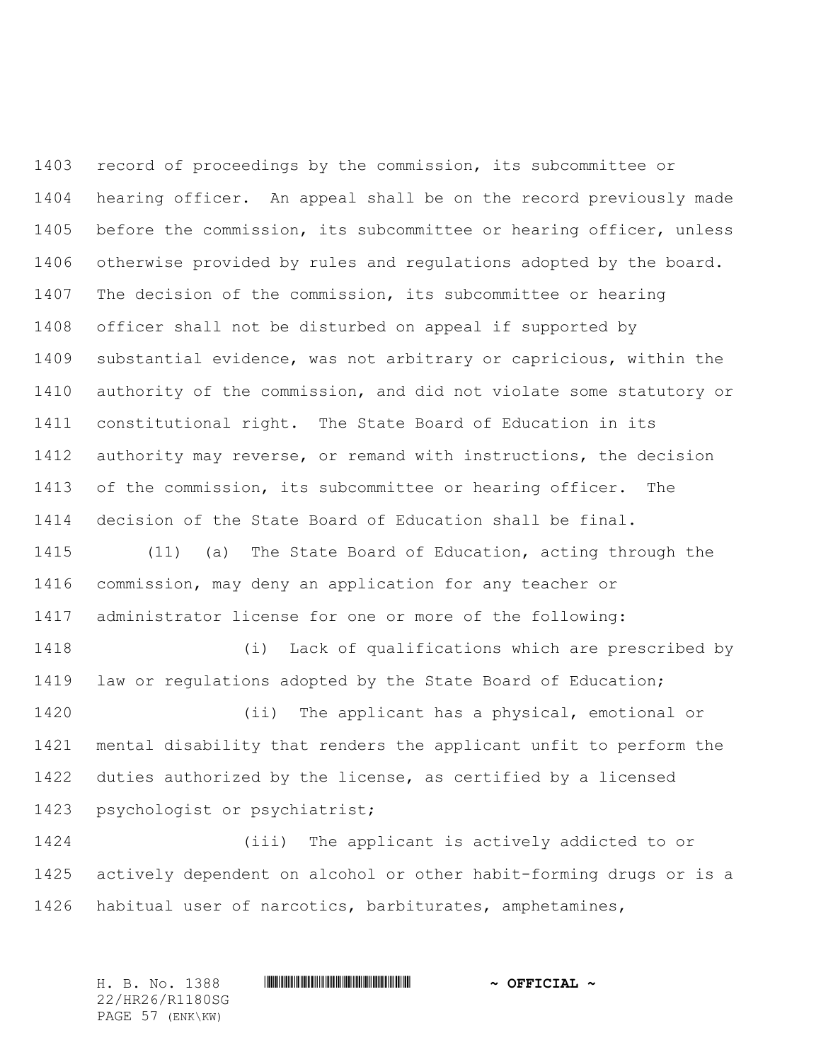record of proceedings by the commission, its subcommittee or hearing officer. An appeal shall be on the record previously made before the commission, its subcommittee or hearing officer, unless otherwise provided by rules and regulations adopted by the board. The decision of the commission, its subcommittee or hearing officer shall not be disturbed on appeal if supported by substantial evidence, was not arbitrary or capricious, within the authority of the commission, and did not violate some statutory or constitutional right. The State Board of Education in its authority may reverse, or remand with instructions, the decision of the commission, its subcommittee or hearing officer. The decision of the State Board of Education shall be final.

(11) (a) The State Board of Education, acting through the commission, may deny an application for any teacher or administrator license for one or more of the following:

(i) Lack of qualifications which are prescribed by law or regulations adopted by the State Board of Education;

(ii) The applicant has a physical, emotional or mental disability that renders the applicant unfit to perform the duties authorized by the license, as certified by a licensed psychologist or psychiatrist;

(iii) The applicant is actively addicted to or actively dependent on alcohol or other habit-forming drugs or is a habitual user of narcotics, barbiturates, amphetamines,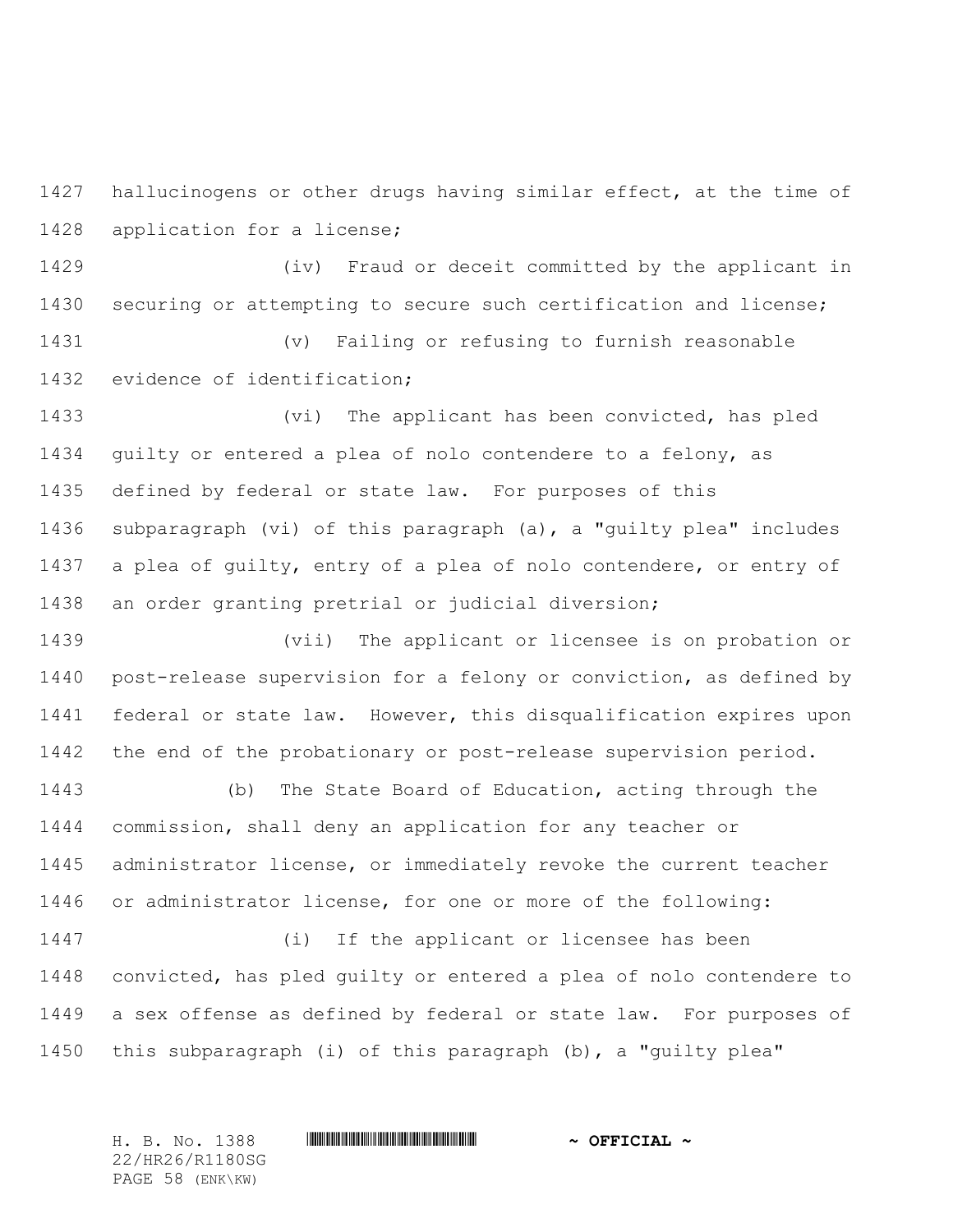hallucinogens or other drugs having similar effect, at the time of application for a license;

(iv) Fraud or deceit committed by the applicant in securing or attempting to secure such certification and license;

(v) Failing or refusing to furnish reasonable evidence of identification;

(vi) The applicant has been convicted, has pled guilty or entered a plea of nolo contendere to a felony, as defined by federal or state law. For purposes of this subparagraph (vi) of this paragraph (a), a "guilty plea" includes a plea of guilty, entry of a plea of nolo contendere, or entry of an order granting pretrial or judicial diversion;

(vii) The applicant or licensee is on probation or post-release supervision for a felony or conviction, as defined by federal or state law. However, this disqualification expires upon the end of the probationary or post-release supervision period.

(b) The State Board of Education, acting through the commission, shall deny an application for any teacher or administrator license, or immediately revoke the current teacher or administrator license, for one or more of the following:

(i) If the applicant or licensee has been convicted, has pled guilty or entered a plea of nolo contendere to a sex offense as defined by federal or state law. For purposes of this subparagraph (i) of this paragraph (b), a "guilty plea"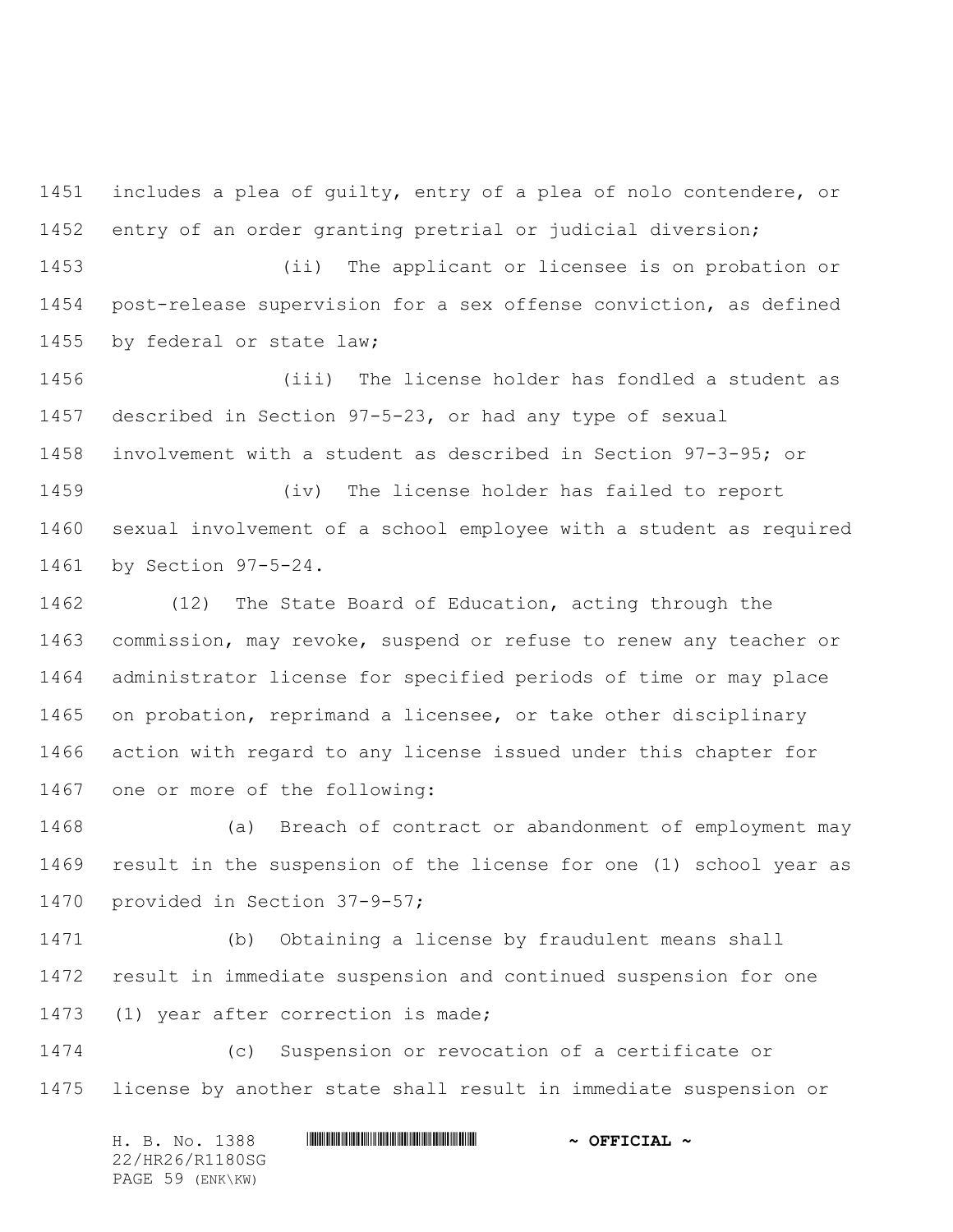includes a plea of guilty, entry of a plea of nolo contendere, or entry of an order granting pretrial or judicial diversion;

(ii) The applicant or licensee is on probation or post-release supervision for a sex offense conviction, as defined by federal or state law;

(iii) The license holder has fondled a student as described in Section 97-5-23, or had any type of sexual involvement with a student as described in Section 97-3-95; or

(iv) The license holder has failed to report sexual involvement of a school employee with a student as required by Section 97-5-24.

(12) The State Board of Education, acting through the commission, may revoke, suspend or refuse to renew any teacher or administrator license for specified periods of time or may place on probation, reprimand a licensee, or take other disciplinary action with regard to any license issued under this chapter for one or more of the following:

(a) Breach of contract or abandonment of employment may result in the suspension of the license for one (1) school year as provided in Section 37-9-57;

(b) Obtaining a license by fraudulent means shall result in immediate suspension and continued suspension for one (1) year after correction is made;

(c) Suspension or revocation of a certificate or license by another state shall result in immediate suspension or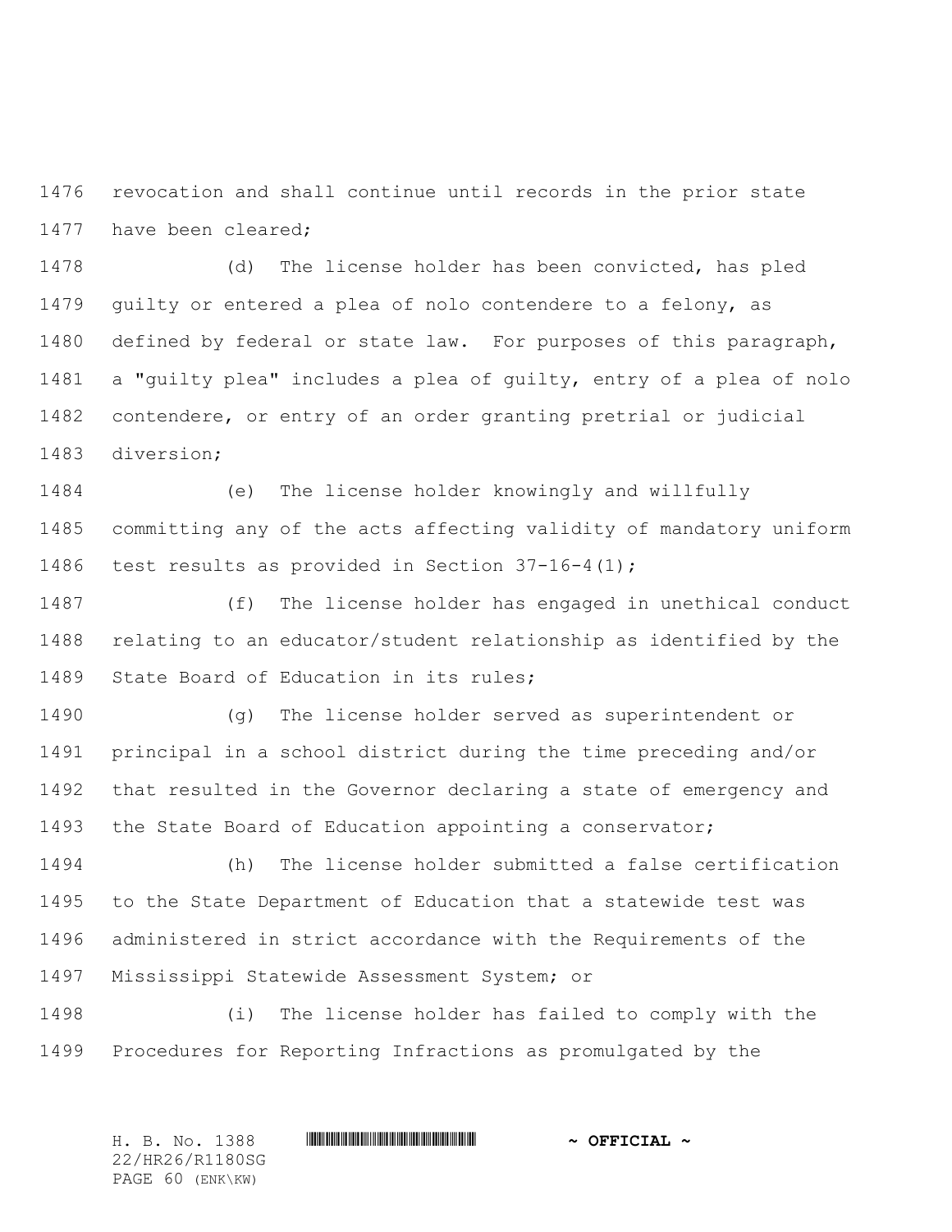revocation and shall continue until records in the prior state have been cleared;

(d) The license holder has been convicted, has pled guilty or entered a plea of nolo contendere to a felony, as defined by federal or state law. For purposes of this paragraph, a "guilty plea" includes a plea of guilty, entry of a plea of nolo contendere, or entry of an order granting pretrial or judicial diversion;

(e) The license holder knowingly and willfully committing any of the acts affecting validity of mandatory uniform test results as provided in Section 37-16-4(1);

(f) The license holder has engaged in unethical conduct relating to an educator/student relationship as identified by the State Board of Education in its rules;

(g) The license holder served as superintendent or principal in a school district during the time preceding and/or that resulted in the Governor declaring a state of emergency and the State Board of Education appointing a conservator;

(h) The license holder submitted a false certification to the State Department of Education that a statewide test was administered in strict accordance with the Requirements of the Mississippi Statewide Assessment System; or

(i) The license holder has failed to comply with the Procedures for Reporting Infractions as promulgated by the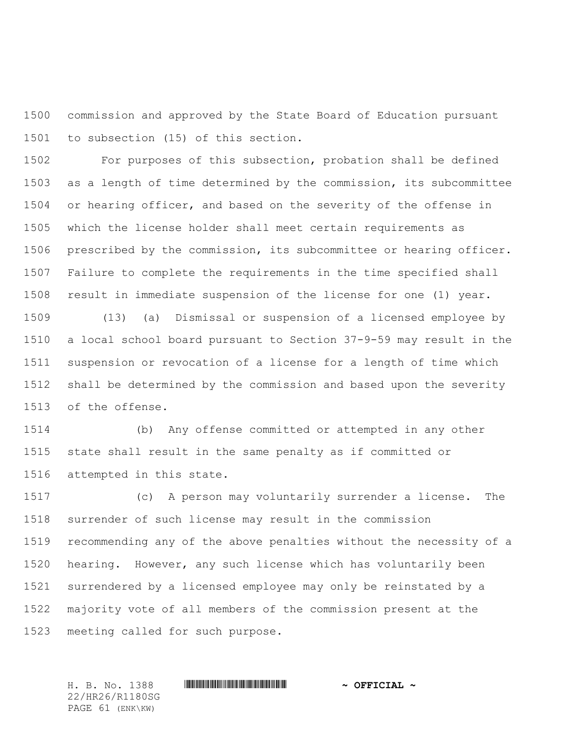commission and approved by the State Board of Education pursuant to subsection (15) of this section.

For purposes of this subsection, probation shall be defined as a length of time determined by the commission, its subcommittee or hearing officer, and based on the severity of the offense in which the license holder shall meet certain requirements as prescribed by the commission, its subcommittee or hearing officer. Failure to complete the requirements in the time specified shall result in immediate suspension of the license for one (1) year.

(13) (a) Dismissal or suspension of a licensed employee by a local school board pursuant to Section 37-9-59 may result in the suspension or revocation of a license for a length of time which shall be determined by the commission and based upon the severity of the offense.

(b) Any offense committed or attempted in any other state shall result in the same penalty as if committed or attempted in this state.

(c) A person may voluntarily surrender a license. The surrender of such license may result in the commission recommending any of the above penalties without the necessity of a hearing. However, any such license which has voluntarily been surrendered by a licensed employee may only be reinstated by a majority vote of all members of the commission present at the meeting called for such purpose.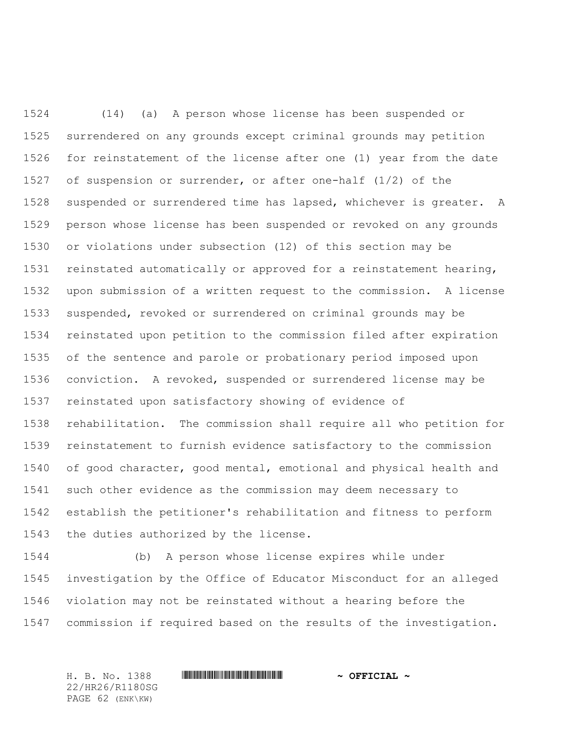(14) (a) A person whose license has been suspended or surrendered on any grounds except criminal grounds may petition for reinstatement of the license after one (1) year from the date of suspension or surrender, or after one-half (1/2) of the suspended or surrendered time has lapsed, whichever is greater. A person whose license has been suspended or revoked on any grounds or violations under subsection (12) of this section may be reinstated automatically or approved for a reinstatement hearing, upon submission of a written request to the commission. A license suspended, revoked or surrendered on criminal grounds may be reinstated upon petition to the commission filed after expiration of the sentence and parole or probationary period imposed upon conviction. A revoked, suspended or surrendered license may be reinstated upon satisfactory showing of evidence of rehabilitation. The commission shall require all who petition for reinstatement to furnish evidence satisfactory to the commission of good character, good mental, emotional and physical health and such other evidence as the commission may deem necessary to establish the petitioner's rehabilitation and fitness to perform the duties authorized by the license.

(b) A person whose license expires while under investigation by the Office of Educator Misconduct for an alleged violation may not be reinstated without a hearing before the commission if required based on the results of the investigation.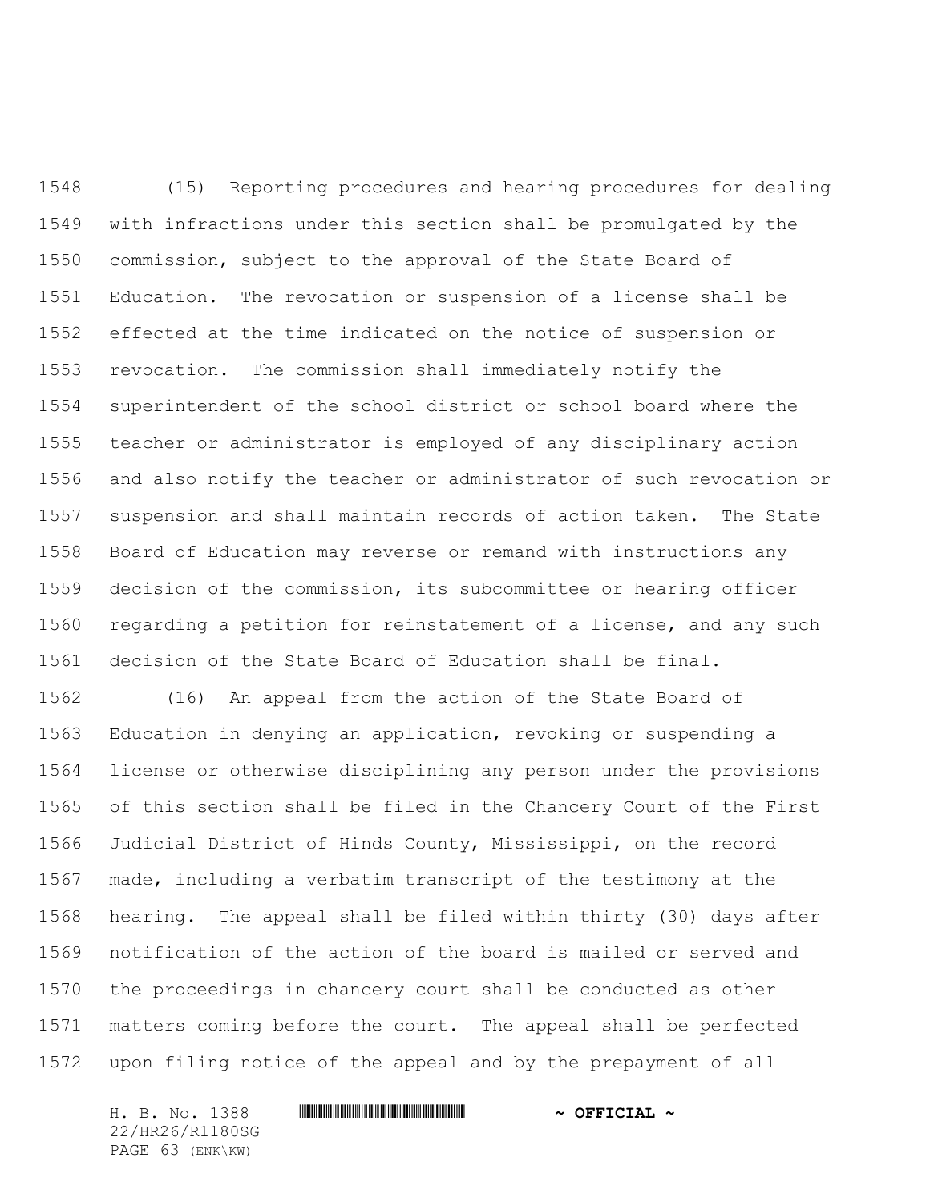(15) Reporting procedures and hearing procedures for dealing with infractions under this section shall be promulgated by the commission, subject to the approval of the State Board of Education. The revocation or suspension of a license shall be effected at the time indicated on the notice of suspension or revocation. The commission shall immediately notify the superintendent of the school district or school board where the teacher or administrator is employed of any disciplinary action and also notify the teacher or administrator of such revocation or suspension and shall maintain records of action taken. The State Board of Education may reverse or remand with instructions any decision of the commission, its subcommittee or hearing officer regarding a petition for reinstatement of a license, and any such decision of the State Board of Education shall be final.

(16) An appeal from the action of the State Board of Education in denying an application, revoking or suspending a license or otherwise disciplining any person under the provisions of this section shall be filed in the Chancery Court of the First Judicial District of Hinds County, Mississippi, on the record made, including a verbatim transcript of the testimony at the hearing. The appeal shall be filed within thirty (30) days after notification of the action of the board is mailed or served and the proceedings in chancery court shall be conducted as other matters coming before the court. The appeal shall be perfected upon filing notice of the appeal and by the prepayment of all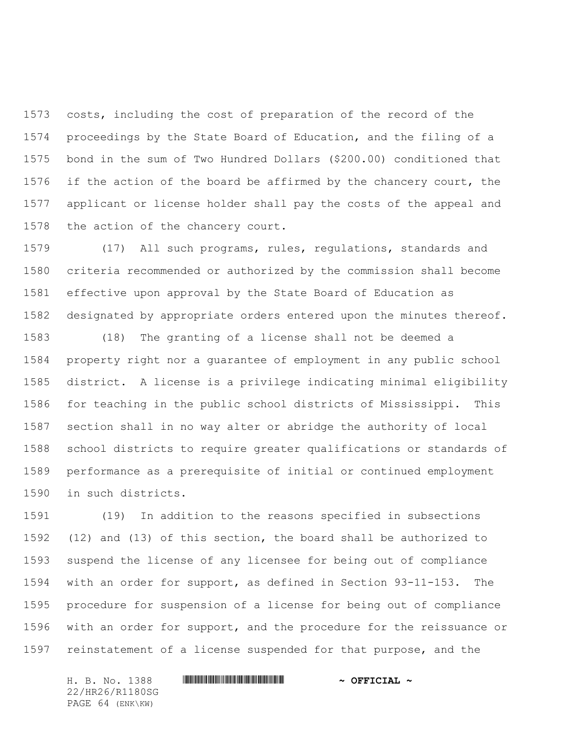costs, including the cost of preparation of the record of the proceedings by the State Board of Education, and the filing of a bond in the sum of Two Hundred Dollars ($200.00) conditioned that if the action of the board be affirmed by the chancery court, the applicant or license holder shall pay the costs of the appeal and the action of the chancery court.

(17) All such programs, rules, regulations, standards and criteria recommended or authorized by the commission shall become effective upon approval by the State Board of Education as designated by appropriate orders entered upon the minutes thereof.

(18) The granting of a license shall not be deemed a property right nor a guarantee of employment in any public school district. A license is a privilege indicating minimal eligibility for teaching in the public school districts of Mississippi. This section shall in no way alter or abridge the authority of local school districts to require greater qualifications or standards of performance as a prerequisite of initial or continued employment in such districts.

(19) In addition to the reasons specified in subsections (12) and (13) of this section, the board shall be authorized to suspend the license of any licensee for being out of compliance with an order for support, as defined in Section 93-11-153. The procedure for suspension of a license for being out of compliance with an order for support, and the procedure for the reissuance or reinstatement of a license suspended for that purpose, and the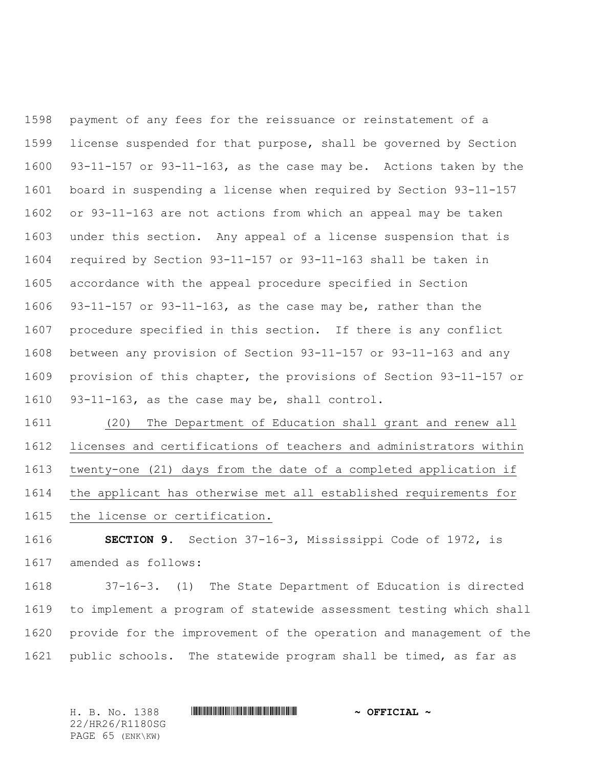payment of any fees for the reissuance or reinstatement of a license suspended for that purpose, shall be governed by Section 93-11-157 or 93-11-163, as the case may be. Actions taken by the board in suspending a license when required by Section 93-11-157 or 93-11-163 are not actions from which an appeal may be taken under this section. Any appeal of a license suspension that is required by Section 93-11-157 or 93-11-163 shall be taken in accordance with the appeal procedure specified in Section 93-11-157 or 93-11-163, as the case may be, rather than the procedure specified in this section. If there is any conflict between any provision of Section 93-11-157 or 93-11-163 and any provision of this chapter, the provisions of Section 93-11-157 or 93-11-163, as the case may be, shall control.

(20) The Department of Education shall grant and renew all licenses and certifications of teachers and administrators within twenty-one (21) days from the date of a completed application if the applicant has otherwise met all established requirements for the license or certification.

**SECTION 9.** Section 37-16-3, Mississippi Code of 1972, is amended as follows:

37-16-3. (1) The State Department of Education is directed to implement a program of statewide assessment testing which shall provide for the improvement of the operation and management of the public schools. The statewide program shall be timed, as far as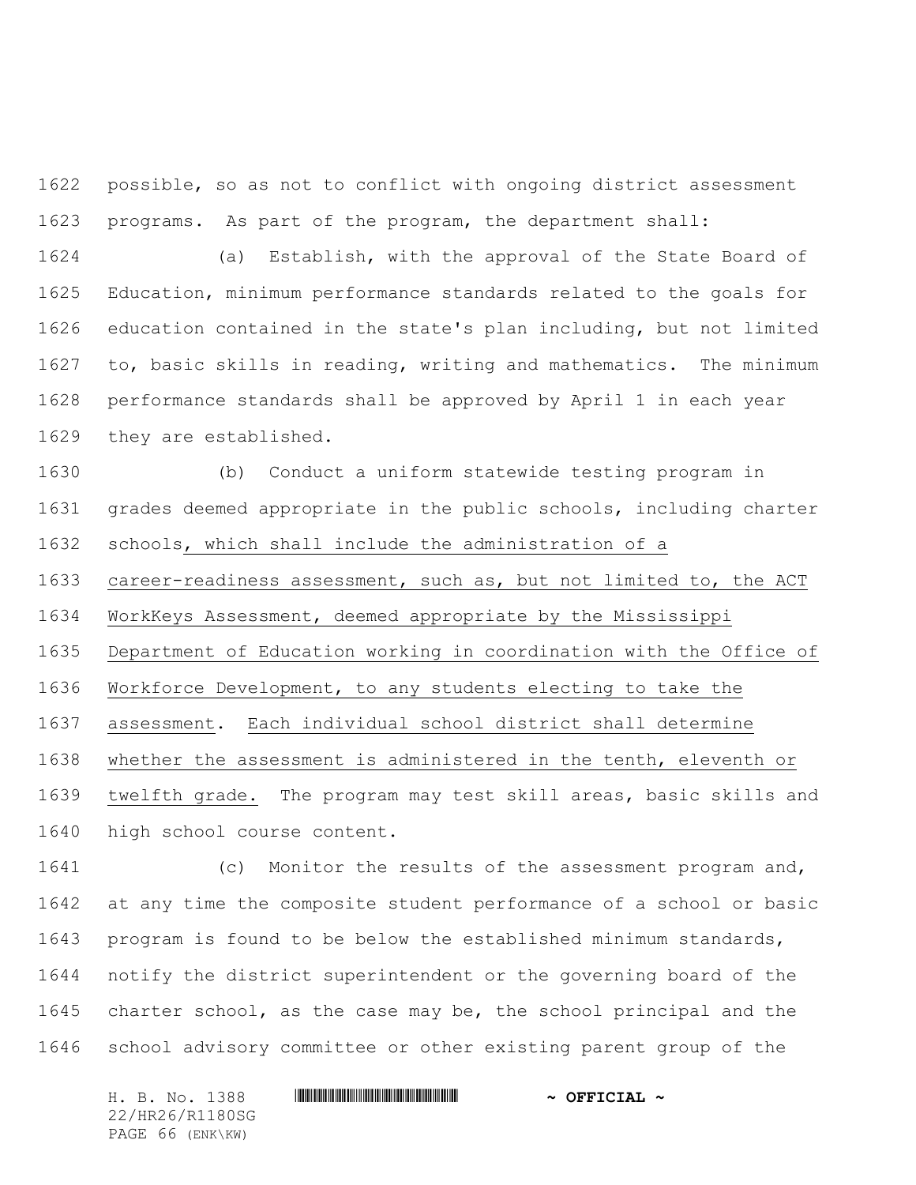possible, so as not to conflict with ongoing district assessment programs. As part of the program, the department shall:

(a) Establish, with the approval of the State Board of Education, minimum performance standards related to the goals for education contained in the state's plan including, but not limited to, basic skills in reading, writing and mathematics. The minimum performance standards shall be approved by April 1 in each year they are established.

(b) Conduct a uniform statewide testing program in grades deemed appropriate in the public schools, including charter schools, which shall include the administration of a career-readiness assessment, such as, but not limited to, the ACT WorkKeys Assessment, deemed appropriate by the Mississippi Department of Education working in coordination with the Office of Workforce Development, to any students electing to take the assessment. Each individual school district shall determine whether the assessment is administered in the tenth, eleventh or twelfth grade. The program may test skill areas, basic skills and high school course content.

(c) Monitor the results of the assessment program and, at any time the composite student performance of a school or basic program is found to be below the established minimum standards, notify the district superintendent or the governing board of the charter school, as the case may be, the school principal and the school advisory committee or other existing parent group of the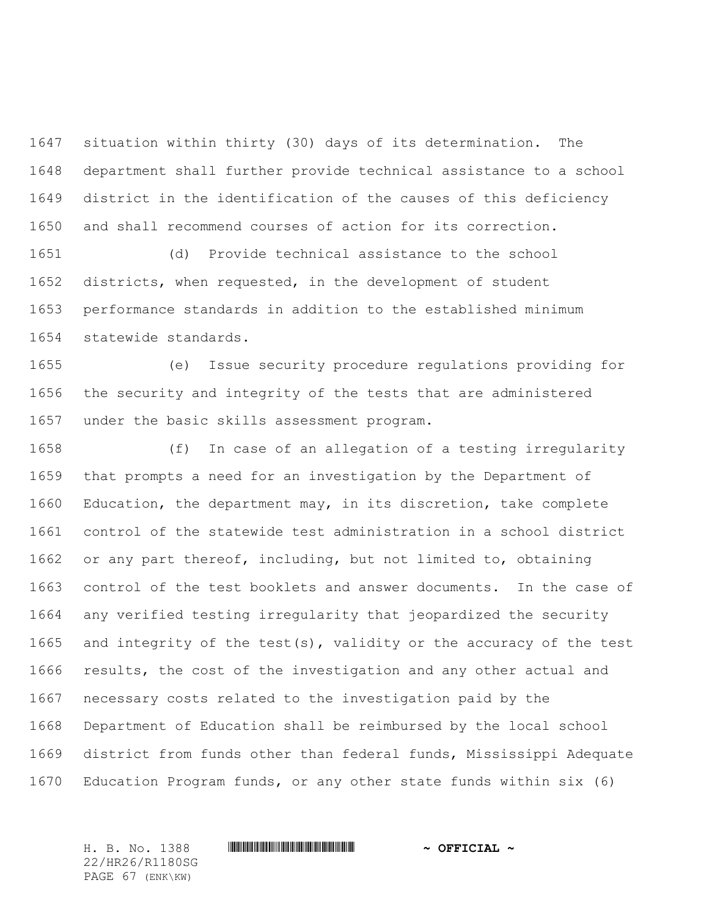situation within thirty (30) days of its determination. The department shall further provide technical assistance to a school district in the identification of the causes of this deficiency and shall recommend courses of action for its correction.

(d) Provide technical assistance to the school districts, when requested, in the development of student performance standards in addition to the established minimum statewide standards.

(e) Issue security procedure regulations providing for the security and integrity of the tests that are administered under the basic skills assessment program.

(f) In case of an allegation of a testing irregularity that prompts a need for an investigation by the Department of Education, the department may, in its discretion, take complete control of the statewide test administration in a school district or any part thereof, including, but not limited to, obtaining control of the test booklets and answer documents. In the case of any verified testing irregularity that jeopardized the security and integrity of the test(s), validity or the accuracy of the test results, the cost of the investigation and any other actual and necessary costs related to the investigation paid by the Department of Education shall be reimbursed by the local school district from funds other than federal funds, Mississippi Adequate Education Program funds, or any other state funds within six (6)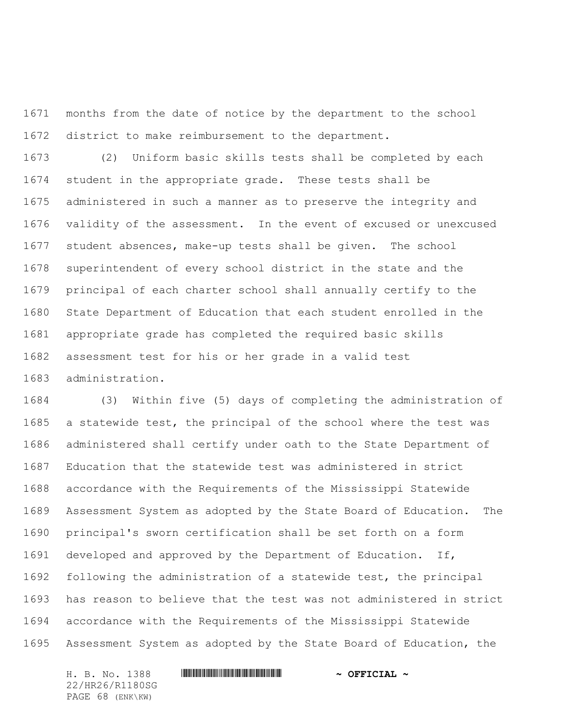months from the date of notice by the department to the school district to make reimbursement to the department.

(2) Uniform basic skills tests shall be completed by each student in the appropriate grade. These tests shall be administered in such a manner as to preserve the integrity and validity of the assessment. In the event of excused or unexcused student absences, make-up tests shall be given. The school superintendent of every school district in the state and the principal of each charter school shall annually certify to the State Department of Education that each student enrolled in the appropriate grade has completed the required basic skills assessment test for his or her grade in a valid test administration.

(3) Within five (5) days of completing the administration of a statewide test, the principal of the school where the test was administered shall certify under oath to the State Department of Education that the statewide test was administered in strict accordance with the Requirements of the Mississippi Statewide Assessment System as adopted by the State Board of Education. The principal's sworn certification shall be set forth on a form developed and approved by the Department of Education. If, following the administration of a statewide test, the principal has reason to believe that the test was not administered in strict accordance with the Requirements of the Mississippi Statewide Assessment System as adopted by the State Board of Education, the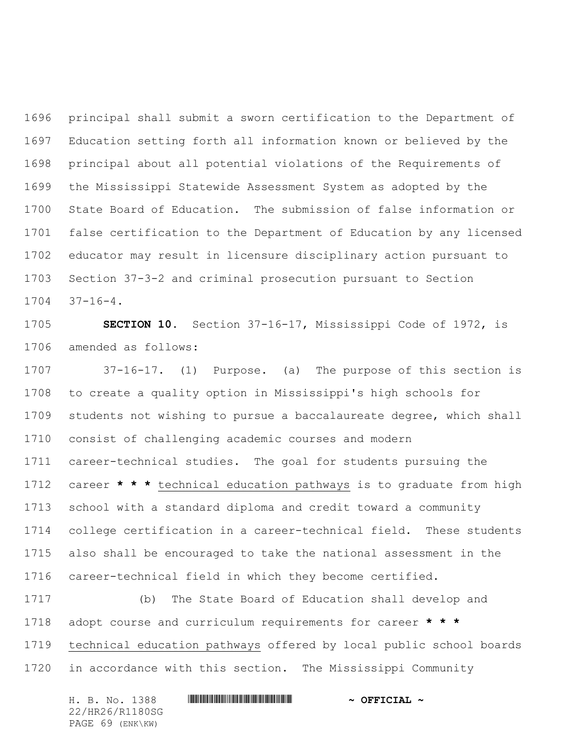principal shall submit a sworn certification to the Department of Education setting forth all information known or believed by the principal about all potential violations of the Requirements of the Mississippi Statewide Assessment System as adopted by the State Board of Education. The submission of false information or false certification to the Department of Education by any licensed educator may result in licensure disciplinary action pursuant to Section 37-3-2 and criminal prosecution pursuant to Section 37-16-4.

**SECTION 10.** Section 37-16-17, Mississippi Code of 1972, is amended as follows:

37-16-17. (1) Purpose. (a) The purpose of this section is to create a quality option in Mississippi's high schools for students not wishing to pursue a baccalaureate degree, which shall consist of challenging academic courses and modern career-technical studies. The goal for students pursuing the career **\* \* \*** <u>technical education pathways</u> is to graduate from high school with a standard diploma and credit toward a community college certification in a career-technical field. These students also shall be encouraged to take the national assessment in the career-technical field in which they become certified.

(b) The State Board of Education shall develop and adopt course and curriculum requirements for career **\* \* \*** <u>technical education pathways</u> offered by local public school boards in accordance with this section. The Mississippi Community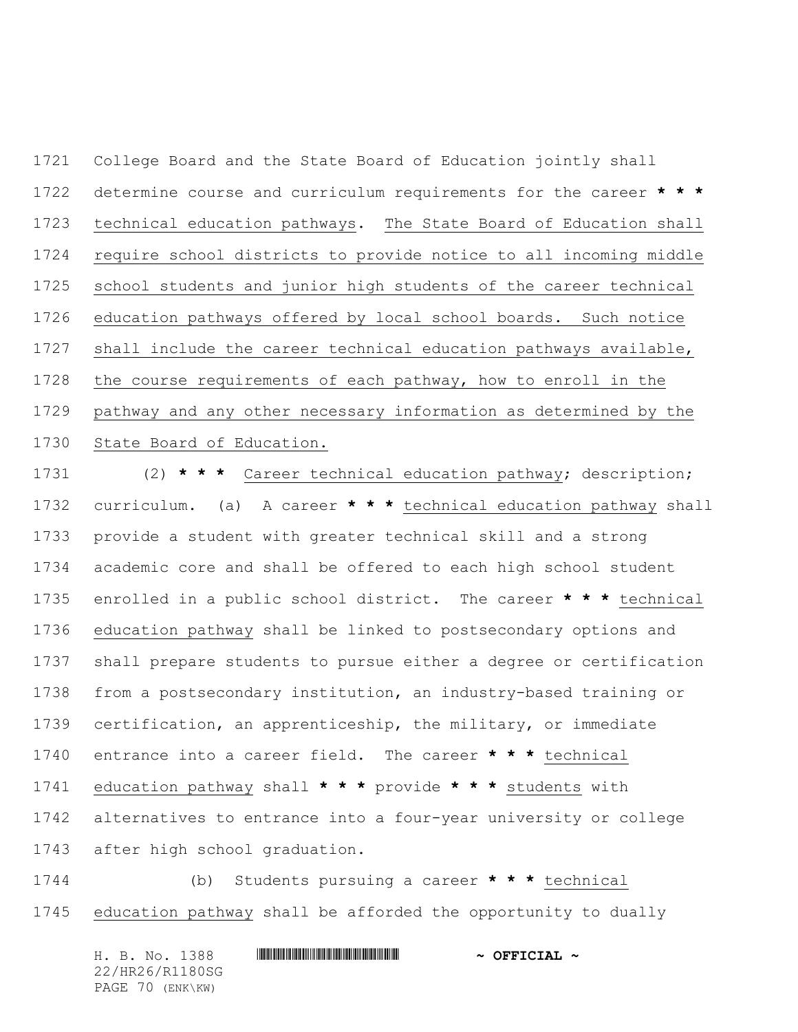College Board and the State Board of Education jointly shall determine course and curriculum requirements for the career * * * technical education pathways. The State Board of Education shall require school districts to provide notice to all incoming middle school students and junior high students of the career technical education pathways offered by local school boards. Such notice shall include the career technical education pathways available, the course requirements of each pathway, how to enroll in the pathway and any other necessary information as determined by the State Board of Education.

(2) * * * Career technical education pathway; description; curriculum. (a) A career * * * technical education pathway shall provide a student with greater technical skill and a strong academic core and shall be offered to each high school student enrolled in a public school district. The career * * * technical education pathway shall be linked to postsecondary options and shall prepare students to pursue either a degree or certification from a postsecondary institution, an industry-based training or certification, an apprenticeship, the military, or immediate entrance into a career field. The career * * * technical education pathway shall * * * provide * * * students with alternatives to entrance into a four-year university or college after high school graduation.

(b) Students pursuing a career * * * technical education pathway shall be afforded the opportunity to dually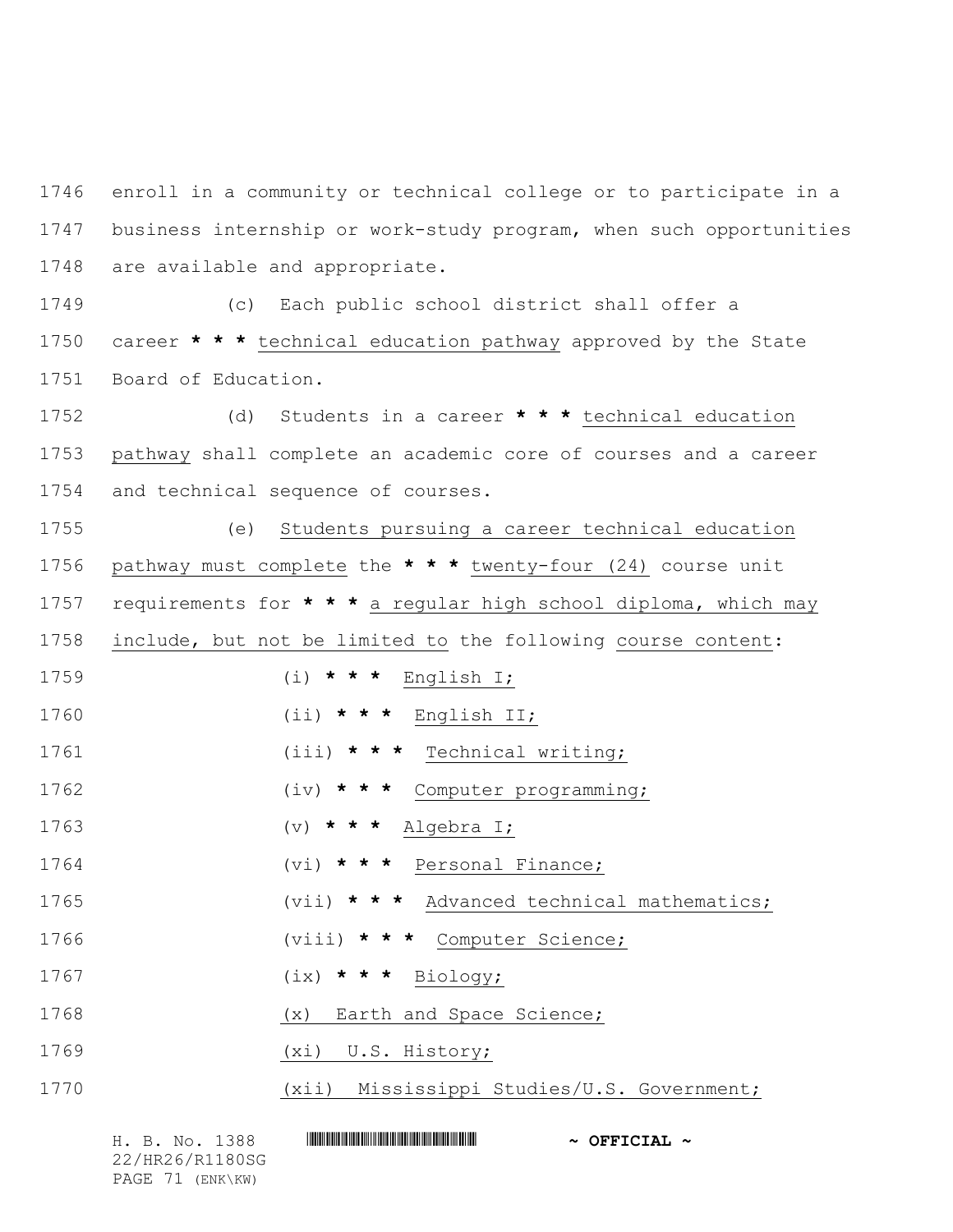enroll in a community or technical college or to participate in a business internship or work-study program, when such opportunities are available and appropriate.

(c) Each public school district shall offer a career * * * technical education pathway approved by the State Board of Education.

(d) Students in a career * * * technical education pathway shall complete an academic core of courses and a career and technical sequence of courses.

(e) Students pursuing a career technical education pathway must complete the * * * twenty-four (24) course unit requirements for * * * a regular high school diploma, which may include, but not be limited to the following course content:

(i) * * * English I;

(ii) * * * English II;

(iii) * * * Technical writing;

(iv) * * * Computer programming;

(v) * * * Algebra I;

(vi) * * * Personal Finance;

(vii) * * * Advanced technical mathematics;

(viii) * * * Computer Science;

(ix) * * * Biology;

(x) Earth and Space Science;

(xi) U.S. History;

(xii) Mississippi Studies/U.S. Government;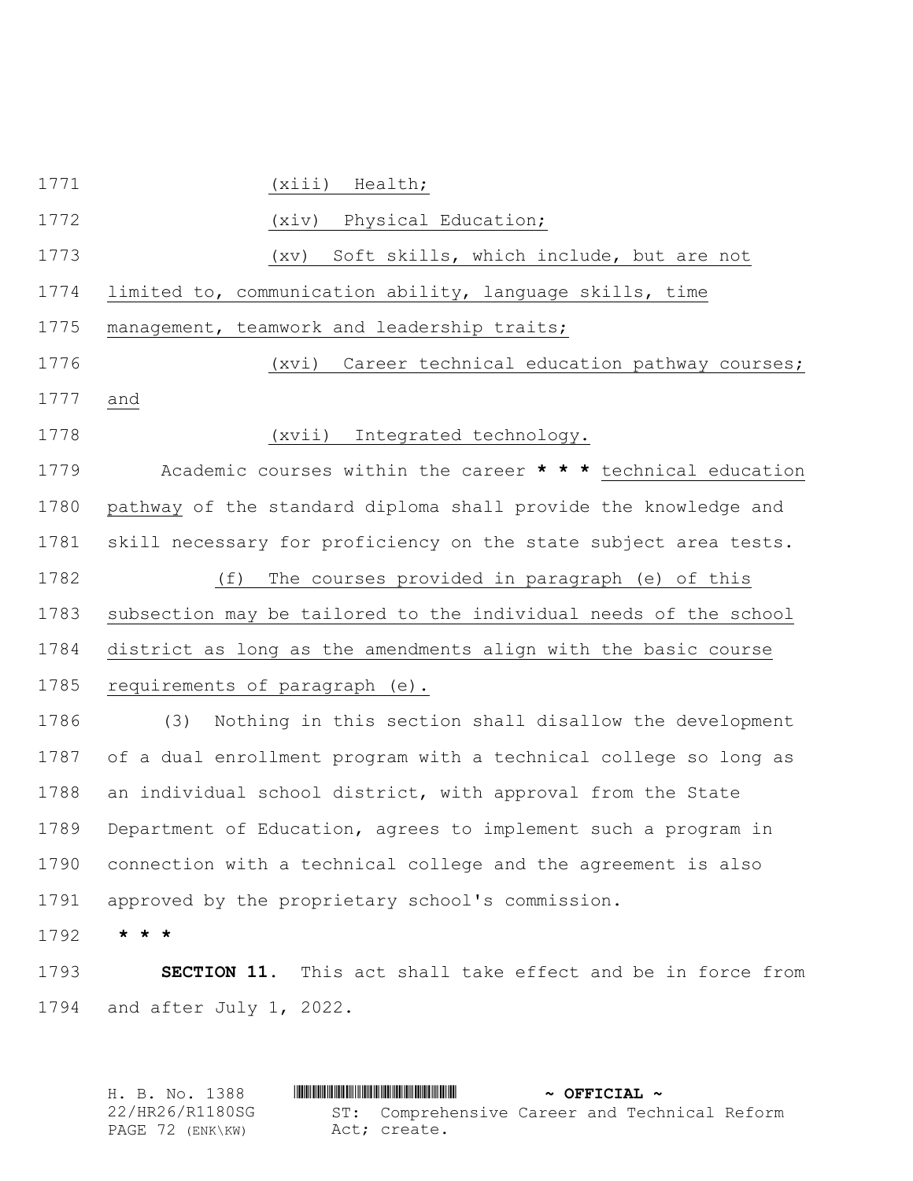(xiii) Health;

(xiv) Physical Education;

(xv) Soft skills, which include, but are not limited to, communication ability, language skills, time management, teamwork and leadership traits;

(xvi) Career technical education pathway courses; and

(xvii) Integrated technology.

Academic courses within the career *** technical education pathway of the standard diploma shall provide the knowledge and skill necessary for proficiency on the state subject area tests.

(f) The courses provided in paragraph (e) of this subsection may be tailored to the individual needs of the school district as long as the amendments align with the basic course requirements of paragraph (e).

(3) Nothing in this section shall disallow the development of a dual enrollment program with a technical college so long as an individual school district, with approval from the State Department of Education, agrees to implement such a program in connection with a technical college and the agreement is also approved by the proprietary school's commission.

***

**SECTION 11.** This act shall take effect and be in force from and after July 1, 2022.